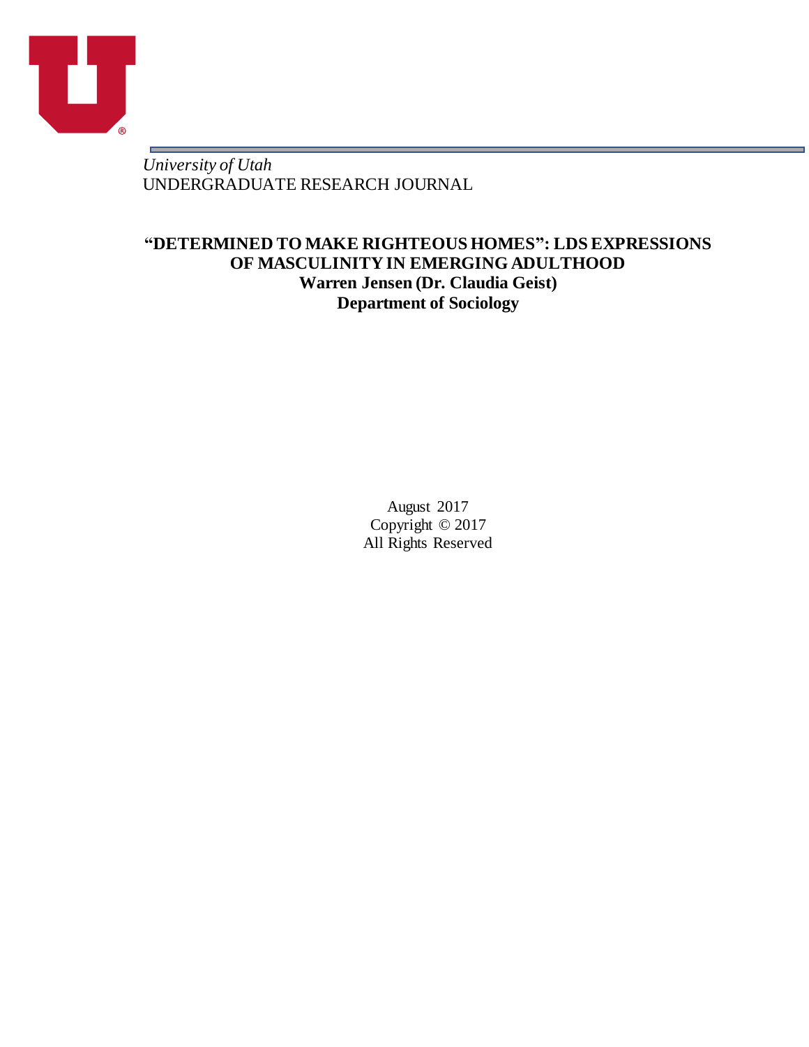*University of Utah*
UNDERGRADUATE RESEARCH JOURNAL

# "DETERMINED TO MAKE RIGHTEOUS HOMES": LDS EXPRESSIONS OF MASCULINITY IN EMERGING ADULTHOOD

**Warren Jensen (Dr. Claudia Geist)**
**Department of Sociology**

August 2017
Copyright © 2017
All Rights Reserved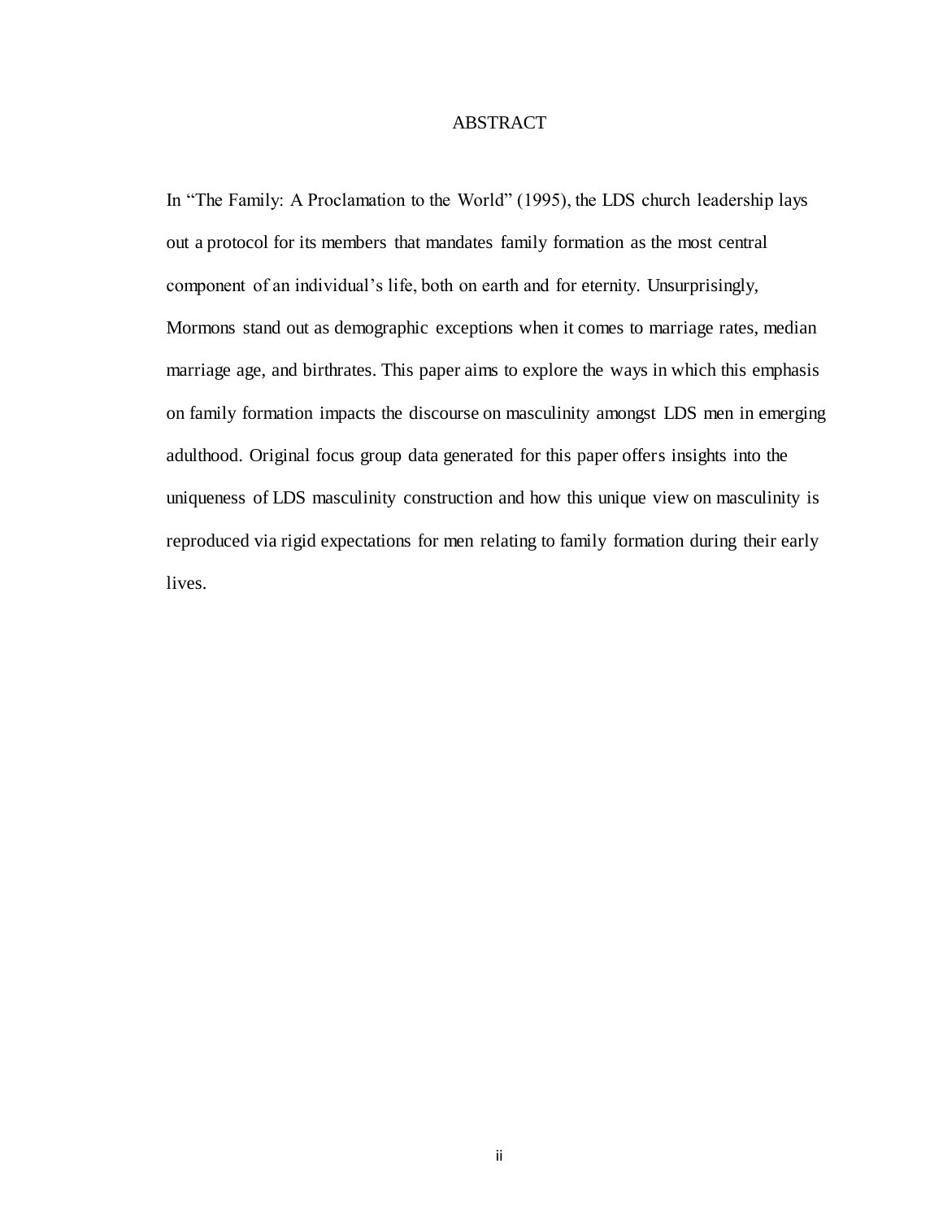# ABSTRACT

In "The Family: A Proclamation to the World" (1995), the LDS church leadership lays out a protocol for its members that mandates family formation as the most central component of an individual's life, both on earth and for eternity. Unsurprisingly, Mormons stand out as demographic exceptions when it comes to marriage rates, median marriage age, and birthrates. This paper aims to explore the ways in which this emphasis on family formation impacts the discourse on masculinity amongst LDS men in emerging adulthood. Original focus group data generated for this paper offers insights into the uniqueness of LDS masculinity construction and how this unique view on masculinity is reproduced via rigid expectations for men relating to family formation during their early lives.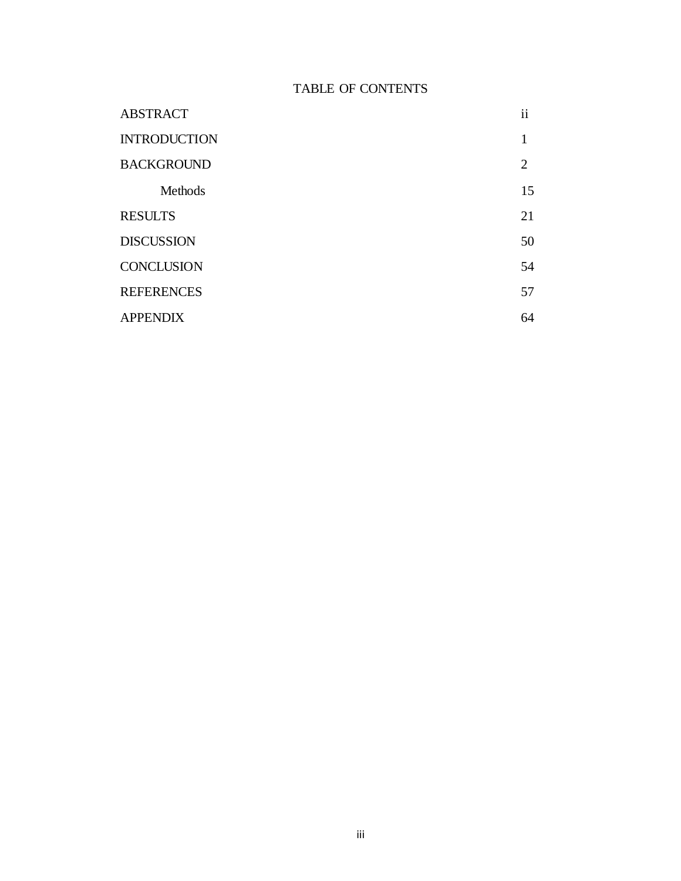# TABLE OF CONTENTS

| | |
|---|---|
| ABSTRACT | ii |
| INTRODUCTION | 1 |
| BACKGROUND | 2 |
| Methods | 15 |
| RESULTS | 21 |
| DISCUSSION | 50 |
| CONCLUSION | 54 |
| REFERENCES | 57 |
| APPENDIX | 64 |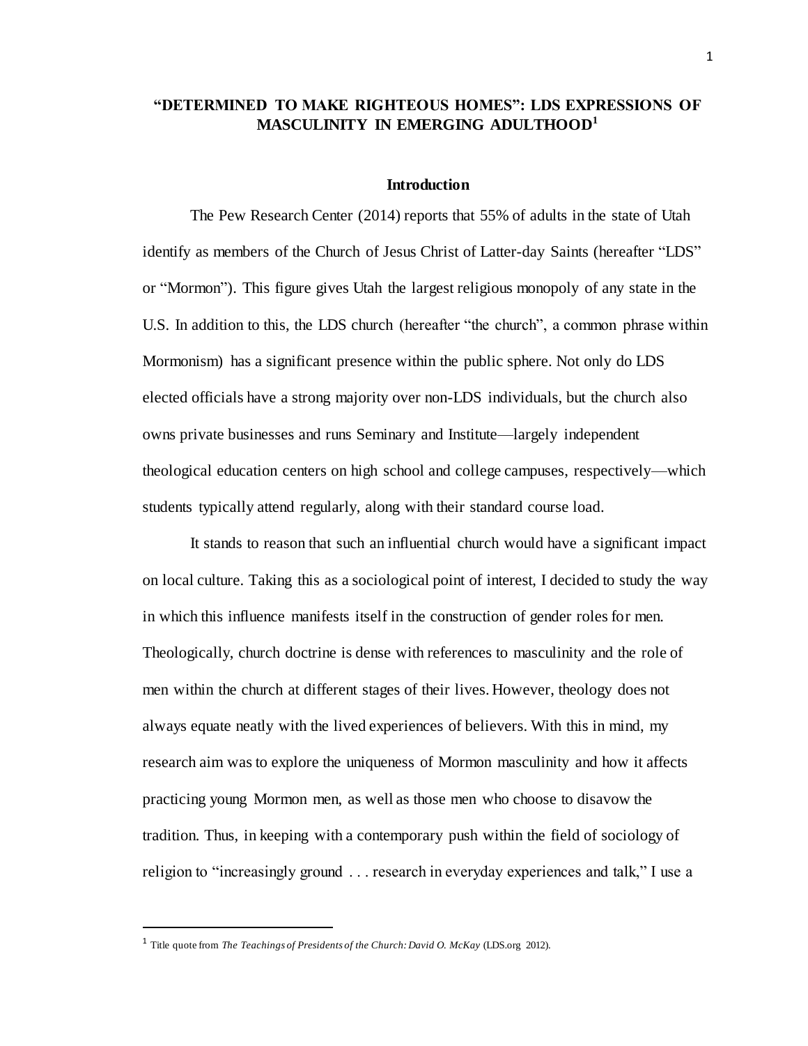# "DETERMINED TO MAKE RIGHTEOUS HOMES": LDS EXPRESSIONS OF MASCULINITY IN EMERGING ADULTHOOD[1]

## Introduction

The Pew Research Center (2014) reports that 55% of adults in the state of Utah identify as members of the Church of Jesus Christ of Latter-day Saints (hereafter "LDS" or "Mormon"). This figure gives Utah the largest religious monopoly of any state in the U.S. In addition to this, the LDS church (hereafter "the church", a common phrase within Mormonism) has a significant presence within the public sphere. Not only do LDS elected officials have a strong majority over non-LDS individuals, but the church also owns private businesses and runs Seminary and Institute—largely independent theological education centers on high school and college campuses, respectively—which students typically attend regularly, along with their standard course load.

It stands to reason that such an influential church would have a significant impact on local culture. Taking this as a sociological point of interest, I decided to study the way in which this influence manifests itself in the construction of gender roles for men. Theologically, church doctrine is dense with references to masculinity and the role of men within the church at different stages of their lives. However, theology does not always equate neatly with the lived experiences of believers. With this in mind, my research aim was to explore the uniqueness of Mormon masculinity and how it affects practicing young Mormon men, as well as those men who choose to disavow the tradition. Thus, in keeping with a contemporary push within the field of sociology of religion to "increasingly ground . . . research in everyday experiences and talk," I use a

---

[1] Title quote from *The Teachings of Presidents of the Church: David O. McKay* (LDS.org 2012).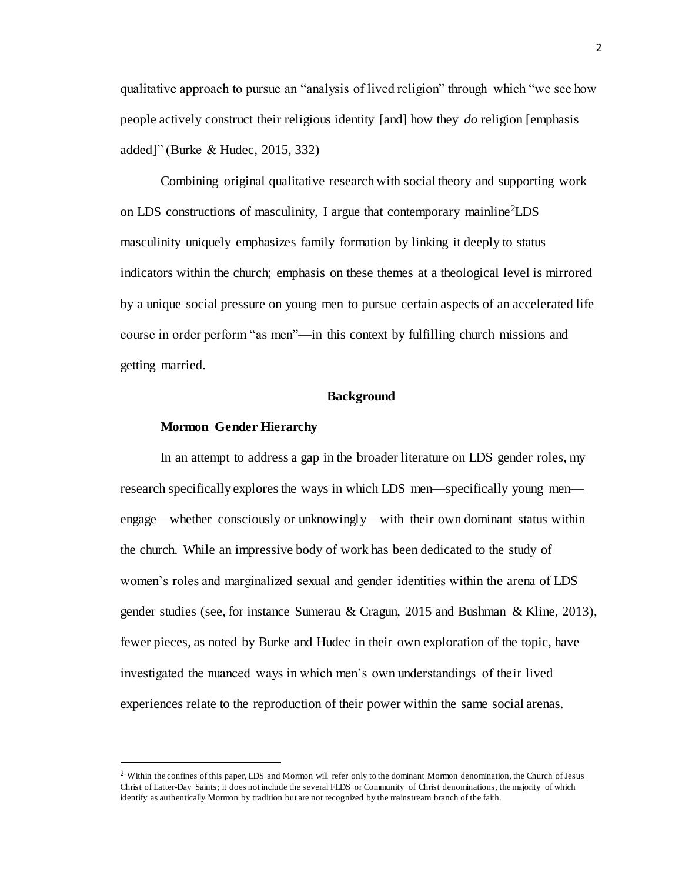qualitative approach to pursue an "analysis of lived religion" through which "we see how people actively construct their religious identity [and] how they *do* religion [emphasis added]" (Burke & Hudec, 2015, 332)

Combining original qualitative research with social theory and supporting work on LDS constructions of masculinity, I argue that contemporary mainline[2]LDS masculinity uniquely emphasizes family formation by linking it deeply to status indicators within the church; emphasis on these themes at a theological level is mirrored by a unique social pressure on young men to pursue certain aspects of an accelerated life course in order perform "as men"—in this context by fulfilling church missions and getting married.

## Background

### Mormon Gender Hierarchy

In an attempt to address a gap in the broader literature on LDS gender roles, my research specifically explores the ways in which LDS men—specifically young men—engage—whether consciously or unknowingly—with their own dominant status within the church. While an impressive body of work has been dedicated to the study of women's roles and marginalized sexual and gender identities within the arena of LDS gender studies (see, for instance Sumerau & Cragun, 2015 and Bushman & Kline, 2013), fewer pieces, as noted by Burke and Hudec in their own exploration of the topic, have investigated the nuanced ways in which men's own understandings of their lived experiences relate to the reproduction of their power within the same social arenas.

---

[2] Within the confines of this paper, LDS and Mormon will refer only to the dominant Mormon denomination, the Church of Jesus Christ of Latter-Day Saints; it does not include the several FLDS or Community of Christ denominations, the majority of which identify as authentically Mormon by tradition but are not recognized by the mainstream branch of the faith.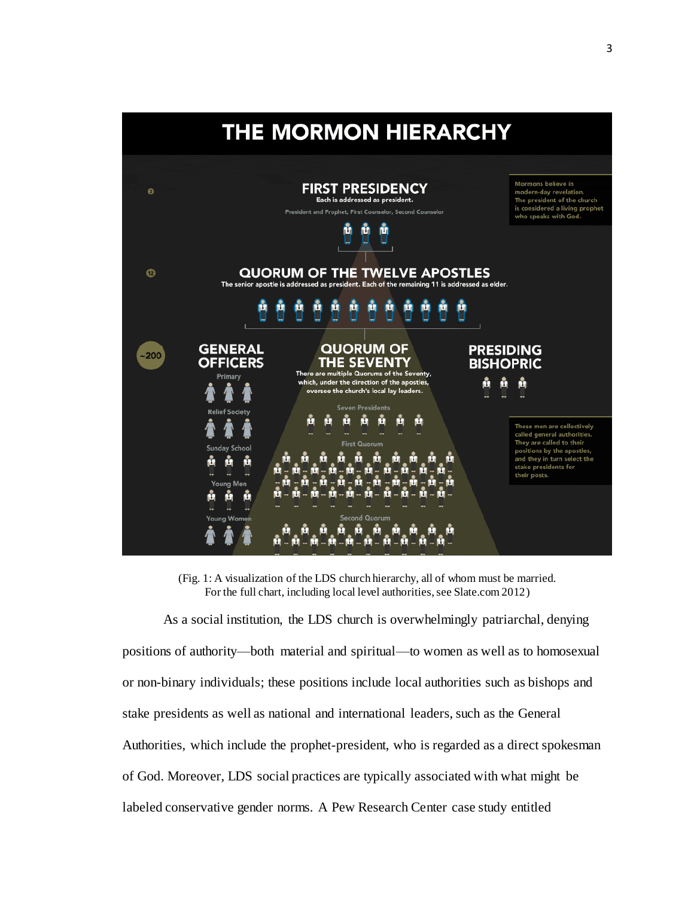(Fig. 1: A visualization of the LDS church hierarchy, all of whom must be married. For the full chart, including local level authorities, see Slate.com 2012)

As a social institution, the LDS church is overwhelmingly patriarchal, denying positions of authority—both material and spiritual—to women as well as to homosexual or non-binary individuals; these positions include local authorities such as bishops and stake presidents as well as national and international leaders, such as the General Authorities, which include the prophet-president, who is regarded as a direct spokesman of God. Moreover, LDS social practices are typically associated with what might be labeled conservative gender norms. A Pew Research Center case study entitled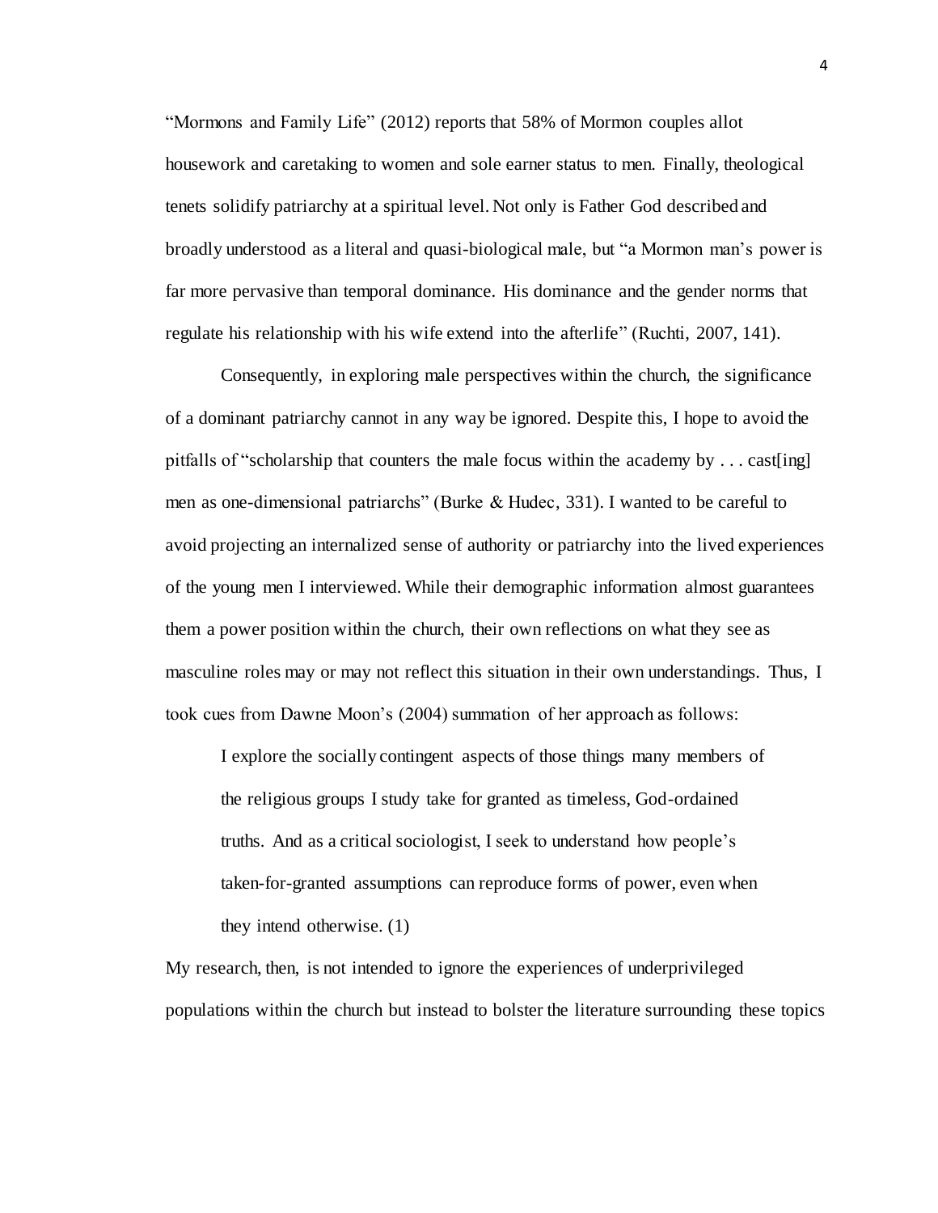"Mormons and Family Life" (2012) reports that 58% of Mormon couples allot housework and caretaking to women and sole earner status to men. Finally, theological tenets solidify patriarchy at a spiritual level. Not only is Father God described and broadly understood as a literal and quasi-biological male, but "a Mormon man's power is far more pervasive than temporal dominance. His dominance and the gender norms that regulate his relationship with his wife extend into the afterlife" (Ruchti, 2007, 141).

Consequently, in exploring male perspectives within the church, the significance of a dominant patriarchy cannot in any way be ignored. Despite this, I hope to avoid the pitfalls of "scholarship that counters the male focus within the academy by . . . cast[ing] men as one-dimensional patriarchs" (Burke & Hudec, 331). I wanted to be careful to avoid projecting an internalized sense of authority or patriarchy into the lived experiences of the young men I interviewed. While their demographic information almost guarantees them a power position within the church, their own reflections on what they see as masculine roles may or may not reflect this situation in their own understandings. Thus, I took cues from Dawne Moon's (2004) summation of her approach as follows:

> I explore the socially contingent aspects of those things many members of the religious groups I study take for granted as timeless, God-ordained truths. And as a critical sociologist, I seek to understand how people's taken-for-granted assumptions can reproduce forms of power, even when they intend otherwise. (1)

My research, then, is not intended to ignore the experiences of underprivileged populations within the church but instead to bolster the literature surrounding these topics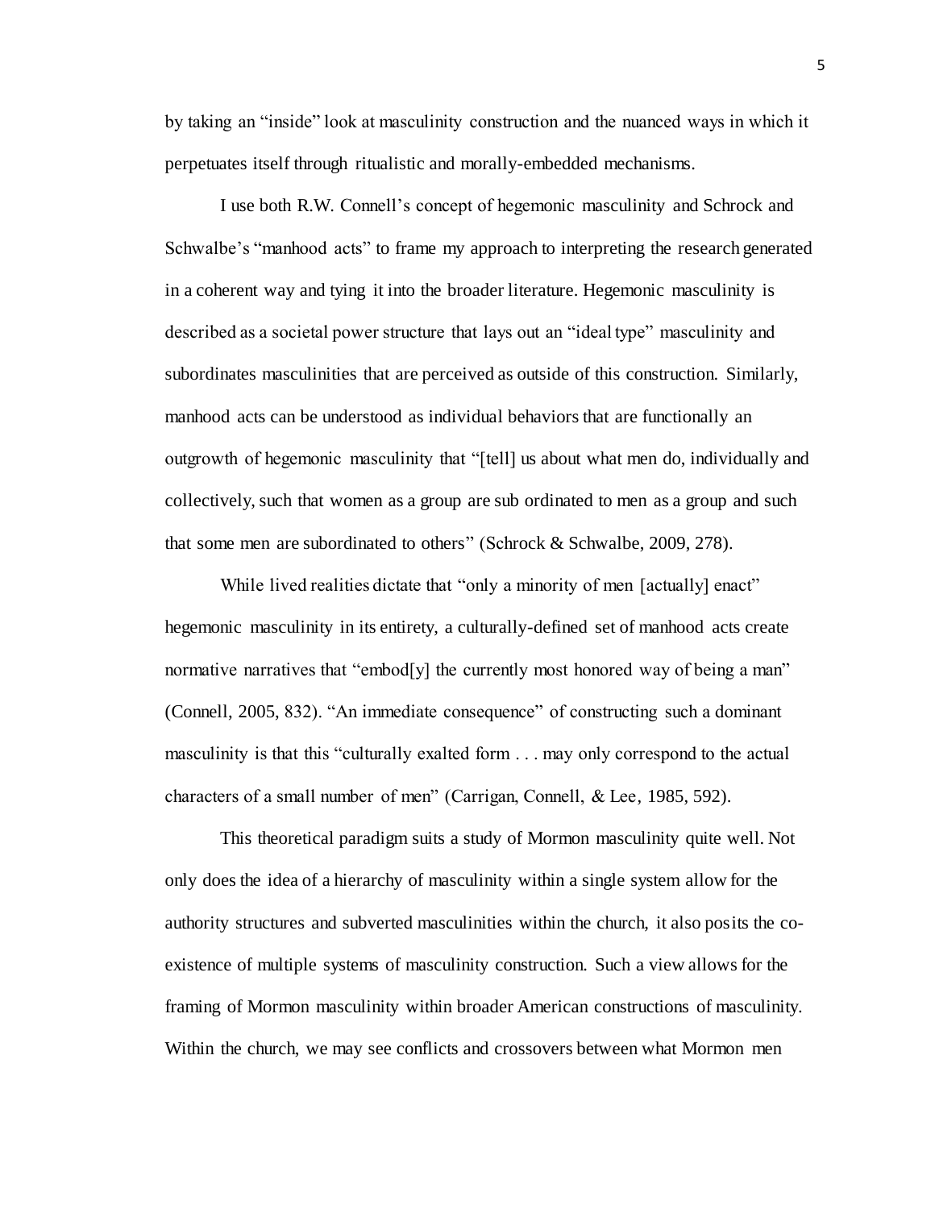by taking an "inside" look at masculinity construction and the nuanced ways in which it perpetuates itself through ritualistic and morally-embedded mechanisms.

I use both R.W. Connell's concept of hegemonic masculinity and Schrock and Schwalbe's "manhood acts" to frame my approach to interpreting the research generated in a coherent way and tying it into the broader literature. Hegemonic masculinity is described as a societal power structure that lays out an "ideal type" masculinity and subordinates masculinities that are perceived as outside of this construction. Similarly, manhood acts can be understood as individual behaviors that are functionally an outgrowth of hegemonic masculinity that "[tell] us about what men do, individually and collectively, such that women as a group are sub ordinated to men as a group and such that some men are subordinated to others" (Schrock & Schwalbe, 2009, 278).

While lived realities dictate that "only a minority of men [actually] enact" hegemonic masculinity in its entirety, a culturally-defined set of manhood acts create normative narratives that "embod[y] the currently most honored way of being a man" (Connell, 2005, 832). "An immediate consequence" of constructing such a dominant masculinity is that this "culturally exalted form . . . may only correspond to the actual characters of a small number of men" (Carrigan, Connell, & Lee, 1985, 592).

This theoretical paradigm suits a study of Mormon masculinity quite well. Not only does the idea of a hierarchy of masculinity within a single system allow for the authority structures and subverted masculinities within the church, it also posits the co-existence of multiple systems of masculinity construction. Such a view allows for the framing of Mormon masculinity within broader American constructions of masculinity. Within the church, we may see conflicts and crossovers between what Mormon men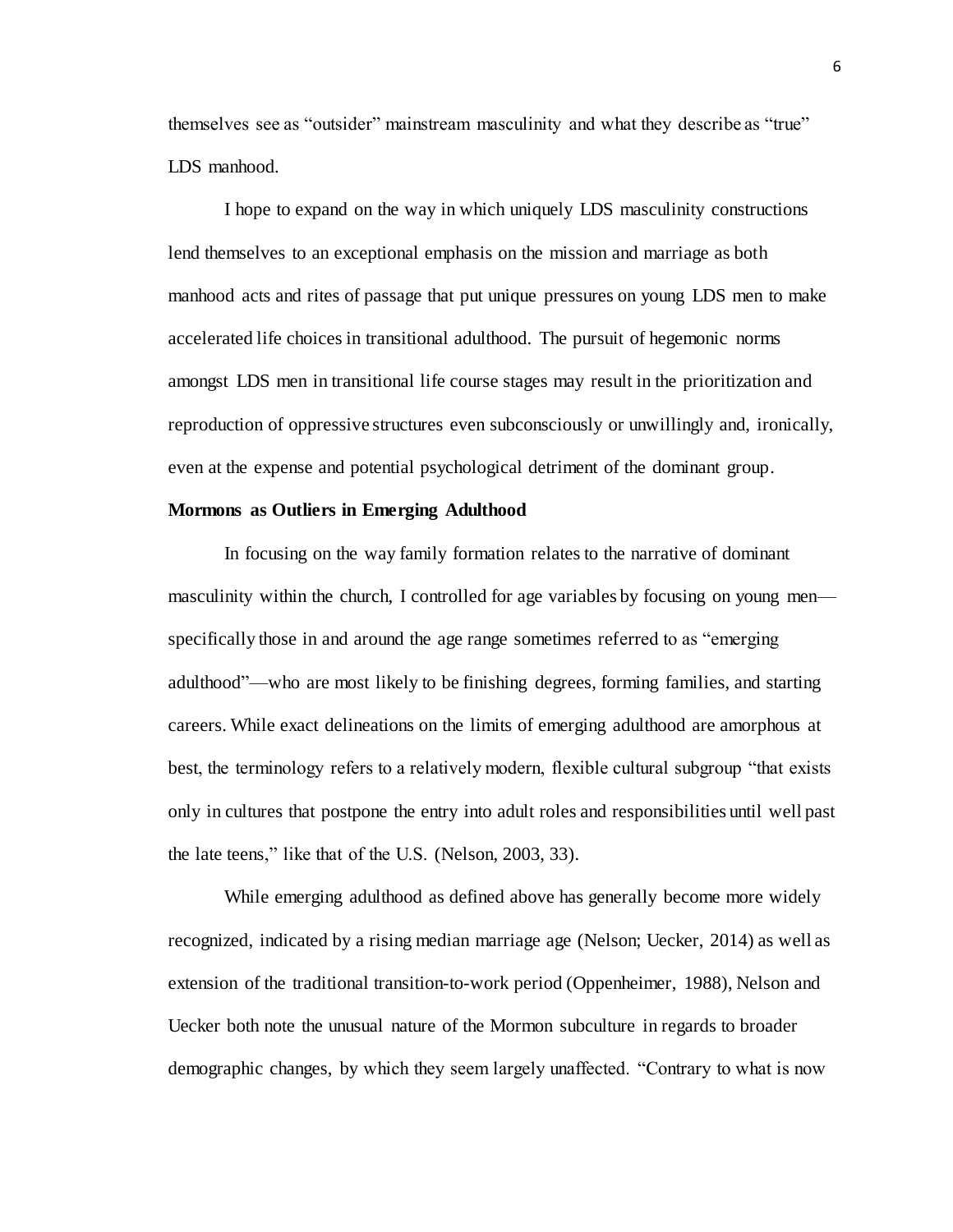themselves see as "outsider" mainstream masculinity and what they describe as "true" LDS manhood.

I hope to expand on the way in which uniquely LDS masculinity constructions lend themselves to an exceptional emphasis on the mission and marriage as both manhood acts and rites of passage that put unique pressures on young LDS men to make accelerated life choices in transitional adulthood. The pursuit of hegemonic norms amongst LDS men in transitional life course stages may result in the prioritization and reproduction of oppressive structures even subconsciously or unwillingly and, ironically, even at the expense and potential psychological detriment of the dominant group.

**Mormons as Outliers in Emerging Adulthood**

In focusing on the way family formation relates to the narrative of dominant masculinity within the church, I controlled for age variables by focusing on young men—specifically those in and around the age range sometimes referred to as "emerging adulthood"—who are most likely to be finishing degrees, forming families, and starting careers. While exact delineations on the limits of emerging adulthood are amorphous at best, the terminology refers to a relatively modern, flexible cultural subgroup "that exists only in cultures that postpone the entry into adult roles and responsibilities until well past the late teens," like that of the U.S. (Nelson, 2003, 33).

While emerging adulthood as defined above has generally become more widely recognized, indicated by a rising median marriage age (Nelson; Uecker, 2014) as well as extension of the traditional transition-to-work period (Oppenheimer, 1988), Nelson and Uecker both note the unusual nature of the Mormon subculture in regards to broader demographic changes, by which they seem largely unaffected. "Contrary to what is now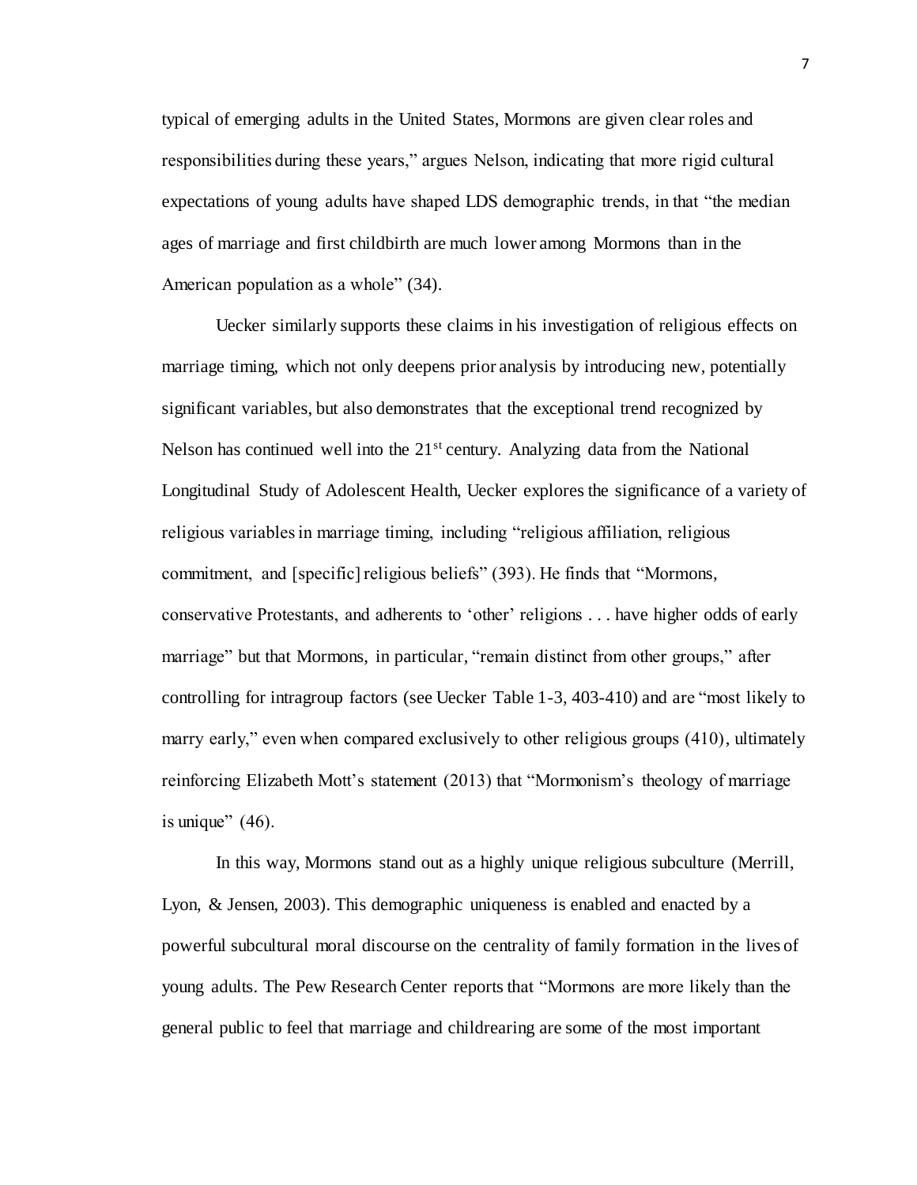typical of emerging adults in the United States, Mormons are given clear roles and responsibilities during these years," argues Nelson, indicating that more rigid cultural expectations of young adults have shaped LDS demographic trends, in that "the median ages of marriage and first childbirth are much lower among Mormons than in the American population as a whole" (34).

Uecker similarly supports these claims in his investigation of religious effects on marriage timing, which not only deepens prior analysis by introducing new, potentially significant variables, but also demonstrates that the exceptional trend recognized by Nelson has continued well into the 21st century. Analyzing data from the National Longitudinal Study of Adolescent Health, Uecker explores the significance of a variety of religious variables in marriage timing, including "religious affiliation, religious commitment, and [specific] religious beliefs" (393). He finds that "Mormons, conservative Protestants, and adherents to 'other' religions . . . have higher odds of early marriage" but that Mormons, in particular, "remain distinct from other groups," after controlling for intragroup factors (see Uecker Table 1-3, 403-410) and are "most likely to marry early," even when compared exclusively to other religious groups (410), ultimately reinforcing Elizabeth Mott's statement (2013) that "Mormonism's theology of marriage is unique" (46).

In this way, Mormons stand out as a highly unique religious subculture (Merrill, Lyon, & Jensen, 2003). This demographic uniqueness is enabled and enacted by a powerful subcultural moral discourse on the centrality of family formation in the lives of young adults. The Pew Research Center reports that "Mormons are more likely than the general public to feel that marriage and childrearing are some of the most important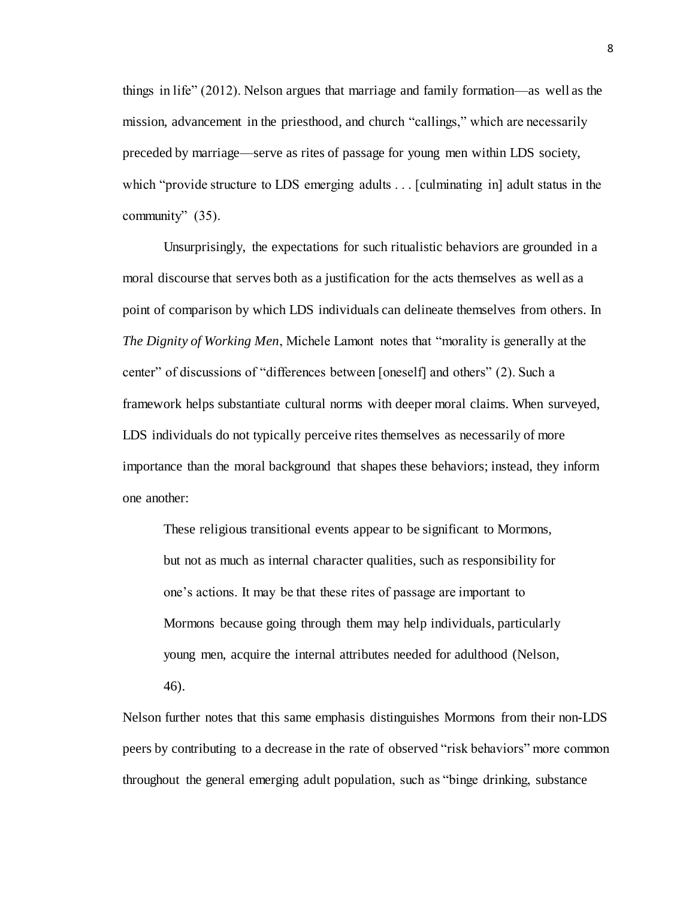things in life" (2012). Nelson argues that marriage and family formation—as well as the mission, advancement in the priesthood, and church "callings," which are necessarily preceded by marriage—serve as rites of passage for young men within LDS society, which "provide structure to LDS emerging adults . . . [culminating in] adult status in the community" (35).

Unsurprisingly, the expectations for such ritualistic behaviors are grounded in a moral discourse that serves both as a justification for the acts themselves as well as a point of comparison by which LDS individuals can delineate themselves from others. In *The Dignity of Working Men*, Michele Lamont notes that "morality is generally at the center" of discussions of "differences between [oneself] and others" (2). Such a framework helps substantiate cultural norms with deeper moral claims. When surveyed, LDS individuals do not typically perceive rites themselves as necessarily of more importance than the moral background that shapes these behaviors; instead, they inform one another:

> These religious transitional events appear to be significant to Mormons, but not as much as internal character qualities, such as responsibility for one's actions. It may be that these rites of passage are important to Mormons because going through them may help individuals, particularly young men, acquire the internal attributes needed for adulthood (Nelson, 46).

Nelson further notes that this same emphasis distinguishes Mormons from their non-LDS peers by contributing to a decrease in the rate of observed "risk behaviors" more common throughout the general emerging adult population, such as "binge drinking, substance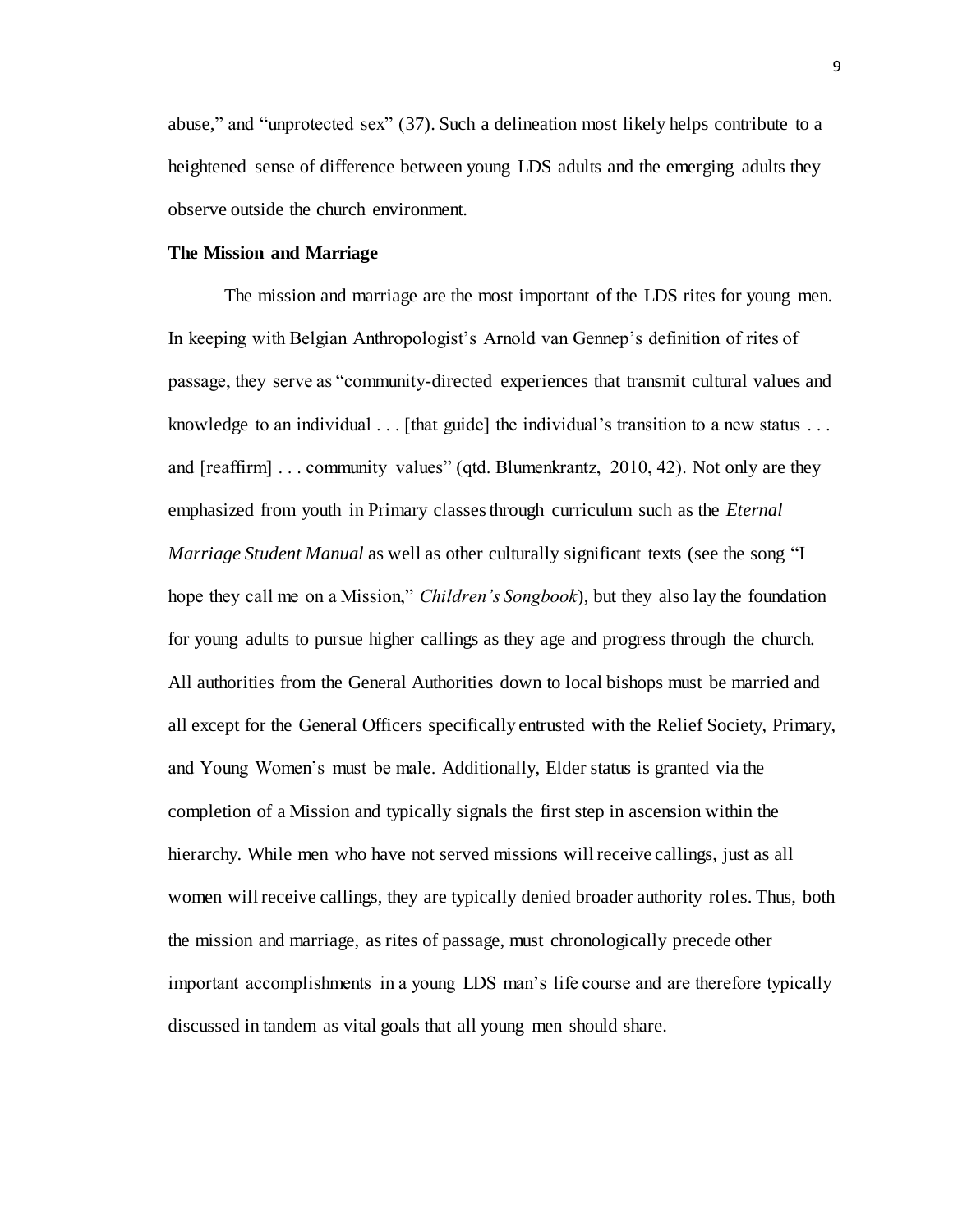abuse," and "unprotected sex" (37). Such a delineation most likely helps contribute to a heightened sense of difference between young LDS adults and the emerging adults they observe outside the church environment.

**The Mission and Marriage**

The mission and marriage are the most important of the LDS rites for young men. In keeping with Belgian Anthropologist's Arnold van Gennep's definition of rites of passage, they serve as "community-directed experiences that transmit cultural values and knowledge to an individual . . . [that guide] the individual's transition to a new status . . . and [reaffirm] . . . community values" (qtd. Blumenkrantz, 2010, 42). Not only are they emphasized from youth in Primary classes through curriculum such as the *Eternal Marriage Student Manual* as well as other culturally significant texts (see the song "I hope they call me on a Mission," *Children's Songbook*), but they also lay the foundation for young adults to pursue higher callings as they age and progress through the church. All authorities from the General Authorities down to local bishops must be married and all except for the General Officers specifically entrusted with the Relief Society, Primary, and Young Women's must be male. Additionally, Elder status is granted via the completion of a Mission and typically signals the first step in ascension within the hierarchy. While men who have not served missions will receive callings, just as all women will receive callings, they are typically denied broader authority roles. Thus, both the mission and marriage, as rites of passage, must chronologically precede other important accomplishments in a young LDS man's life course and are therefore typically discussed in tandem as vital goals that all young men should share.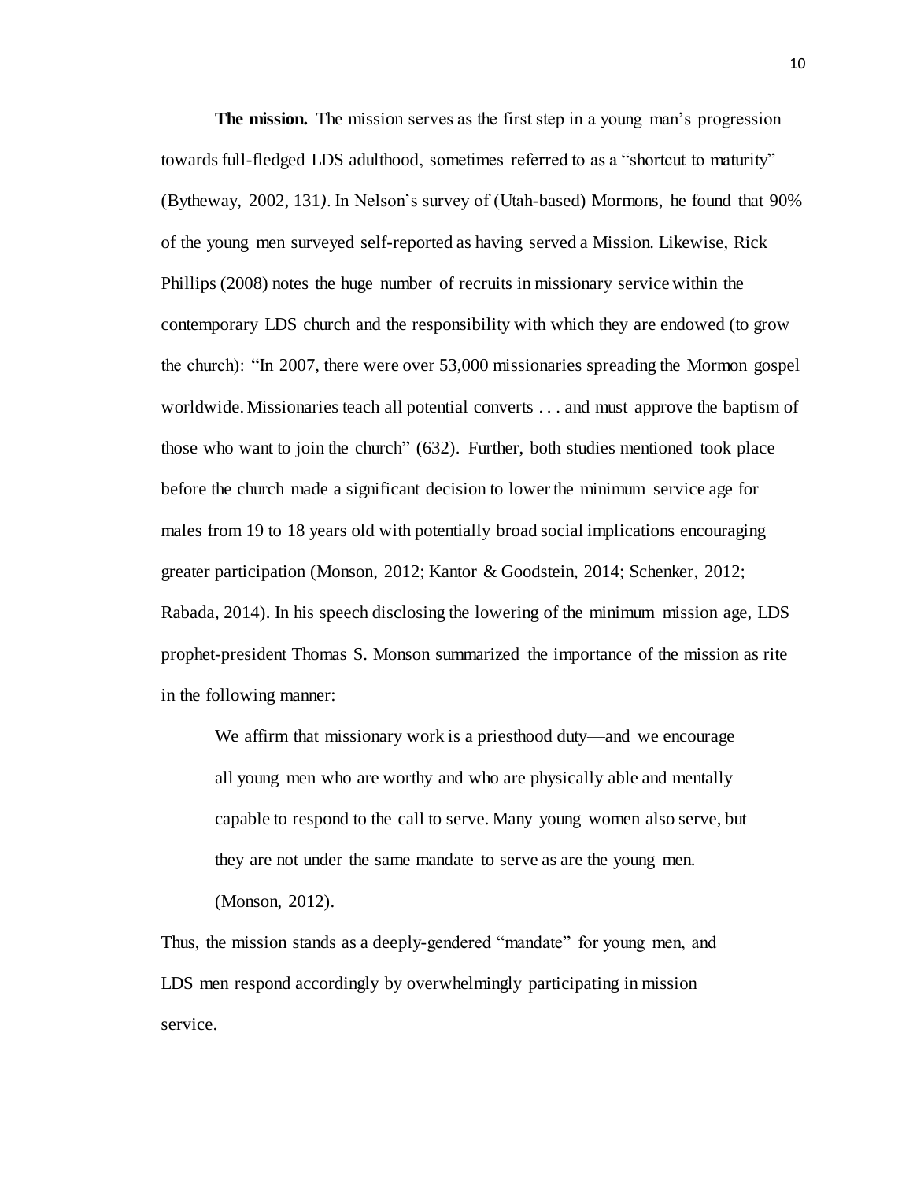**The mission.** The mission serves as the first step in a young man's progression towards full-fledged LDS adulthood, sometimes referred to as a "shortcut to maturity" (Bytheway, 2002, 131*)*. In Nelson's survey of (Utah-based) Mormons, he found that 90% of the young men surveyed self-reported as having served a Mission. Likewise, Rick Phillips (2008) notes the huge number of recruits in missionary service within the contemporary LDS church and the responsibility with which they are endowed (to grow the church): "In 2007, there were over 53,000 missionaries spreading the Mormon gospel worldwide. Missionaries teach all potential converts . . . and must approve the baptism of those who want to join the church" (632). Further, both studies mentioned took place before the church made a significant decision to lower the minimum service age for males from 19 to 18 years old with potentially broad social implications encouraging greater participation (Monson, 2012; Kantor & Goodstein, 2014; Schenker, 2012; Rabada, 2014). In his speech disclosing the lowering of the minimum mission age, LDS prophet-president Thomas S. Monson summarized the importance of the mission as rite in the following manner:

> We affirm that missionary work is a priesthood duty—and we encourage all young men who are worthy and who are physically able and mentally capable to respond to the call to serve. Many young women also serve, but they are not under the same mandate to serve as are the young men. (Monson, 2012).

Thus, the mission stands as a deeply-gendered "mandate" for young men, and LDS men respond accordingly by overwhelmingly participating in mission service.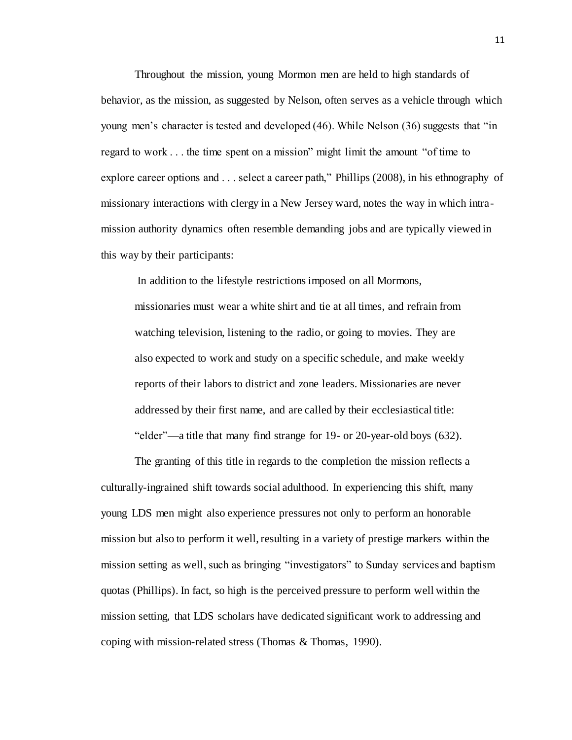Throughout the mission, young Mormon men are held to high standards of behavior, as the mission, as suggested by Nelson, often serves as a vehicle through which young men's character is tested and developed (46). While Nelson (36) suggests that "in regard to work . . . the time spent on a mission" might limit the amount "of time to explore career options and . . . select a career path," Phillips (2008), in his ethnography of missionary interactions with clergy in a New Jersey ward, notes the way in which intra-mission authority dynamics often resemble demanding jobs and are typically viewed in this way by their participants:

> In addition to the lifestyle restrictions imposed on all Mormons, missionaries must wear a white shirt and tie at all times, and refrain from watching television, listening to the radio, or going to movies. They are also expected to work and study on a specific schedule, and make weekly reports of their labors to district and zone leaders. Missionaries are never addressed by their first name, and are called by their ecclesiastical title: "elder"—a title that many find strange for 19- or 20-year-old boys (632).

The granting of this title in regards to the completion the mission reflects a culturally-ingrained shift towards social adulthood. In experiencing this shift, many young LDS men might also experience pressures not only to perform an honorable mission but also to perform it well, resulting in a variety of prestige markers within the mission setting as well, such as bringing "investigators" to Sunday services and baptism quotas (Phillips). In fact, so high is the perceived pressure to perform well within the mission setting, that LDS scholars have dedicated significant work to addressing and coping with mission-related stress (Thomas & Thomas, 1990).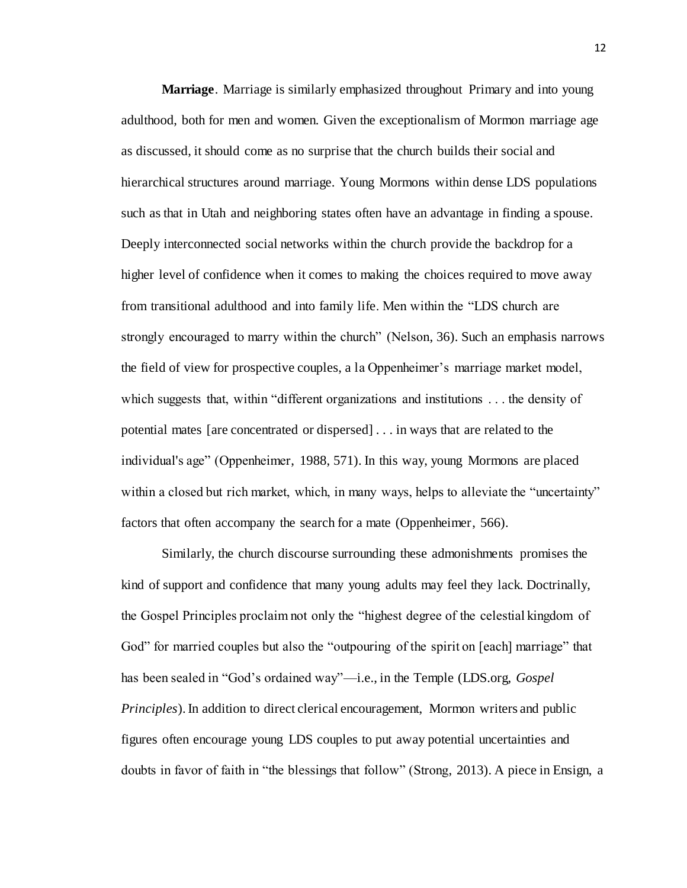**Marriage**. Marriage is similarly emphasized throughout Primary and into young adulthood, both for men and women. Given the exceptionalism of Mormon marriage age as discussed, it should come as no surprise that the church builds their social and hierarchical structures around marriage. Young Mormons within dense LDS populations such as that in Utah and neighboring states often have an advantage in finding a spouse. Deeply interconnected social networks within the church provide the backdrop for a higher level of confidence when it comes to making the choices required to move away from transitional adulthood and into family life. Men within the "LDS church are strongly encouraged to marry within the church" (Nelson, 36). Such an emphasis narrows the field of view for prospective couples, a la Oppenheimer's marriage market model, which suggests that, within "different organizations and institutions . . . the density of potential mates [are concentrated or dispersed] . . . in ways that are related to the individual's age" (Oppenheimer, 1988, 571). In this way, young Mormons are placed within a closed but rich market, which, in many ways, helps to alleviate the "uncertainty" factors that often accompany the search for a mate (Oppenheimer, 566).

Similarly, the church discourse surrounding these admonishments promises the kind of support and confidence that many young adults may feel they lack. Doctrinally, the Gospel Principles proclaim not only the "highest degree of the celestial kingdom of God" for married couples but also the "outpouring of the spirit on [each] marriage" that has been sealed in "God's ordained way"—i.e., in the Temple (LDS.org, *Gospel Principles*). In addition to direct clerical encouragement, Mormon writers and public figures often encourage young LDS couples to put away potential uncertainties and doubts in favor of faith in "the blessings that follow" (Strong, 2013). A piece in Ensign, a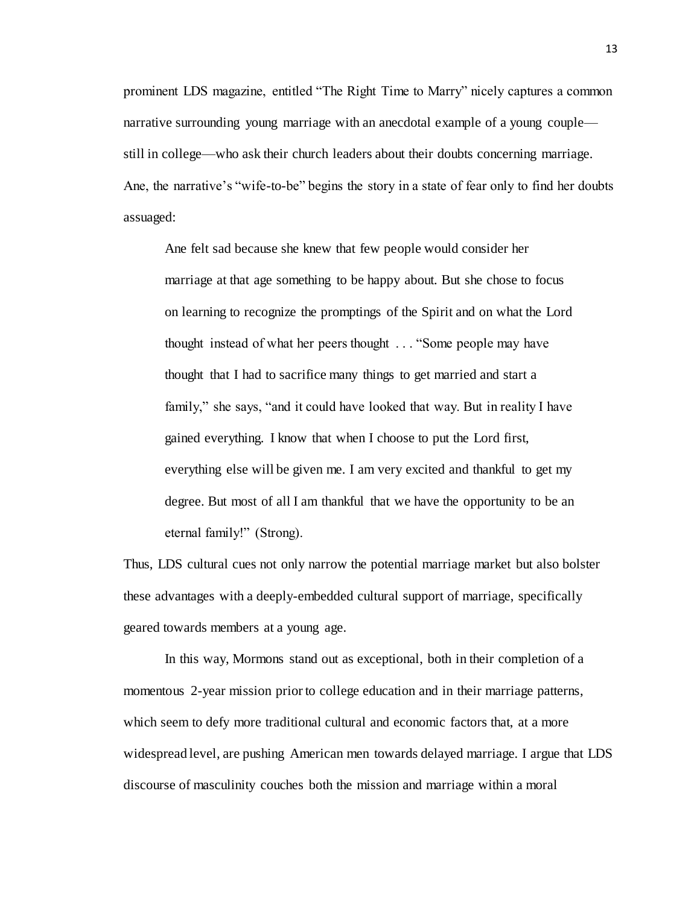prominent LDS magazine, entitled "The Right Time to Marry" nicely captures a common narrative surrounding young marriage with an anecdotal example of a young couple—still in college—who ask their church leaders about their doubts concerning marriage. Ane, the narrative's "wife-to-be" begins the story in a state of fear only to find her doubts assuaged:

> Ane felt sad because she knew that few people would consider her marriage at that age something to be happy about. But she chose to focus on learning to recognize the promptings of the Spirit and on what the Lord thought instead of what her peers thought . . . "Some people may have thought that I had to sacrifice many things to get married and start a family," she says, "and it could have looked that way. But in reality I have gained everything. I know that when I choose to put the Lord first, everything else will be given me. I am very excited and thankful to get my degree. But most of all I am thankful that we have the opportunity to be an eternal family!" (Strong).

Thus, LDS cultural cues not only narrow the potential marriage market but also bolster these advantages with a deeply-embedded cultural support of marriage, specifically geared towards members at a young age.

In this way, Mormons stand out as exceptional, both in their completion of a momentous 2-year mission prior to college education and in their marriage patterns, which seem to defy more traditional cultural and economic factors that, at a more widespread level, are pushing American men towards delayed marriage. I argue that LDS discourse of masculinity couches both the mission and marriage within a moral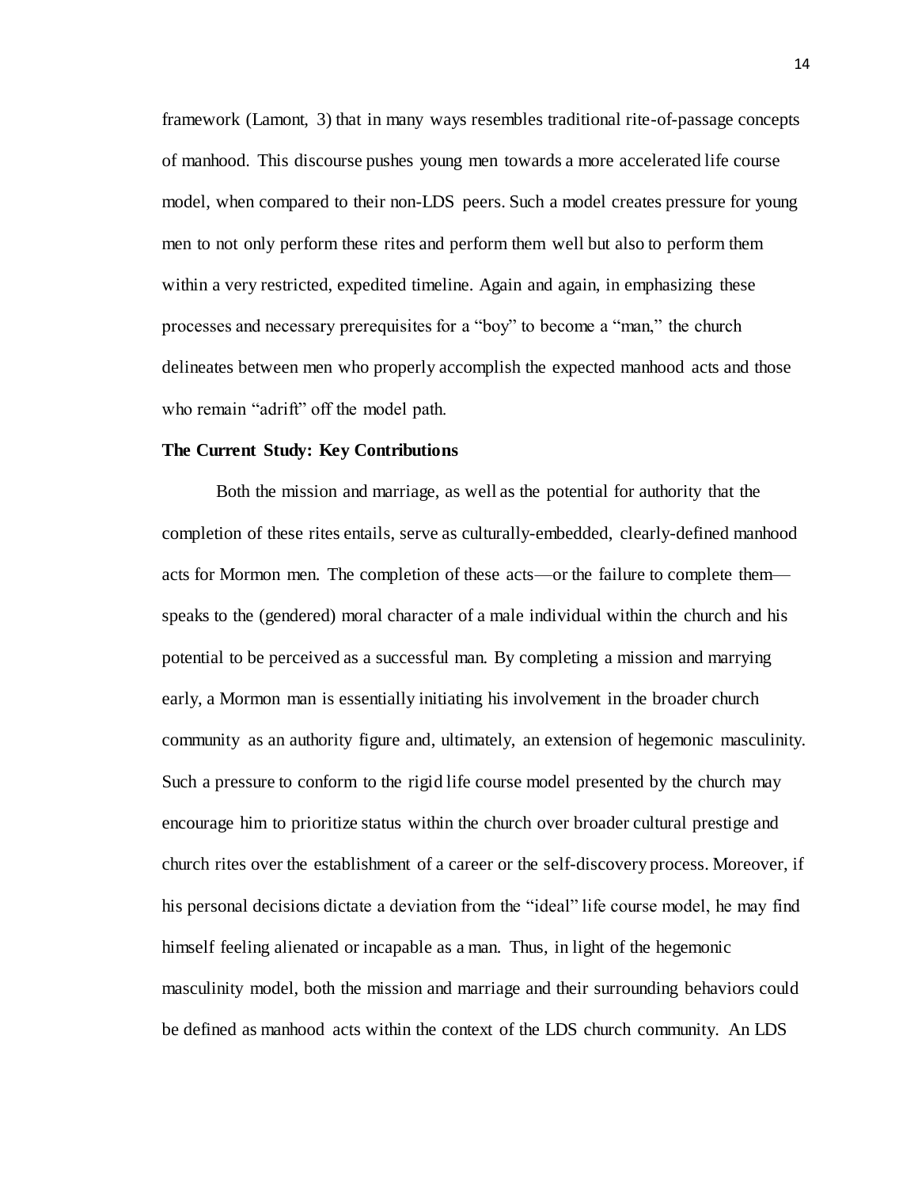framework (Lamont, 3) that in many ways resembles traditional rite-of-passage concepts of manhood. This discourse pushes young men towards a more accelerated life course model, when compared to their non-LDS peers. Such a model creates pressure for young men to not only perform these rites and perform them well but also to perform them within a very restricted, expedited timeline. Again and again, in emphasizing these processes and necessary prerequisites for a "boy" to become a "man," the church delineates between men who properly accomplish the expected manhood acts and those who remain "adrift" off the model path.

**The Current Study: Key Contributions**

Both the mission and marriage, as well as the potential for authority that the completion of these rites entails, serve as culturally-embedded, clearly-defined manhood acts for Mormon men. The completion of these acts—or the failure to complete them—speaks to the (gendered) moral character of a male individual within the church and his potential to be perceived as a successful man. By completing a mission and marrying early, a Mormon man is essentially initiating his involvement in the broader church community as an authority figure and, ultimately, an extension of hegemonic masculinity. Such a pressure to conform to the rigid life course model presented by the church may encourage him to prioritize status within the church over broader cultural prestige and church rites over the establishment of a career or the self-discovery process. Moreover, if his personal decisions dictate a deviation from the "ideal" life course model, he may find himself feeling alienated or incapable as a man. Thus, in light of the hegemonic masculinity model, both the mission and marriage and their surrounding behaviors could be defined as manhood acts within the context of the LDS church community. An LDS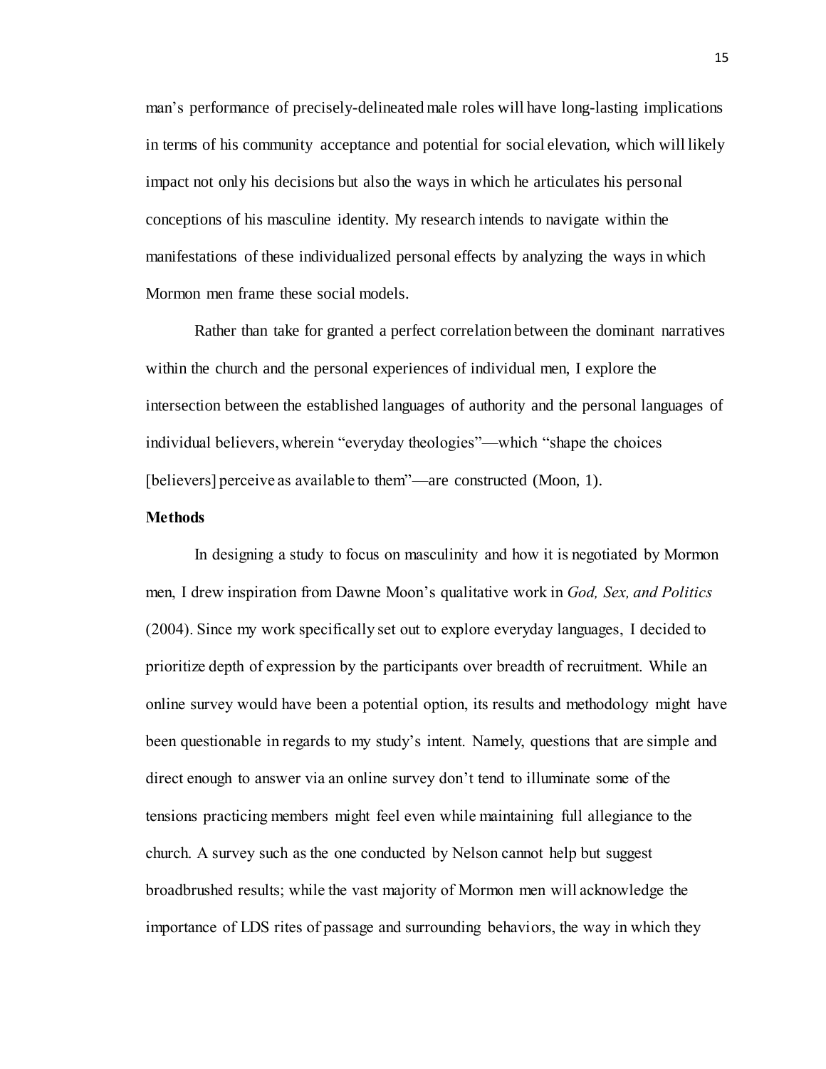man's performance of precisely-delineated male roles will have long-lasting implications in terms of his community acceptance and potential for social elevation, which will likely impact not only his decisions but also the ways in which he articulates his personal conceptions of his masculine identity. My research intends to navigate within the manifestations of these individualized personal effects by analyzing the ways in which Mormon men frame these social models.

Rather than take for granted a perfect correlation between the dominant narratives within the church and the personal experiences of individual men, I explore the intersection between the established languages of authority and the personal languages of individual believers, wherein "everyday theologies"—which "shape the choices [believers] perceive as available to them"—are constructed (Moon, 1).

**Methods**

In designing a study to focus on masculinity and how it is negotiated by Mormon men, I drew inspiration from Dawne Moon's qualitative work in *God, Sex, and Politics* (2004). Since my work specifically set out to explore everyday languages, I decided to prioritize depth of expression by the participants over breadth of recruitment. While an online survey would have been a potential option, its results and methodology might have been questionable in regards to my study's intent. Namely, questions that are simple and direct enough to answer via an online survey don't tend to illuminate some of the tensions practicing members might feel even while maintaining full allegiance to the church. A survey such as the one conducted by Nelson cannot help but suggest broadbrushed results; while the vast majority of Mormon men will acknowledge the importance of LDS rites of passage and surrounding behaviors, the way in which they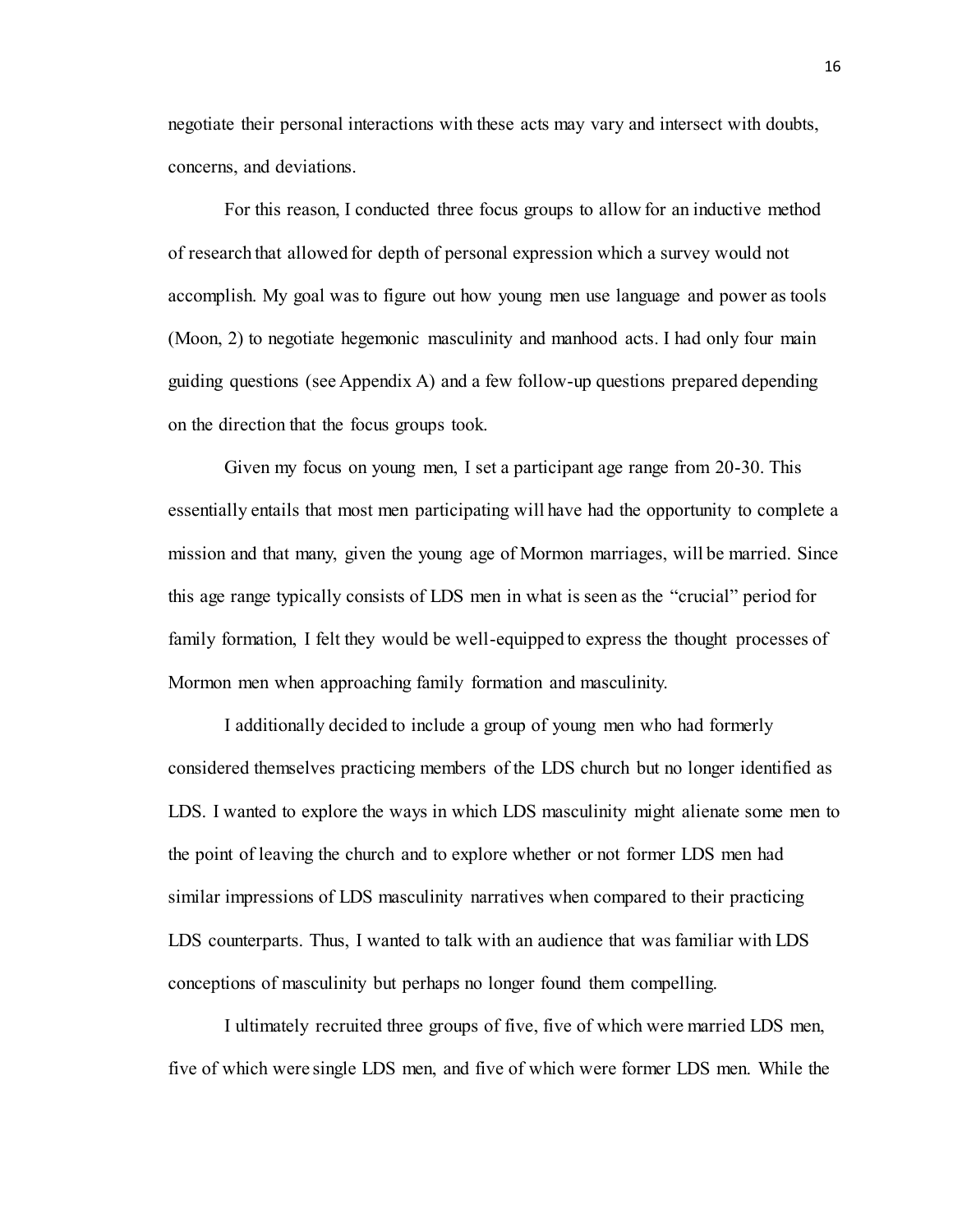negotiate their personal interactions with these acts may vary and intersect with doubts, concerns, and deviations.

For this reason, I conducted three focus groups to allow for an inductive method of research that allowed for depth of personal expression which a survey would not accomplish. My goal was to figure out how young men use language and power as tools (Moon, 2) to negotiate hegemonic masculinity and manhood acts. I had only four main guiding questions (see Appendix A) and a few follow-up questions prepared depending on the direction that the focus groups took.

Given my focus on young men, I set a participant age range from 20-30. This essentially entails that most men participating will have had the opportunity to complete a mission and that many, given the young age of Mormon marriages, will be married. Since this age range typically consists of LDS men in what is seen as the "crucial" period for family formation, I felt they would be well-equipped to express the thought processes of Mormon men when approaching family formation and masculinity.

I additionally decided to include a group of young men who had formerly considered themselves practicing members of the LDS church but no longer identified as LDS. I wanted to explore the ways in which LDS masculinity might alienate some men to the point of leaving the church and to explore whether or not former LDS men had similar impressions of LDS masculinity narratives when compared to their practicing LDS counterparts. Thus, I wanted to talk with an audience that was familiar with LDS conceptions of masculinity but perhaps no longer found them compelling.

I ultimately recruited three groups of five, five of which were married LDS men, five of which were single LDS men, and five of which were former LDS men. While the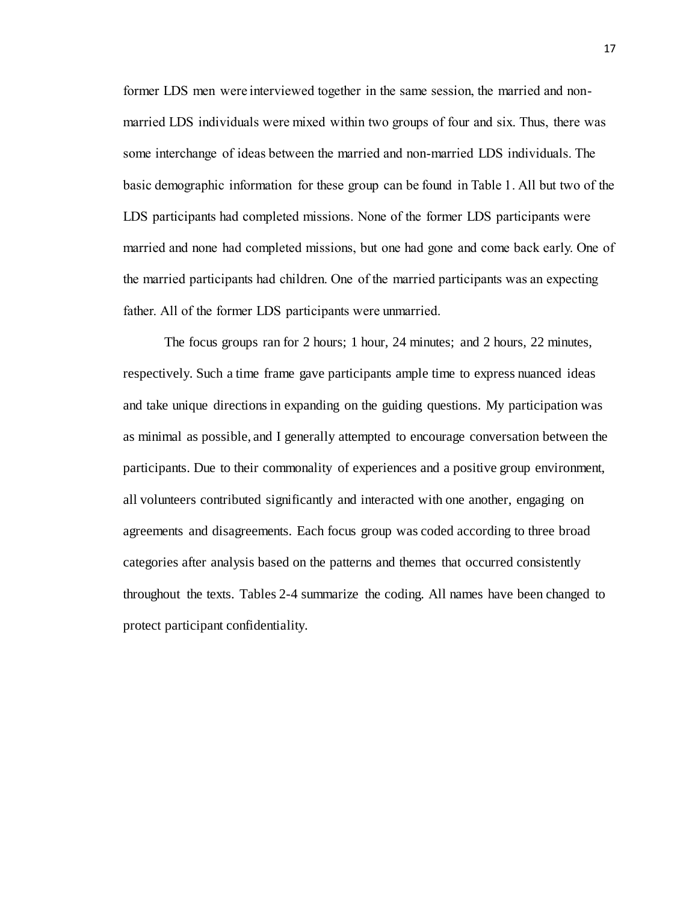former LDS men were interviewed together in the same session, the married and non-married LDS individuals were mixed within two groups of four and six. Thus, there was some interchange of ideas between the married and non-married LDS individuals. The basic demographic information for these group can be found in Table 1. All but two of the LDS participants had completed missions. None of the former LDS participants were married and none had completed missions, but one had gone and come back early. One of the married participants had children. One of the married participants was an expecting father. All of the former LDS participants were unmarried.

The focus groups ran for 2 hours; 1 hour, 24 minutes; and 2 hours, 22 minutes, respectively. Such a time frame gave participants ample time to express nuanced ideas and take unique directions in expanding on the guiding questions. My participation was as minimal as possible, and I generally attempted to encourage conversation between the participants. Due to their commonality of experiences and a positive group environment, all volunteers contributed significantly and interacted with one another, engaging on agreements and disagreements. Each focus group was coded according to three broad categories after analysis based on the patterns and themes that occurred consistently throughout the texts. Tables 2-4 summarize the coding. All names have been changed to protect participant confidentiality.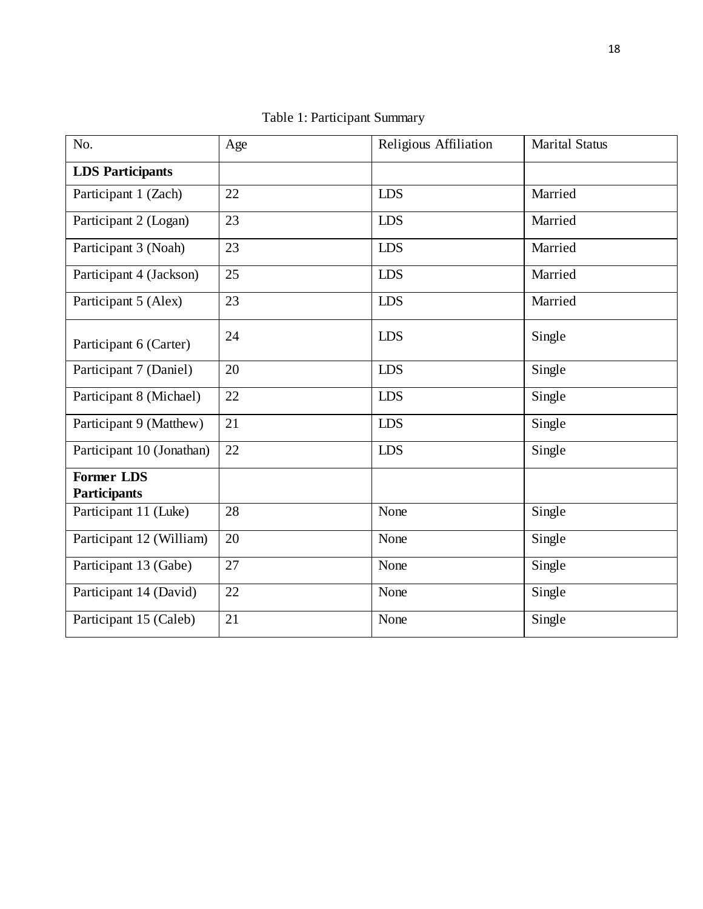Table 1: Participant Summary

| No. | Age | Religious Affiliation | Marital Status |
|---|---|---|---|
| **LDS Participants** | | | |
| Participant 1 (Zach) | 22 | LDS | Married |
| Participant 2 (Logan) | 23 | LDS | Married |
| Participant 3 (Noah) | 23 | LDS | Married |
| Participant 4 (Jackson) | 25 | LDS | Married |
| Participant 5 (Alex) | 23 | LDS | Married |
| Participant 6 (Carter) | 24 | LDS | Single |
| Participant 7 (Daniel) | 20 | LDS | Single |
| Participant 8 (Michael) | 22 | LDS | Single |
| Participant 9 (Matthew) | 21 | LDS | Single |
| Participant 10 (Jonathan) | 22 | LDS | Single |
| **Former LDS Participants** | | | |
| Participant 11 (Luke) | 28 | None | Single |
| Participant 12 (William) | 20 | None | Single |
| Participant 13 (Gabe) | 27 | None | Single |
| Participant 14 (David) | 22 | None | Single |
| Participant 15 (Caleb) | 21 | None | Single |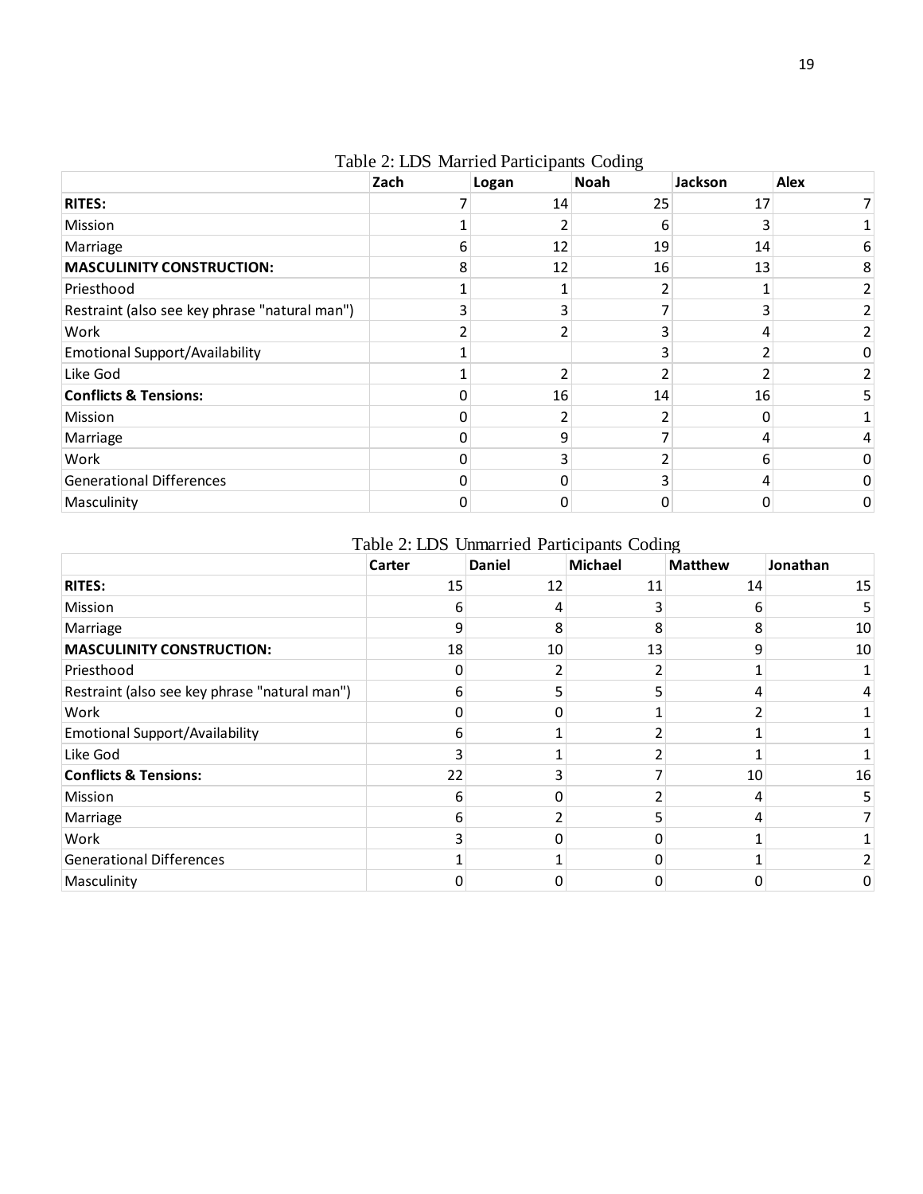Table 2: LDS Married Participants Coding

| | Zach | Logan | Noah | Jackson | Alex |
|---|---|---|---|---|---|
| **RITES:** | 7 | 14 | 25 | 17 | 7 |
| Mission | 1 | 2 | 6 | 3 | 1 |
| Marriage | 6 | 12 | 19 | 14 | 6 |
| **MASCULINITY CONSTRUCTION:** | 8 | 12 | 16 | 13 | 8 |
| Priesthood | 1 | 1 | 2 | 1 | 2 |
| Restraint (also see key phrase "natural man") | 3 | 3 | 7 | 3 | 2 |
| Work | 2 | 2 | 3 | 4 | 2 |
| Emotional Support/Availability | 1 | | 3 | 2 | 0 |
| Like God | 1 | 2 | 2 | 2 | 2 |
| **Conflicts & Tensions:** | 0 | 16 | 14 | 16 | 5 |
| Mission | 0 | 2 | 2 | 0 | 1 |
| Marriage | 0 | 9 | 7 | 4 | 4 |
| Work | 0 | 3 | 2 | 6 | 0 |
| Generational Differences | 0 | 0 | 3 | 4 | 0 |
| Masculinity | 0 | 0 | 0 | 0 | 0 |

Table 2: LDS Unmarried Participants Coding

| | Carter | Daniel | Michael | Matthew | Jonathan |
|---|---|---|---|---|---|
| **RITES:** | 15 | 12 | 11 | 14 | 15 |
| Mission | 6 | 4 | 3 | 6 | 5 |
| Marriage | 9 | 8 | 8 | 8 | 10 |
| **MASCULINITY CONSTRUCTION:** | 18 | 10 | 13 | 9 | 10 |
| Priesthood | 0 | 2 | 2 | 1 | 1 |
| Restraint (also see key phrase "natural man") | 6 | 5 | 5 | 4 | 4 |
| Work | 0 | 0 | 1 | 2 | 1 |
| Emotional Support/Availability | 6 | 1 | 2 | 1 | 1 |
| Like God | 3 | 1 | 2 | 1 | 1 |
| **Conflicts & Tensions:** | 22 | 3 | 7 | 10 | 16 |
| Mission | 6 | 0 | 2 | 4 | 5 |
| Marriage | 6 | 2 | 5 | 4 | 7 |
| Work | 3 | 0 | 0 | 1 | 1 |
| Generational Differences | 1 | 1 | 0 | 1 | 2 |
| Masculinity | 0 | 0 | 0 | 0 | 0 |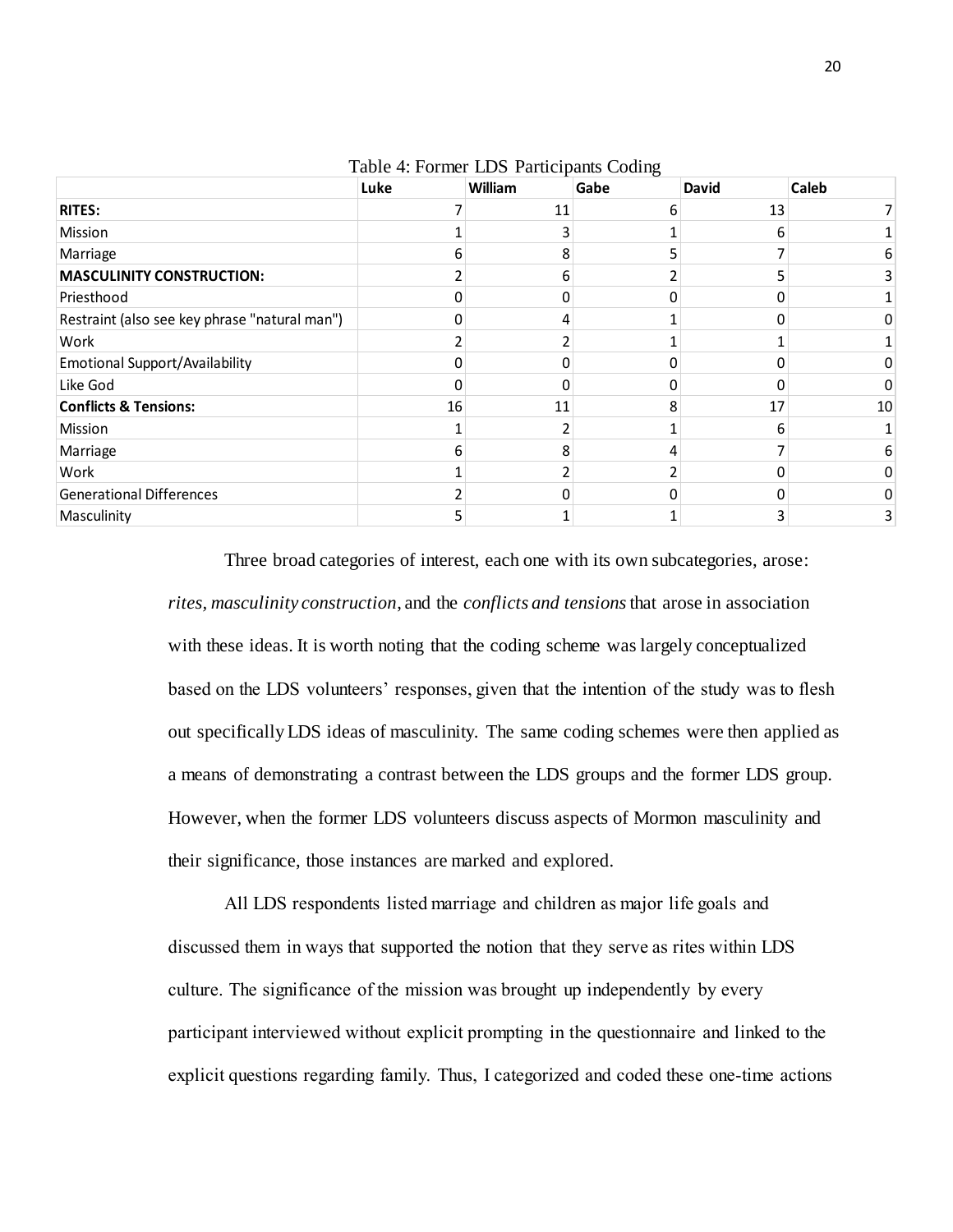Table 4: Former LDS Participants Coding

| | Luke | William | Gabe | David | Caleb |
|---|---|---|---|---|---|
| **RITES:** | 7 | 11 | 6 | 13 | 7 |
| Mission | 1 | 3 | 1 | 6 | 1 |
| Marriage | 6 | 8 | 5 | 7 | 6 |
| **MASCULINITY CONSTRUCTION:** | 2 | 6 | 2 | 5 | 3 |
| Priesthood | 0 | 0 | 0 | 0 | 1 |
| Restraint (also see key phrase "natural man") | 0 | 4 | 1 | 0 | 0 |
| Work | 2 | 2 | 1 | 1 | 1 |
| Emotional Support/Availability | 0 | 0 | 0 | 0 | 0 |
| Like God | 0 | 0 | 0 | 0 | 0 |
| **Conflicts & Tensions:** | 16 | 11 | 8 | 17 | 10 |
| Mission | 1 | 2 | 1 | 6 | 1 |
| Marriage | 6 | 8 | 4 | 7 | 6 |
| Work | 1 | 2 | 2 | 0 | 0 |
| Generational Differences | 2 | 0 | 0 | 0 | 0 |
| Masculinity | 5 | 1 | 1 | 3 | 3 |

Three broad categories of interest, each one with its own subcategories, arose: *rites, masculinity construction*, and the *conflicts and tensions* that arose in association with these ideas. It is worth noting that the coding scheme was largely conceptualized based on the LDS volunteers' responses, given that the intention of the study was to flesh out specifically LDS ideas of masculinity. The same coding schemes were then applied as a means of demonstrating a contrast between the LDS groups and the former LDS group. However, when the former LDS volunteers discuss aspects of Mormon masculinity and their significance, those instances are marked and explored.

All LDS respondents listed marriage and children as major life goals and discussed them in ways that supported the notion that they serve as rites within LDS culture. The significance of the mission was brought up independently by every participant interviewed without explicit prompting in the questionnaire and linked to the explicit questions regarding family. Thus, I categorized and coded these one-time actions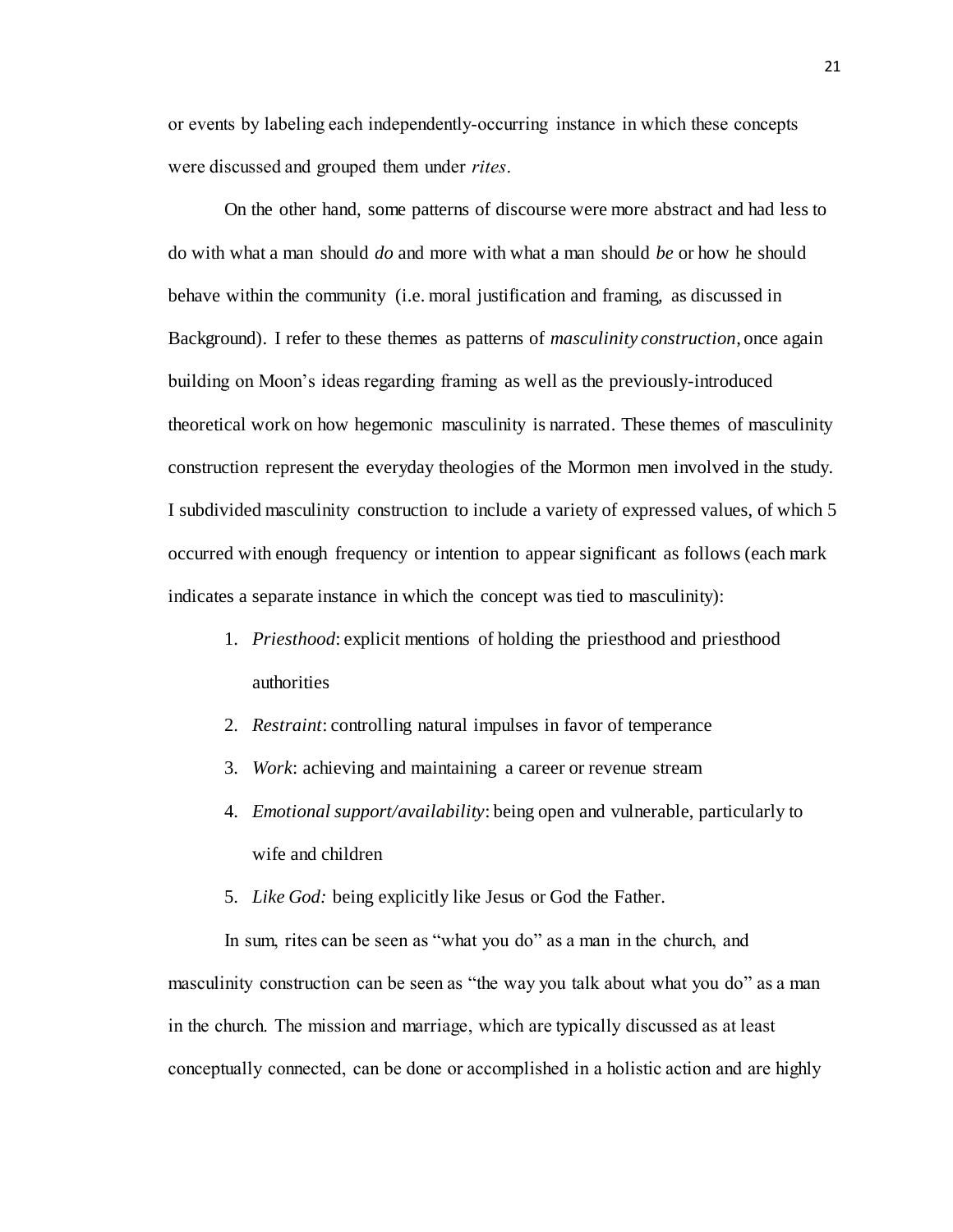or events by labeling each independently-occurring instance in which these concepts were discussed and grouped them under *rites*.

On the other hand, some patterns of discourse were more abstract and had less to do with what a man should *do* and more with what a man should *be* or how he should behave within the community (i.e. moral justification and framing, as discussed in Background). I refer to these themes as patterns of *masculinity construction*, once again building on Moon's ideas regarding framing as well as the previously-introduced theoretical work on how hegemonic masculinity is narrated. These themes of masculinity construction represent the everyday theologies of the Mormon men involved in the study. I subdivided masculinity construction to include a variety of expressed values, of which 5 occurred with enough frequency or intention to appear significant as follows (each mark indicates a separate instance in which the concept was tied to masculinity):

1. *Priesthood*: explicit mentions of holding the priesthood and priesthood authorities
2. *Restraint*: controlling natural impulses in favor of temperance
3. *Work*: achieving and maintaining a career or revenue stream
4. *Emotional support/availability*: being open and vulnerable, particularly to wife and children
5. *Like God:* being explicitly like Jesus or God the Father.

In sum, rites can be seen as "what you do" as a man in the church, and masculinity construction can be seen as "the way you talk about what you do" as a man in the church. The mission and marriage, which are typically discussed as at least conceptually connected, can be done or accomplished in a holistic action and are highly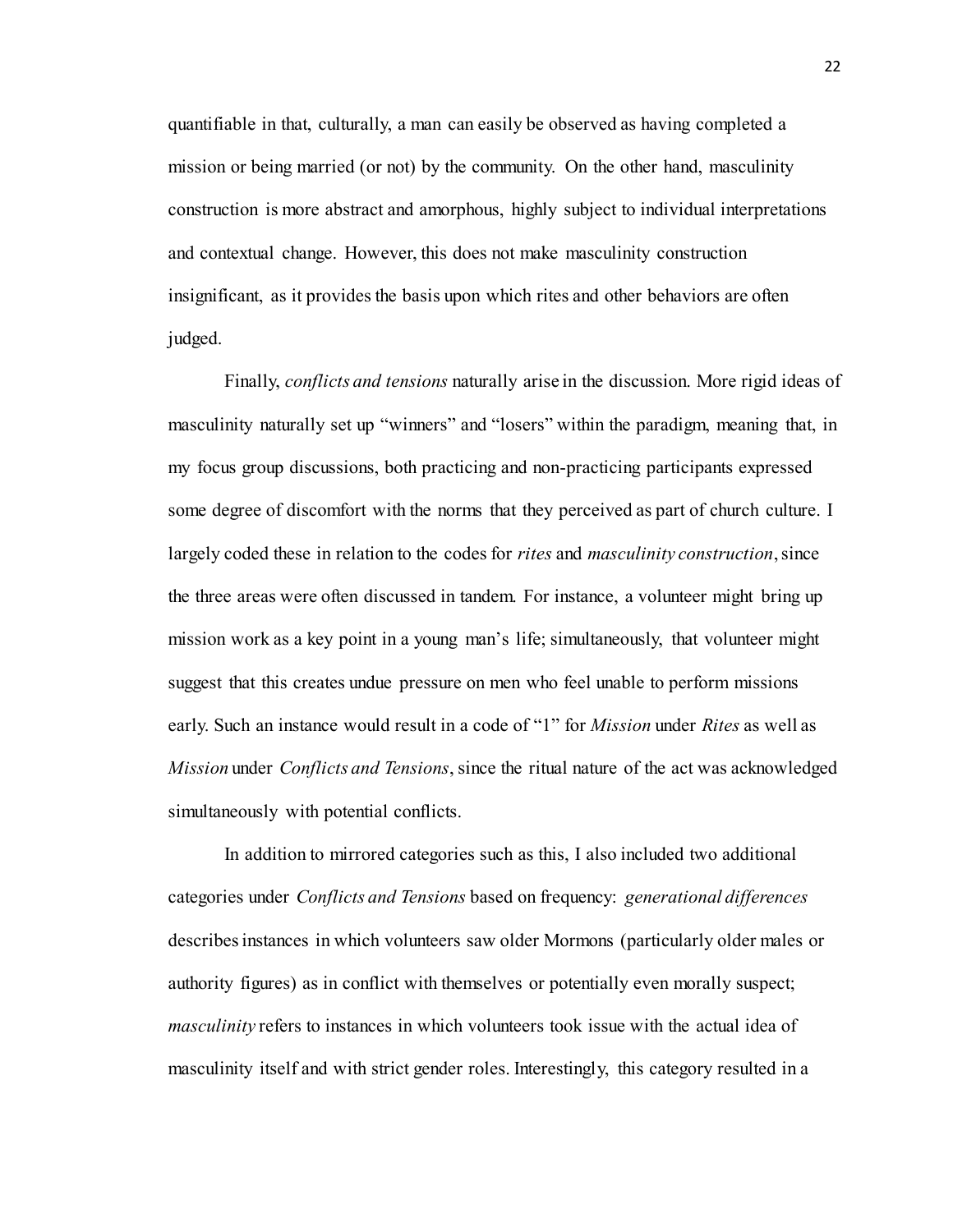quantifiable in that, culturally, a man can easily be observed as having completed a mission or being married (or not) by the community. On the other hand, masculinity construction is more abstract and amorphous, highly subject to individual interpretations and contextual change. However, this does not make masculinity construction insignificant, as it provides the basis upon which rites and other behaviors are often judged.

Finally, *conflicts and tensions* naturally arise in the discussion. More rigid ideas of masculinity naturally set up "winners" and "losers" within the paradigm, meaning that, in my focus group discussions, both practicing and non-practicing participants expressed some degree of discomfort with the norms that they perceived as part of church culture. I largely coded these in relation to the codes for *rites* and *masculinity construction*, since the three areas were often discussed in tandem. For instance, a volunteer might bring up mission work as a key point in a young man's life; simultaneously, that volunteer might suggest that this creates undue pressure on men who feel unable to perform missions early. Such an instance would result in a code of "1" for *Mission* under *Rites* as well as *Mission* under *Conflicts and Tensions*, since the ritual nature of the act was acknowledged simultaneously with potential conflicts.

In addition to mirrored categories such as this, I also included two additional categories under *Conflicts and Tensions* based on frequency: *generational differences* describes instances in which volunteers saw older Mormons (particularly older males or authority figures) as in conflict with themselves or potentially even morally suspect; *masculinity* refers to instances in which volunteers took issue with the actual idea of masculinity itself and with strict gender roles. Interestingly, this category resulted in a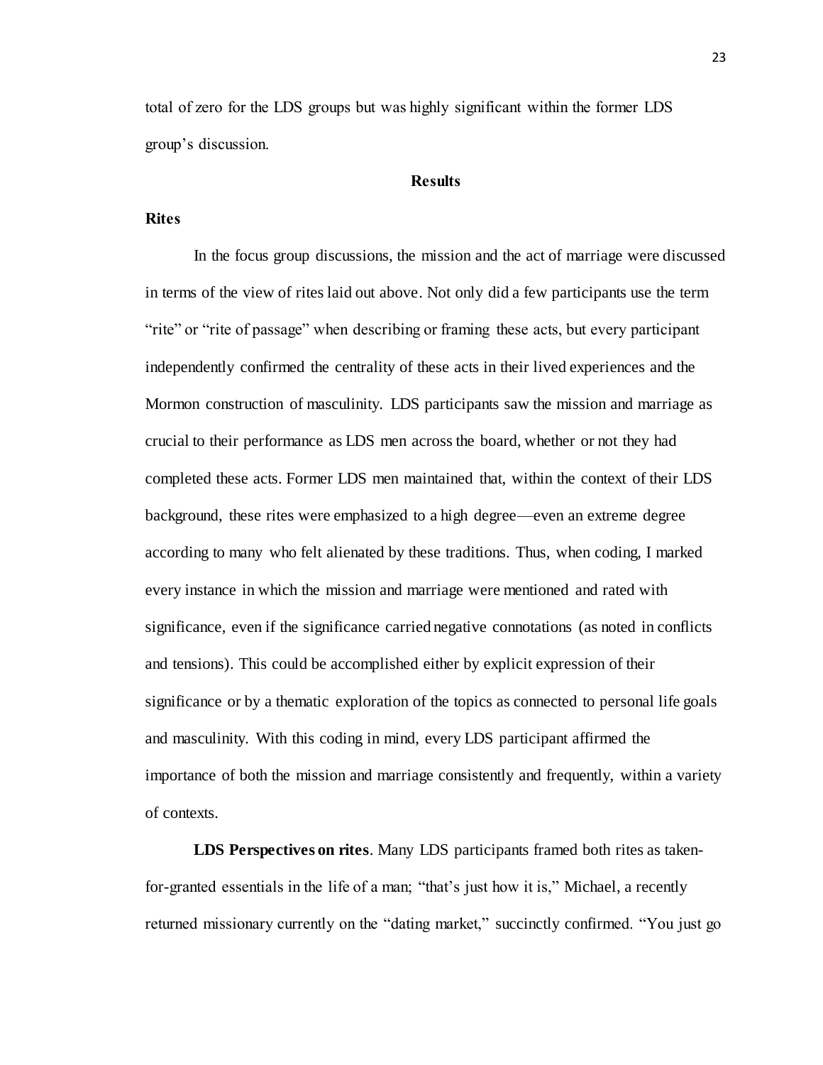total of zero for the LDS groups but was highly significant within the former LDS group's discussion.

## Results

### Rites

In the focus group discussions, the mission and the act of marriage were discussed in terms of the view of rites laid out above. Not only did a few participants use the term "rite" or "rite of passage" when describing or framing these acts, but every participant independently confirmed the centrality of these acts in their lived experiences and the Mormon construction of masculinity. LDS participants saw the mission and marriage as crucial to their performance as LDS men across the board, whether or not they had completed these acts. Former LDS men maintained that, within the context of their LDS background, these rites were emphasized to a high degree—even an extreme degree according to many who felt alienated by these traditions. Thus, when coding, I marked every instance in which the mission and marriage were mentioned and rated with significance, even if the significance carried negative connotations (as noted in conflicts and tensions). This could be accomplished either by explicit expression of their significance or by a thematic exploration of the topics as connected to personal life goals and masculinity. With this coding in mind, every LDS participant affirmed the importance of both the mission and marriage consistently and frequently, within a variety of contexts.

**LDS Perspectives on rites**. Many LDS participants framed both rites as taken-for-granted essentials in the life of a man; "that's just how it is," Michael, a recently returned missionary currently on the "dating market," succinctly confirmed. "You just go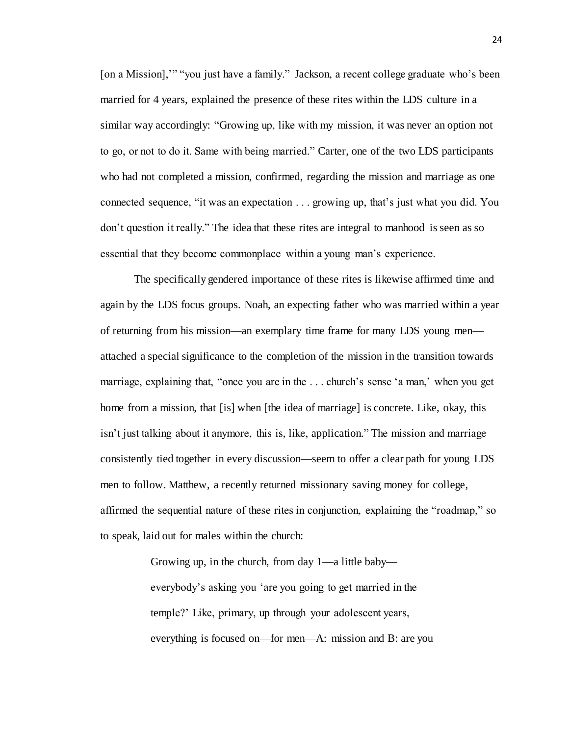[on a Mission],'" "you just have a family." Jackson, a recent college graduate who's been married for 4 years, explained the presence of these rites within the LDS culture in a similar way accordingly: "Growing up, like with my mission, it was never an option not to go, or not to do it. Same with being married." Carter, one of the two LDS participants who had not completed a mission, confirmed, regarding the mission and marriage as one connected sequence, "it was an expectation . . . growing up, that's just what you did. You don't question it really." The idea that these rites are integral to manhood is seen as so essential that they become commonplace within a young man's experience.

The specifically gendered importance of these rites is likewise affirmed time and again by the LDS focus groups. Noah, an expecting father who was married within a year of returning from his mission—an exemplary time frame for many LDS young men—attached a special significance to the completion of the mission in the transition towards marriage, explaining that, "once you are in the . . . church's sense 'a man,' when you get home from a mission, that [is] when [the idea of marriage] is concrete. Like, okay, this isn't just talking about it anymore, this is, like, application." The mission and marriage—consistently tied together in every discussion—seem to offer a clear path for young LDS men to follow. Matthew, a recently returned missionary saving money for college, affirmed the sequential nature of these rites in conjunction, explaining the "roadmap," so to speak, laid out for males within the church:

> Growing up, in the church, from day 1—a little baby—everybody's asking you 'are you going to get married in the temple?' Like, primary, up through your adolescent years, everything is focused on—for men—A: mission and B: are you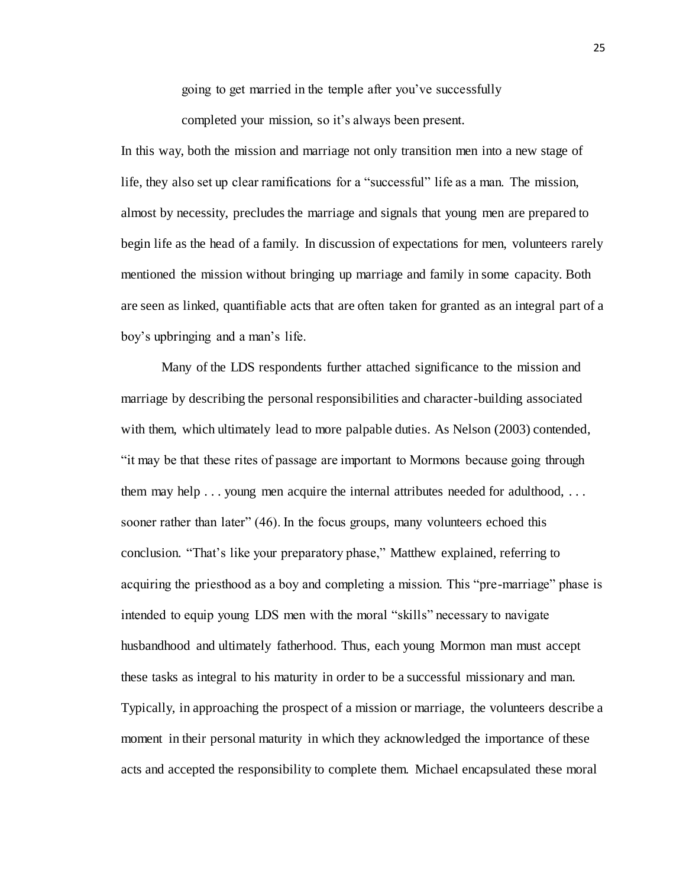> going to get married in the temple after you've successfully completed your mission, so it's always been present.

In this way, both the mission and marriage not only transition men into a new stage of life, they also set up clear ramifications for a "successful" life as a man. The mission, almost by necessity, precludes the marriage and signals that young men are prepared to begin life as the head of a family. In discussion of expectations for men, volunteers rarely mentioned the mission without bringing up marriage and family in some capacity. Both are seen as linked, quantifiable acts that are often taken for granted as an integral part of a boy's upbringing and a man's life.

Many of the LDS respondents further attached significance to the mission and marriage by describing the personal responsibilities and character-building associated with them, which ultimately lead to more palpable duties. As Nelson (2003) contended, "it may be that these rites of passage are important to Mormons because going through them may help . . . young men acquire the internal attributes needed for adulthood, . . . sooner rather than later" (46). In the focus groups, many volunteers echoed this conclusion. "That's like your preparatory phase," Matthew explained, referring to acquiring the priesthood as a boy and completing a mission. This "pre-marriage" phase is intended to equip young LDS men with the moral "skills" necessary to navigate husbandhood and ultimately fatherhood. Thus, each young Mormon man must accept these tasks as integral to his maturity in order to be a successful missionary and man. Typically, in approaching the prospect of a mission or marriage, the volunteers describe a moment in their personal maturity in which they acknowledged the importance of these acts and accepted the responsibility to complete them. Michael encapsulated these moral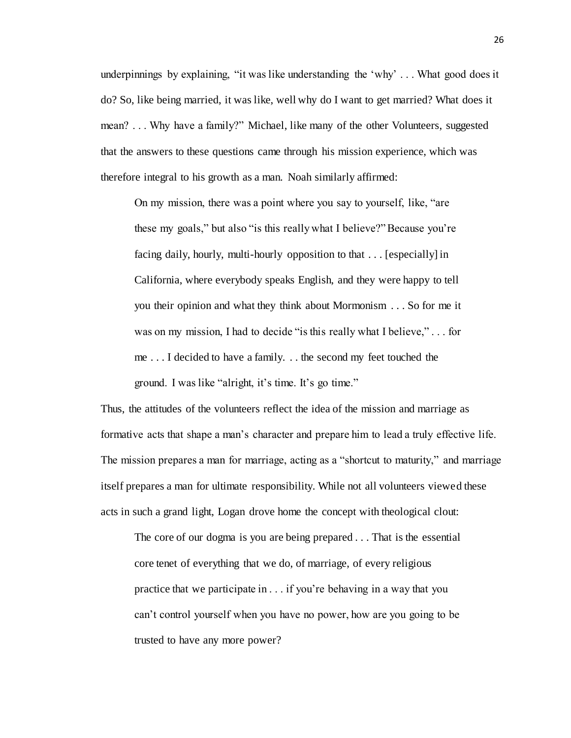underpinnings by explaining, "it was like understanding the 'why' . . . What good does it do? So, like being married, it was like, well why do I want to get married? What does it mean? . . . Why have a family?" Michael, like many of the other Volunteers, suggested that the answers to these questions came through his mission experience, which was therefore integral to his growth as a man. Noah similarly affirmed:

> On my mission, there was a point where you say to yourself, like, "are these my goals," but also "is this really what I believe?" Because you're facing daily, hourly, multi-hourly opposition to that . . . [especially] in California, where everybody speaks English, and they were happy to tell you their opinion and what they think about Mormonism . . . So for me it was on my mission, I had to decide "is this really what I believe," . . . for me . . . I decided to have a family. . . the second my feet touched the ground. I was like "alright, it's time. It's go time."

Thus, the attitudes of the volunteers reflect the idea of the mission and marriage as formative acts that shape a man's character and prepare him to lead a truly effective life. The mission prepares a man for marriage, acting as a "shortcut to maturity," and marriage itself prepares a man for ultimate responsibility. While not all volunteers viewed these acts in such a grand light, Logan drove home the concept with theological clout:

> The core of our dogma is you are being prepared . . . That is the essential core tenet of everything that we do, of marriage, of every religious practice that we participate in . . . if you're behaving in a way that you can't control yourself when you have no power, how are you going to be trusted to have any more power?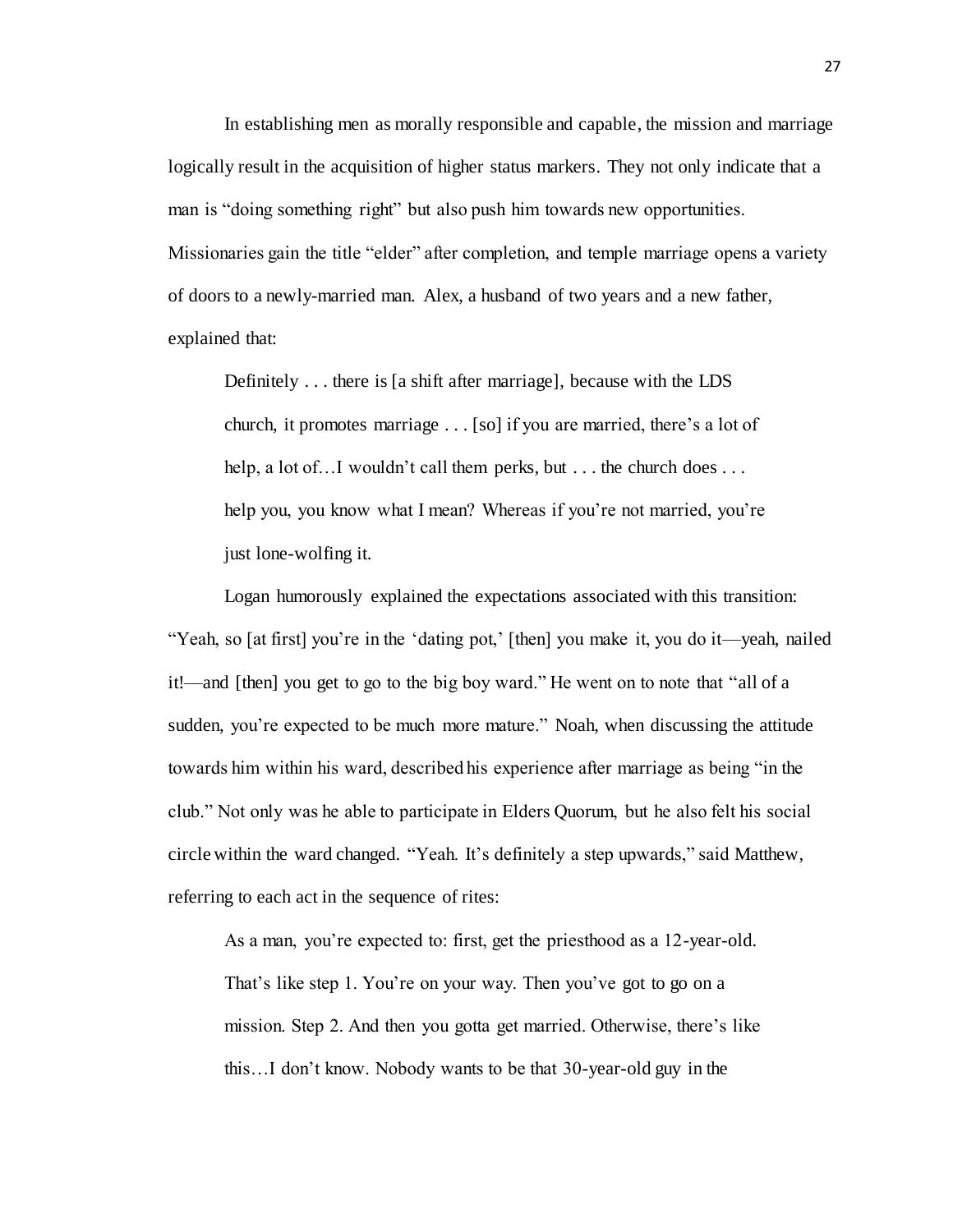In establishing men as morally responsible and capable, the mission and marriage logically result in the acquisition of higher status markers. They not only indicate that a man is "doing something right" but also push him towards new opportunities. Missionaries gain the title "elder" after completion, and temple marriage opens a variety of doors to a newly-married man. Alex, a husband of two years and a new father, explained that:

> Definitely . . . there is [a shift after marriage], because with the LDS church, it promotes marriage . . . [so] if you are married, there's a lot of help, a lot of…I wouldn't call them perks, but . . . the church does . . . help you, you know what I mean? Whereas if you're not married, you're just lone-wolfing it.

Logan humorously explained the expectations associated with this transition: "Yeah, so [at first] you're in the 'dating pot,' [then] you make it, you do it—yeah, nailed it!—and [then] you get to go to the big boy ward." He went on to note that "all of a sudden, you're expected to be much more mature." Noah, when discussing the attitude towards him within his ward, described his experience after marriage as being "in the club." Not only was he able to participate in Elders Quorum, but he also felt his social circle within the ward changed. "Yeah. It's definitely a step upwards," said Matthew, referring to each act in the sequence of rites:

> As a man, you're expected to: first, get the priesthood as a 12-year-old. That's like step 1. You're on your way. Then you've got to go on a mission. Step 2. And then you gotta get married. Otherwise, there's like this…I don't know. Nobody wants to be that 30-year-old guy in the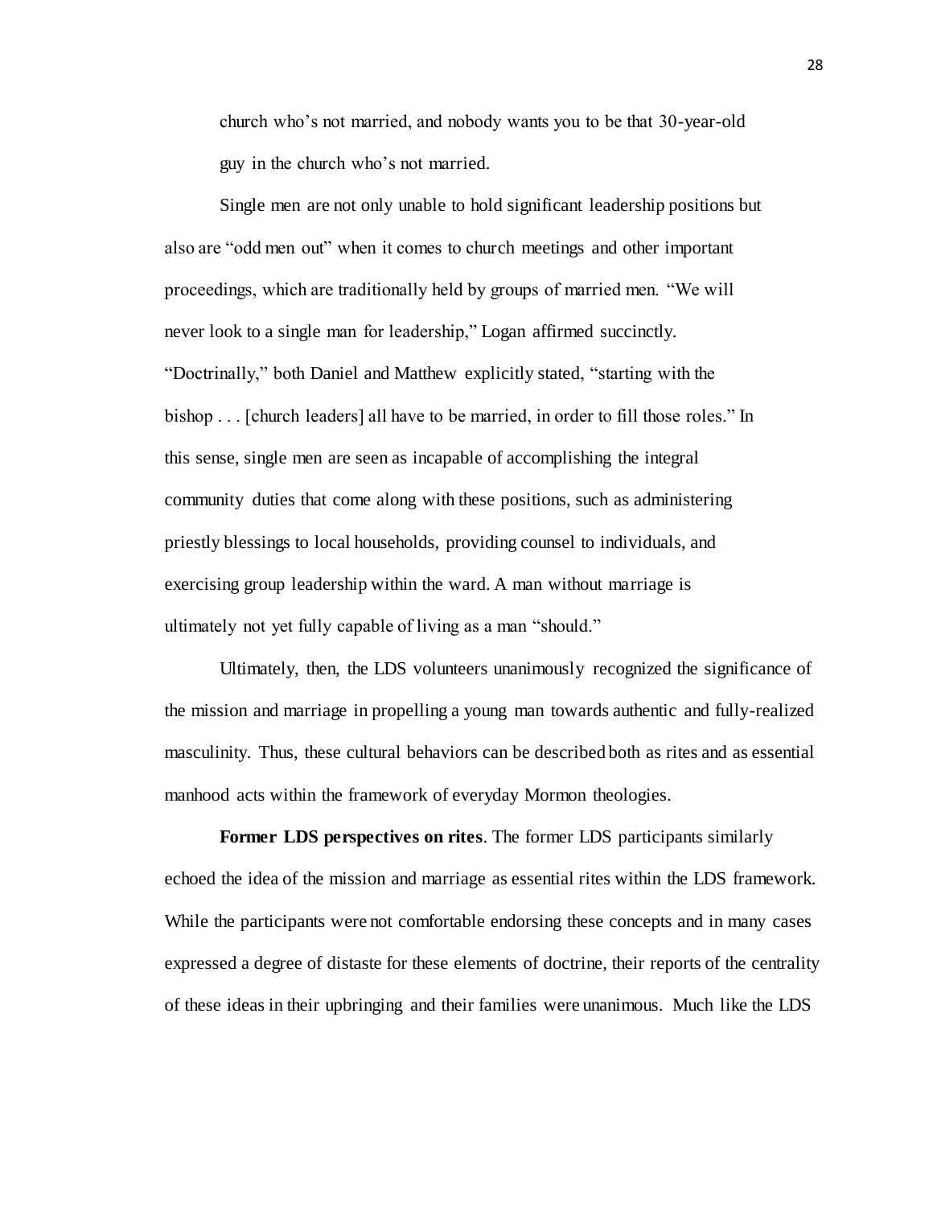> church who's not married, and nobody wants you to be that 30-year-old guy in the church who's not married.

Single men are not only unable to hold significant leadership positions but also are "odd men out" when it comes to church meetings and other important proceedings, which are traditionally held by groups of married men. "We will never look to a single man for leadership," Logan affirmed succinctly. "Doctrinally," both Daniel and Matthew explicitly stated, "starting with the bishop . . . [church leaders] all have to be married, in order to fill those roles." In this sense, single men are seen as incapable of accomplishing the integral community duties that come along with these positions, such as administering priestly blessings to local households, providing counsel to individuals, and exercising group leadership within the ward. A man without marriage is ultimately not yet fully capable of living as a man "should."

Ultimately, then, the LDS volunteers unanimously recognized the significance of the mission and marriage in propelling a young man towards authentic and fully-realized masculinity. Thus, these cultural behaviors can be described both as rites and as essential manhood acts within the framework of everyday Mormon theologies.

**Former LDS perspectives on rites**. The former LDS participants similarly echoed the idea of the mission and marriage as essential rites within the LDS framework. While the participants were not comfortable endorsing these concepts and in many cases expressed a degree of distaste for these elements of doctrine, their reports of the centrality of these ideas in their upbringing and their families were unanimous. Much like the LDS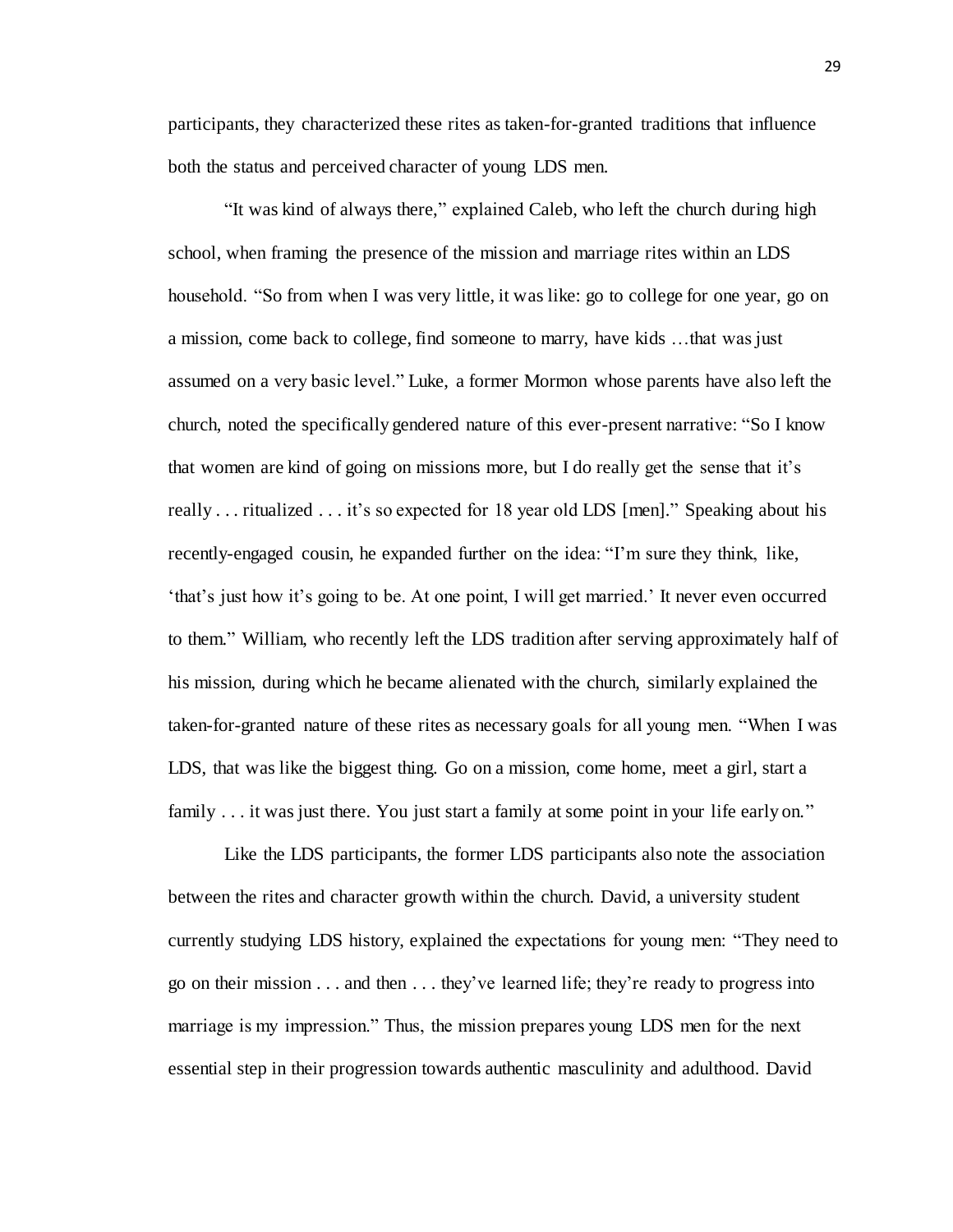participants, they characterized these rites as taken-for-granted traditions that influence both the status and perceived character of young LDS men.

"It was kind of always there," explained Caleb, who left the church during high school, when framing the presence of the mission and marriage rites within an LDS household. "So from when I was very little, it was like: go to college for one year, go on a mission, come back to college, find someone to marry, have kids …that was just assumed on a very basic level." Luke, a former Mormon whose parents have also left the church, noted the specifically gendered nature of this ever-present narrative: "So I know that women are kind of going on missions more, but I do really get the sense that it's really . . . ritualized . . . it's so expected for 18 year old LDS [men]." Speaking about his recently-engaged cousin, he expanded further on the idea: "I'm sure they think, like, 'that's just how it's going to be. At one point, I will get married.' It never even occurred to them." William, who recently left the LDS tradition after serving approximately half of his mission, during which he became alienated with the church, similarly explained the taken-for-granted nature of these rites as necessary goals for all young men. "When I was LDS, that was like the biggest thing. Go on a mission, come home, meet a girl, start a family . . . it was just there. You just start a family at some point in your life early on."

Like the LDS participants, the former LDS participants also note the association between the rites and character growth within the church. David, a university student currently studying LDS history, explained the expectations for young men: "They need to go on their mission . . . and then . . . they've learned life; they're ready to progress into marriage is my impression." Thus, the mission prepares young LDS men for the next essential step in their progression towards authentic masculinity and adulthood. David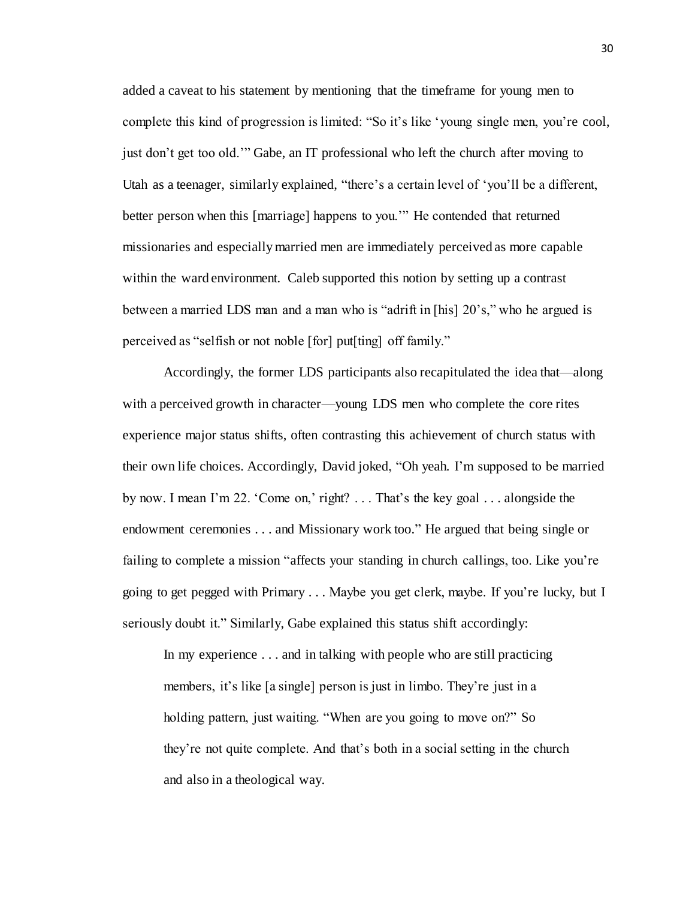added a caveat to his statement by mentioning that the timeframe for young men to complete this kind of progression is limited: "So it's like 'young single men, you're cool, just don't get too old.'" Gabe, an IT professional who left the church after moving to Utah as a teenager, similarly explained, "there's a certain level of 'you'll be a different, better person when this [marriage] happens to you.'" He contended that returned missionaries and especially married men are immediately perceived as more capable within the ward environment. Caleb supported this notion by setting up a contrast between a married LDS man and a man who is "adrift in [his] 20's," who he argued is perceived as "selfish or not noble [for] put[ting] off family."

Accordingly, the former LDS participants also recapitulated the idea that—along with a perceived growth in character—young LDS men who complete the core rites experience major status shifts, often contrasting this achievement of church status with their own life choices. Accordingly, David joked, "Oh yeah. I'm supposed to be married by now. I mean I'm 22. 'Come on,' right? . . . That's the key goal . . . alongside the endowment ceremonies . . . and Missionary work too." He argued that being single or failing to complete a mission "affects your standing in church callings, too. Like you're going to get pegged with Primary . . . Maybe you get clerk, maybe. If you're lucky, but I seriously doubt it." Similarly, Gabe explained this status shift accordingly:

> In my experience . . . and in talking with people who are still practicing members, it's like [a single] person is just in limbo. They're just in a holding pattern, just waiting. "When are you going to move on?" So they're not quite complete. And that's both in a social setting in the church and also in a theological way.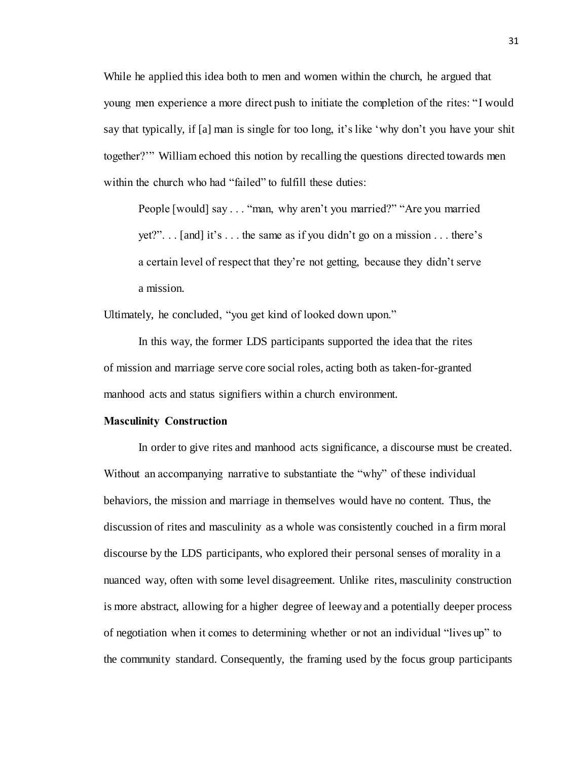While he applied this idea both to men and women within the church, he argued that young men experience a more direct push to initiate the completion of the rites: "I would say that typically, if [a] man is single for too long, it's like 'why don't you have your shit together?'" William echoed this notion by recalling the questions directed towards men within the church who had "failed" to fulfill these duties:

> People [would] say . . . "man, why aren't you married?" "Are you married yet?". . . [and] it's . . . the same as if you didn't go on a mission . . . there's a certain level of respect that they're not getting, because they didn't serve a mission.

Ultimately, he concluded, "you get kind of looked down upon."

In this way, the former LDS participants supported the idea that the rites of mission and marriage serve core social roles, acting both as taken-for-granted manhood acts and status signifiers within a church environment.

**Masculinity Construction**

In order to give rites and manhood acts significance, a discourse must be created. Without an accompanying narrative to substantiate the "why" of these individual behaviors, the mission and marriage in themselves would have no content. Thus, the discussion of rites and masculinity as a whole was consistently couched in a firm moral discourse by the LDS participants, who explored their personal senses of morality in a nuanced way, often with some level disagreement. Unlike rites, masculinity construction is more abstract, allowing for a higher degree of leeway and a potentially deeper process of negotiation when it comes to determining whether or not an individual "lives up" to the community standard. Consequently, the framing used by the focus group participants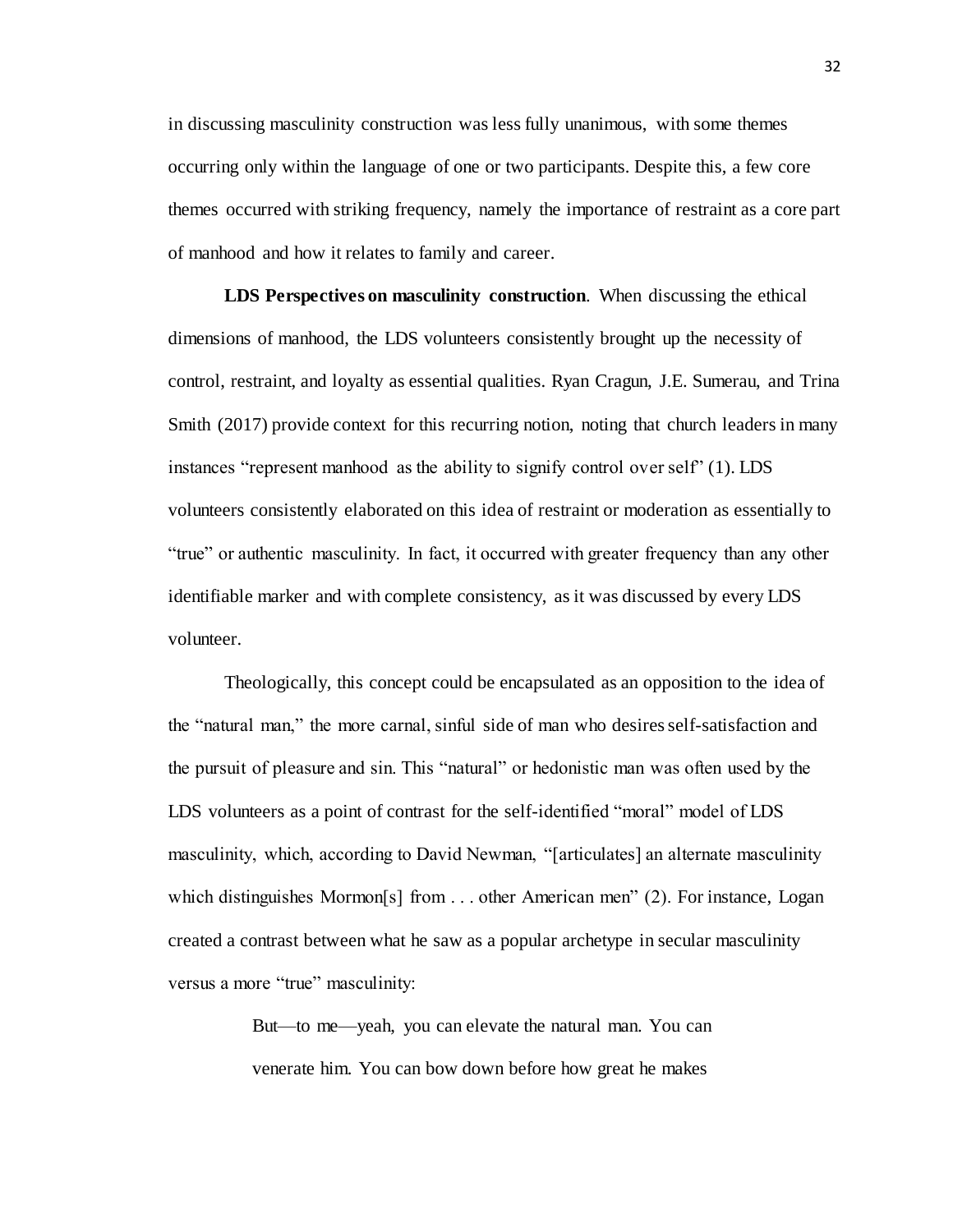in discussing masculinity construction was less fully unanimous, with some themes occurring only within the language of one or two participants. Despite this, a few core themes occurred with striking frequency, namely the importance of restraint as a core part of manhood and how it relates to family and career.

**LDS Perspectives on masculinity construction**. When discussing the ethical dimensions of manhood, the LDS volunteers consistently brought up the necessity of control, restraint, and loyalty as essential qualities. Ryan Cragun, J.E. Sumerau, and Trina Smith (2017) provide context for this recurring notion, noting that church leaders in many instances "represent manhood as the ability to signify control over self" (1). LDS volunteers consistently elaborated on this idea of restraint or moderation as essentially to "true" or authentic masculinity. In fact, it occurred with greater frequency than any other identifiable marker and with complete consistency, as it was discussed by every LDS volunteer.

Theologically, this concept could be encapsulated as an opposition to the idea of the "natural man," the more carnal, sinful side of man who desires self-satisfaction and the pursuit of pleasure and sin. This "natural" or hedonistic man was often used by the LDS volunteers as a point of contrast for the self-identified "moral" model of LDS masculinity, which, according to David Newman, "[articulates] an alternate masculinity which distinguishes Mormon[s] from . . . other American men" (2). For instance, Logan created a contrast between what he saw as a popular archetype in secular masculinity versus a more "true" masculinity:

> But—to me—yeah, you can elevate the natural man. You can venerate him. You can bow down before how great he makes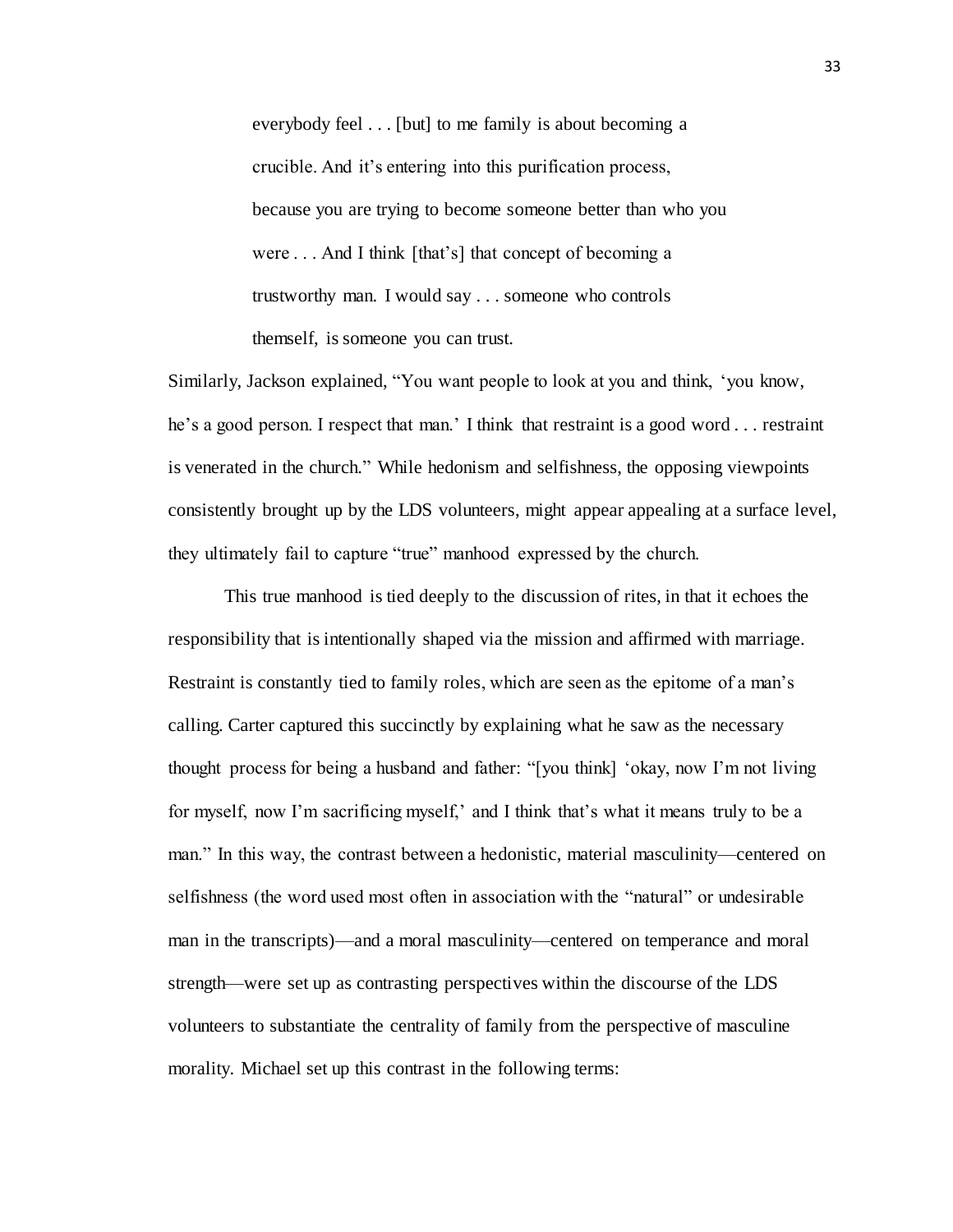> everybody feel . . . [but] to me family is about becoming a crucible. And it's entering into this purification process, because you are trying to become someone better than who you were . . . And I think [that's] that concept of becoming a trustworthy man. I would say . . . someone who controls themself, is someone you can trust.

Similarly, Jackson explained, "You want people to look at you and think, 'you know, he's a good person. I respect that man.' I think that restraint is a good word . . . restraint is venerated in the church." While hedonism and selfishness, the opposing viewpoints consistently brought up by the LDS volunteers, might appear appealing at a surface level, they ultimately fail to capture "true" manhood expressed by the church.

This true manhood is tied deeply to the discussion of rites, in that it echoes the responsibility that is intentionally shaped via the mission and affirmed with marriage. Restraint is constantly tied to family roles, which are seen as the epitome of a man's calling. Carter captured this succinctly by explaining what he saw as the necessary thought process for being a husband and father: "[you think] 'okay, now I'm not living for myself, now I'm sacrificing myself,' and I think that's what it means truly to be a man." In this way, the contrast between a hedonistic, material masculinity—centered on selfishness (the word used most often in association with the "natural" or undesirable man in the transcripts)—and a moral masculinity—centered on temperance and moral strength—were set up as contrasting perspectives within the discourse of the LDS volunteers to substantiate the centrality of family from the perspective of masculine morality. Michael set up this contrast in the following terms: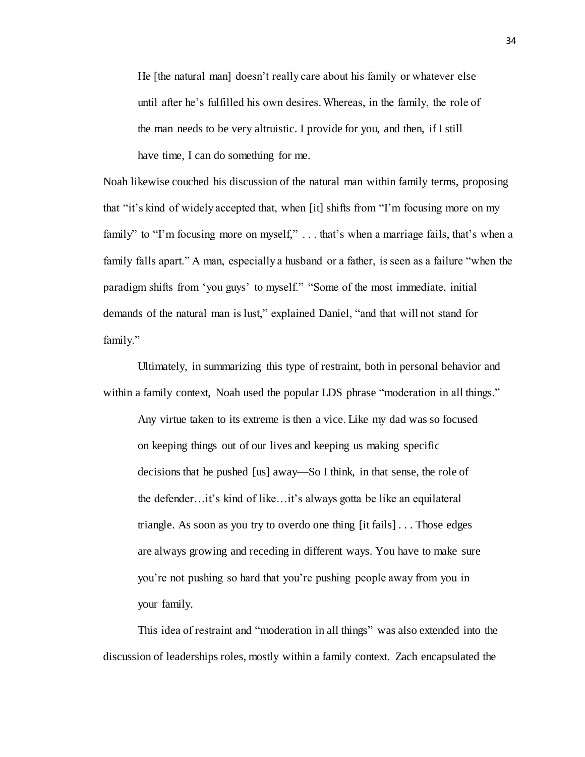> He [the natural man] doesn't really care about his family or whatever else until after he's fulfilled his own desires. Whereas, in the family, the role of the man needs to be very altruistic. I provide for you, and then, if I still have time, I can do something for me.

Noah likewise couched his discussion of the natural man within family terms, proposing that "it's kind of widely accepted that, when [it] shifts from "I'm focusing more on my family" to "I'm focusing more on myself," . . . that's when a marriage fails, that's when a family falls apart." A man, especially a husband or a father, is seen as a failure "when the paradigm shifts from 'you guys' to myself." "Some of the most immediate, initial demands of the natural man is lust," explained Daniel, "and that will not stand for family."

Ultimately, in summarizing this type of restraint, both in personal behavior and within a family context, Noah used the popular LDS phrase "moderation in all things."

> Any virtue taken to its extreme is then a vice. Like my dad was so focused on keeping things out of our lives and keeping us making specific decisions that he pushed [us] away—So I think, in that sense, the role of the defender…it's kind of like…it's always gotta be like an equilateral triangle. As soon as you try to overdo one thing [it fails] . . . Those edges are always growing and receding in different ways. You have to make sure you're not pushing so hard that you're pushing people away from you in your family.

This idea of restraint and "moderation in all things" was also extended into the discussion of leaderships roles, mostly within a family context. Zach encapsulated the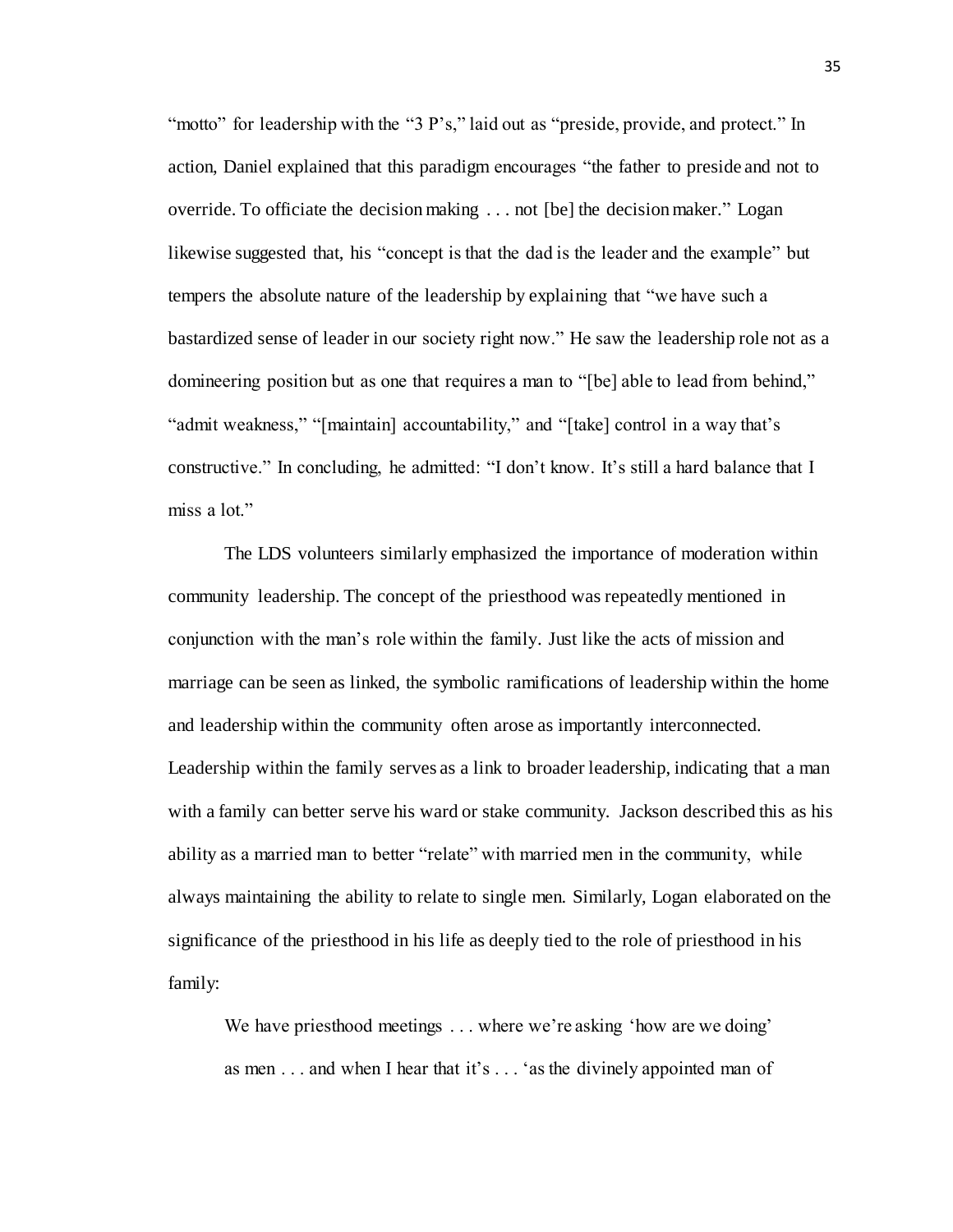"motto" for leadership with the "3 P's," laid out as "preside, provide, and protect." In action, Daniel explained that this paradigm encourages "the father to preside and not to override. To officiate the decision making . . . not [be] the decision maker." Logan likewise suggested that, his "concept is that the dad is the leader and the example" but tempers the absolute nature of the leadership by explaining that "we have such a bastardized sense of leader in our society right now." He saw the leadership role not as a domineering position but as one that requires a man to "[be] able to lead from behind," "admit weakness," "[maintain] accountability," and "[take] control in a way that's constructive." In concluding, he admitted: "I don't know. It's still a hard balance that I miss a lot."

The LDS volunteers similarly emphasized the importance of moderation within community leadership. The concept of the priesthood was repeatedly mentioned in conjunction with the man's role within the family. Just like the acts of mission and marriage can be seen as linked, the symbolic ramifications of leadership within the home and leadership within the community often arose as importantly interconnected. Leadership within the family serves as a link to broader leadership, indicating that a man with a family can better serve his ward or stake community. Jackson described this as his ability as a married man to better "relate" with married men in the community, while always maintaining the ability to relate to single men. Similarly, Logan elaborated on the significance of the priesthood in his life as deeply tied to the role of priesthood in his family:

> We have priesthood meetings . . . where we're asking 'how are we doing' as men . . . and when I hear that it's . . . 'as the divinely appointed man of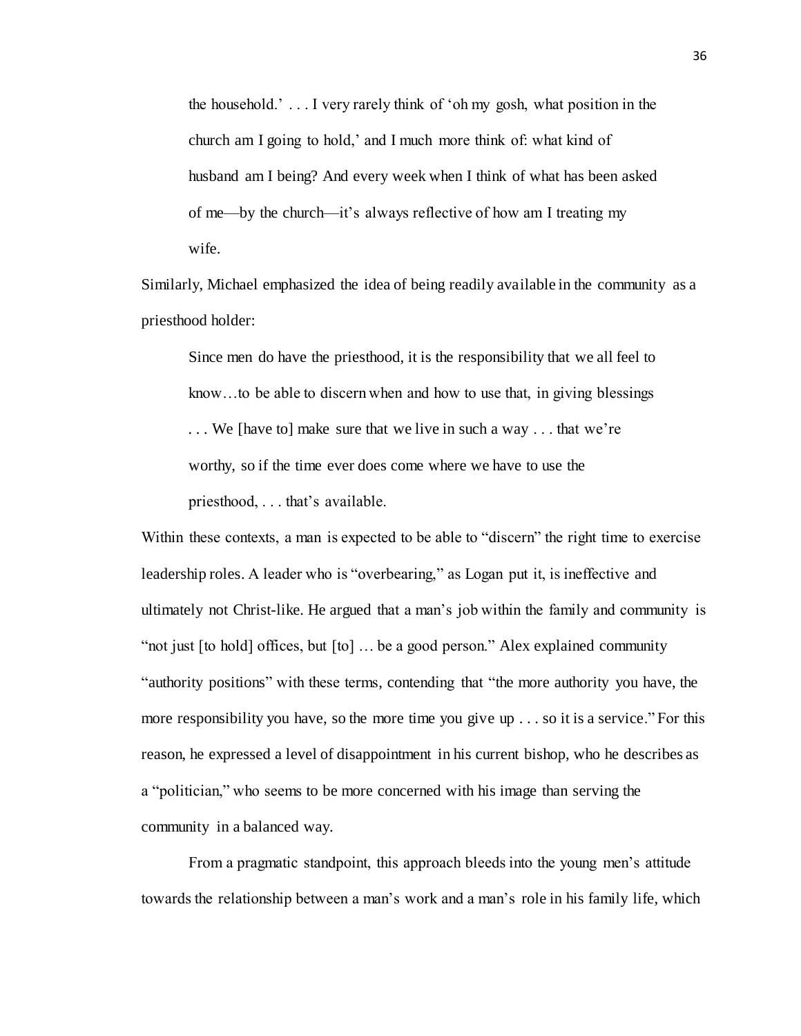> the household.' . . . I very rarely think of 'oh my gosh, what position in the church am I going to hold,' and I much more think of: what kind of husband am I being? And every week when I think of what has been asked of me—by the church—it's always reflective of how am I treating my wife.

Similarly, Michael emphasized the idea of being readily available in the community as a priesthood holder:

> Since men do have the priesthood, it is the responsibility that we all feel to know…to be able to discern when and how to use that, in giving blessings . . . We [have to] make sure that we live in such a way . . . that we're worthy, so if the time ever does come where we have to use the priesthood, . . . that's available.

Within these contexts, a man is expected to be able to "discern" the right time to exercise leadership roles. A leader who is "overbearing," as Logan put it, is ineffective and ultimately not Christ-like. He argued that a man's job within the family and community is "not just [to hold] offices, but [to] … be a good person." Alex explained community "authority positions" with these terms, contending that "the more authority you have, the more responsibility you have, so the more time you give up . . . so it is a service." For this reason, he expressed a level of disappointment in his current bishop, who he describes as a "politician," who seems to be more concerned with his image than serving the community in a balanced way.

From a pragmatic standpoint, this approach bleeds into the young men's attitude towards the relationship between a man's work and a man's role in his family life, which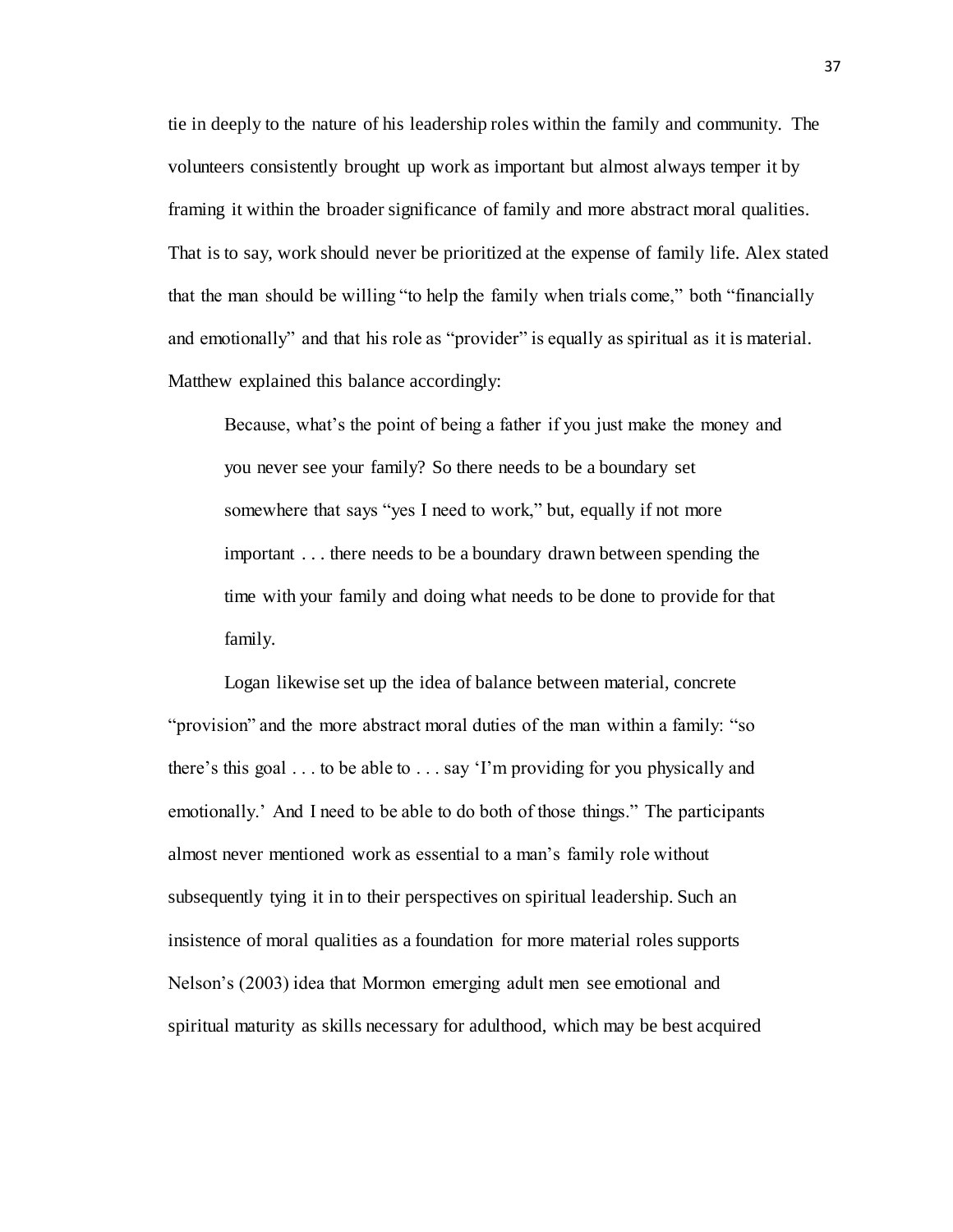tie in deeply to the nature of his leadership roles within the family and community. The volunteers consistently brought up work as important but almost always temper it by framing it within the broader significance of family and more abstract moral qualities. That is to say, work should never be prioritized at the expense of family life. Alex stated that the man should be willing "to help the family when trials come," both "financially and emotionally" and that his role as "provider" is equally as spiritual as it is material. Matthew explained this balance accordingly:

> Because, what's the point of being a father if you just make the money and you never see your family? So there needs to be a boundary set somewhere that says "yes I need to work," but, equally if not more important . . . there needs to be a boundary drawn between spending the time with your family and doing what needs to be done to provide for that family.

Logan likewise set up the idea of balance between material, concrete "provision" and the more abstract moral duties of the man within a family: "so there's this goal . . . to be able to . . . say 'I'm providing for you physically and emotionally.' And I need to be able to do both of those things." The participants almost never mentioned work as essential to a man's family role without subsequently tying it in to their perspectives on spiritual leadership. Such an insistence of moral qualities as a foundation for more material roles supports Nelson's (2003) idea that Mormon emerging adult men see emotional and spiritual maturity as skills necessary for adulthood, which may be best acquired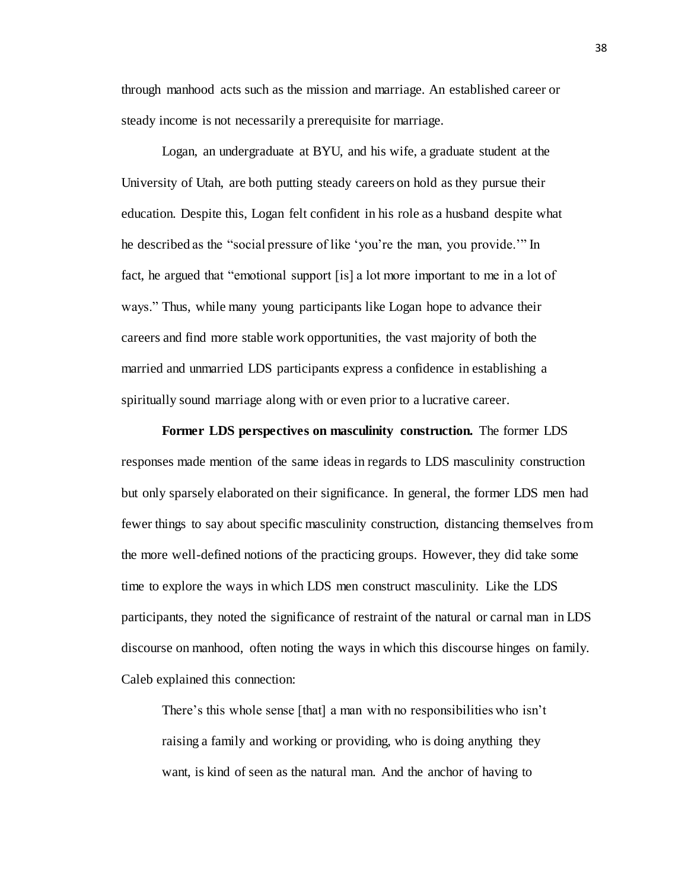through manhood acts such as the mission and marriage. An established career or steady income is not necessarily a prerequisite for marriage.

Logan, an undergraduate at BYU, and his wife, a graduate student at the University of Utah, are both putting steady careers on hold as they pursue their education. Despite this, Logan felt confident in his role as a husband despite what he described as the "social pressure of like 'you're the man, you provide.'" In fact, he argued that "emotional support [is] a lot more important to me in a lot of ways." Thus, while many young participants like Logan hope to advance their careers and find more stable work opportunities, the vast majority of both the married and unmarried LDS participants express a confidence in establishing a spiritually sound marriage along with or even prior to a lucrative career.

**Former LDS perspectives on masculinity construction.** The former LDS responses made mention of the same ideas in regards to LDS masculinity construction but only sparsely elaborated on their significance. In general, the former LDS men had fewer things to say about specific masculinity construction, distancing themselves from the more well-defined notions of the practicing groups. However, they did take some time to explore the ways in which LDS men construct masculinity. Like the LDS participants, they noted the significance of restraint of the natural or carnal man in LDS discourse on manhood, often noting the ways in which this discourse hinges on family. Caleb explained this connection:

> There's this whole sense [that] a man with no responsibilities who isn't raising a family and working or providing, who is doing anything they want, is kind of seen as the natural man. And the anchor of having to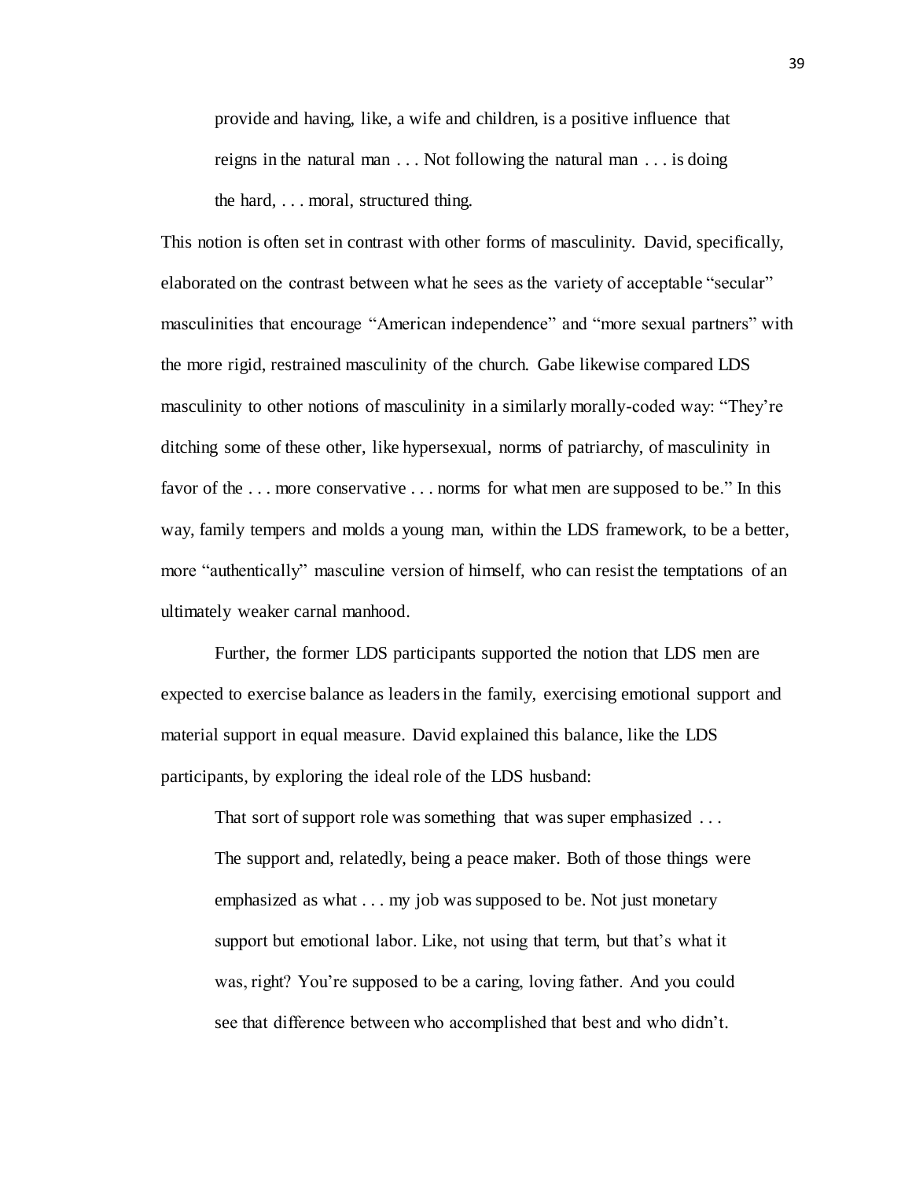> provide and having, like, a wife and children, is a positive influence that reigns in the natural man . . . Not following the natural man . . . is doing the hard, . . . moral, structured thing.

This notion is often set in contrast with other forms of masculinity. David, specifically, elaborated on the contrast between what he sees as the variety of acceptable "secular" masculinities that encourage "American independence" and "more sexual partners" with the more rigid, restrained masculinity of the church. Gabe likewise compared LDS masculinity to other notions of masculinity in a similarly morally-coded way: "They're ditching some of these other, like hypersexual, norms of patriarchy, of masculinity in favor of the . . . more conservative . . . norms for what men are supposed to be." In this way, family tempers and molds a young man, within the LDS framework, to be a better, more "authentically" masculine version of himself, who can resist the temptations of an ultimately weaker carnal manhood.

Further, the former LDS participants supported the notion that LDS men are expected to exercise balance as leaders in the family, exercising emotional support and material support in equal measure. David explained this balance, like the LDS participants, by exploring the ideal role of the LDS husband:

> That sort of support role was something that was super emphasized . . . The support and, relatedly, being a peace maker. Both of those things were emphasized as what . . . my job was supposed to be. Not just monetary support but emotional labor. Like, not using that term, but that's what it was, right? You're supposed to be a caring, loving father. And you could see that difference between who accomplished that best and who didn't.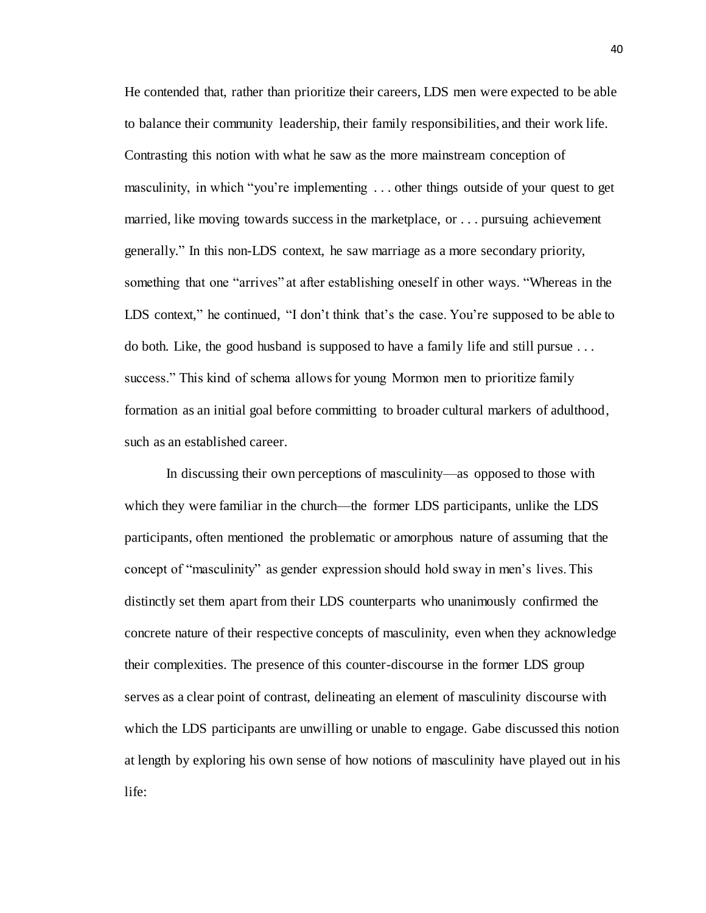He contended that, rather than prioritize their careers, LDS men were expected to be able to balance their community leadership, their family responsibilities, and their work life. Contrasting this notion with what he saw as the more mainstream conception of masculinity, in which "you're implementing . . . other things outside of your quest to get married, like moving towards success in the marketplace, or . . . pursuing achievement generally." In this non-LDS context, he saw marriage as a more secondary priority, something that one "arrives" at after establishing oneself in other ways. "Whereas in the LDS context," he continued, "I don't think that's the case. You're supposed to be able to do both. Like, the good husband is supposed to have a family life and still pursue . . . success." This kind of schema allows for young Mormon men to prioritize family formation as an initial goal before committing to broader cultural markers of adulthood, such as an established career.

In discussing their own perceptions of masculinity—as opposed to those with which they were familiar in the church—the former LDS participants, unlike the LDS participants, often mentioned the problematic or amorphous nature of assuming that the concept of "masculinity" as gender expression should hold sway in men's lives. This distinctly set them apart from their LDS counterparts who unanimously confirmed the concrete nature of their respective concepts of masculinity, even when they acknowledge their complexities. The presence of this counter-discourse in the former LDS group serves as a clear point of contrast, delineating an element of masculinity discourse with which the LDS participants are unwilling or unable to engage. Gabe discussed this notion at length by exploring his own sense of how notions of masculinity have played out in his life: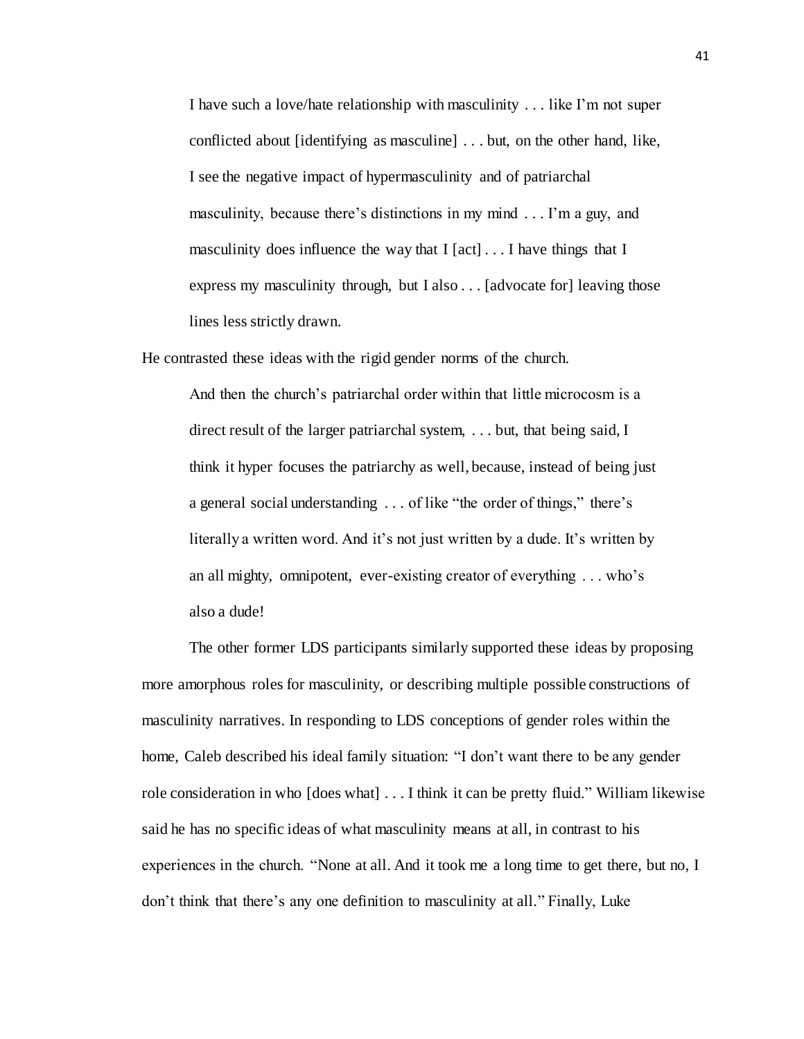> I have such a love/hate relationship with masculinity . . . like I'm not super conflicted about [identifying as masculine] . . . but, on the other hand, like, I see the negative impact of hypermasculinity and of patriarchal masculinity, because there's distinctions in my mind . . . I'm a guy, and masculinity does influence the way that I [act] . . . I have things that I express my masculinity through, but I also . . . [advocate for] leaving those lines less strictly drawn.

He contrasted these ideas with the rigid gender norms of the church.

> And then the church's patriarchal order within that little microcosm is a direct result of the larger patriarchal system, . . . but, that being said, I think it hyper focuses the patriarchy as well, because, instead of being just a general social understanding . . . of like "the order of things," there's literally a written word. And it's not just written by a dude. It's written by an all mighty, omnipotent, ever-existing creator of everything . . . who's also a dude!

The other former LDS participants similarly supported these ideas by proposing more amorphous roles for masculinity, or describing multiple possible constructions of masculinity narratives. In responding to LDS conceptions of gender roles within the home, Caleb described his ideal family situation: "I don't want there to be any gender role consideration in who [does what] . . . I think it can be pretty fluid." William likewise said he has no specific ideas of what masculinity means at all, in contrast to his experiences in the church. "None at all. And it took me a long time to get there, but no, I don't think that there's any one definition to masculinity at all." Finally, Luke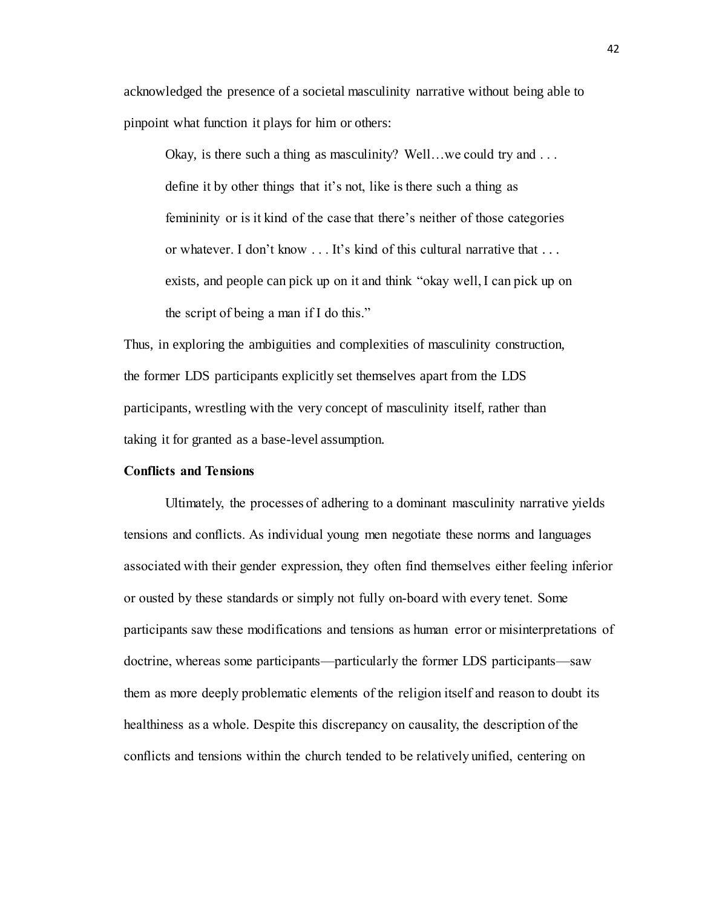acknowledged the presence of a societal masculinity narrative without being able to pinpoint what function it plays for him or others:

> Okay, is there such a thing as masculinity? Well…we could try and . . . define it by other things that it's not, like is there such a thing as femininity or is it kind of the case that there's neither of those categories or whatever. I don't know . . . It's kind of this cultural narrative that . . . exists, and people can pick up on it and think "okay well, I can pick up on the script of being a man if I do this."

Thus, in exploring the ambiguities and complexities of masculinity construction, the former LDS participants explicitly set themselves apart from the LDS participants, wrestling with the very concept of masculinity itself, rather than taking it for granted as a base-level assumption.

**Conflicts and Tensions**

Ultimately, the processes of adhering to a dominant masculinity narrative yields tensions and conflicts. As individual young men negotiate these norms and languages associated with their gender expression, they often find themselves either feeling inferior or ousted by these standards or simply not fully on-board with every tenet. Some participants saw these modifications and tensions as human error or misinterpretations of doctrine, whereas some participants—particularly the former LDS participants—saw them as more deeply problematic elements of the religion itself and reason to doubt its healthiness as a whole. Despite this discrepancy on causality, the description of the conflicts and tensions within the church tended to be relatively unified, centering on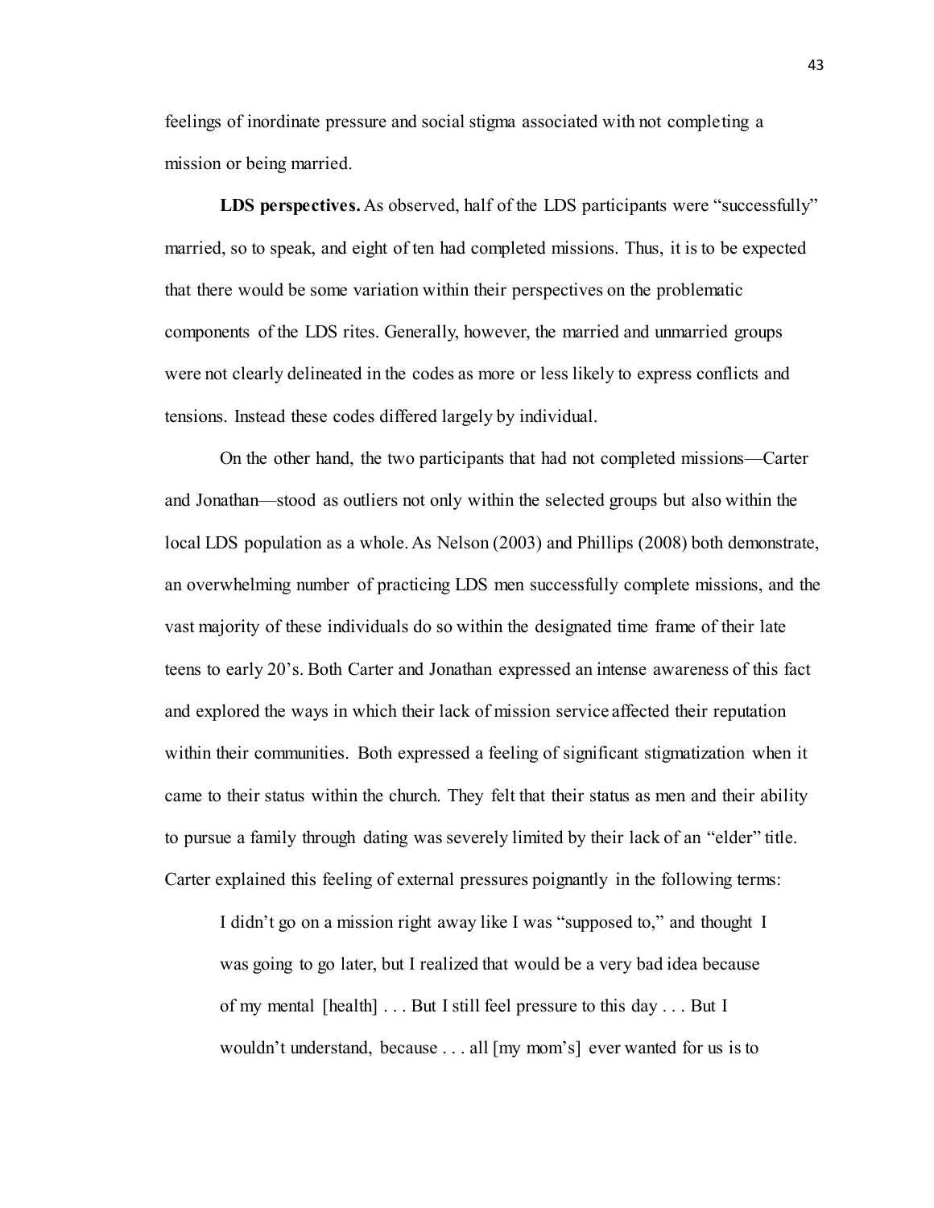feelings of inordinate pressure and social stigma associated with not completing a mission or being married.

**LDS perspectives.** As observed, half of the LDS participants were "successfully" married, so to speak, and eight of ten had completed missions. Thus, it is to be expected that there would be some variation within their perspectives on the problematic components of the LDS rites. Generally, however, the married and unmarried groups were not clearly delineated in the codes as more or less likely to express conflicts and tensions. Instead these codes differed largely by individual.

On the other hand, the two participants that had not completed missions—Carter and Jonathan—stood as outliers not only within the selected groups but also within the local LDS population as a whole. As Nelson (2003) and Phillips (2008) both demonstrate, an overwhelming number of practicing LDS men successfully complete missions, and the vast majority of these individuals do so within the designated time frame of their late teens to early 20's. Both Carter and Jonathan expressed an intense awareness of this fact and explored the ways in which their lack of mission service affected their reputation within their communities. Both expressed a feeling of significant stigmatization when it came to their status within the church. They felt that their status as men and their ability to pursue a family through dating was severely limited by their lack of an "elder" title. Carter explained this feeling of external pressures poignantly in the following terms:

> I didn't go on a mission right away like I was "supposed to," and thought I was going to go later, but I realized that would be a very bad idea because of my mental [health] . . . But I still feel pressure to this day . . . But I wouldn't understand, because . . . all [my mom's] ever wanted for us is to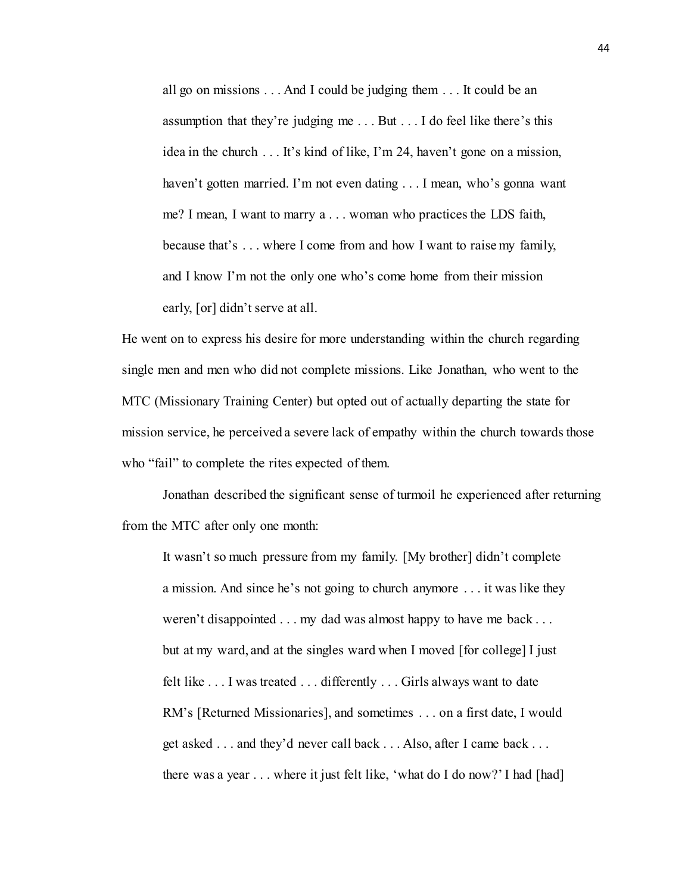> all go on missions . . . And I could be judging them . . . It could be an assumption that they're judging me . . . But . . . I do feel like there's this idea in the church . . . It's kind of like, I'm 24, haven't gone on a mission, haven't gotten married. I'm not even dating . . . I mean, who's gonna want me? I mean, I want to marry a . . . woman who practices the LDS faith, because that's . . . where I come from and how I want to raise my family, and I know I'm not the only one who's come home from their mission early, [or] didn't serve at all.

He went on to express his desire for more understanding within the church regarding single men and men who did not complete missions. Like Jonathan, who went to the MTC (Missionary Training Center) but opted out of actually departing the state for mission service, he perceived a severe lack of empathy within the church towards those who "fail" to complete the rites expected of them.

Jonathan described the significant sense of turmoil he experienced after returning from the MTC after only one month:

> It wasn't so much pressure from my family. [My brother] didn't complete a mission. And since he's not going to church anymore . . . it was like they weren't disappointed . . . my dad was almost happy to have me back . . . but at my ward, and at the singles ward when I moved [for college] I just felt like . . . I was treated . . . differently . . . Girls always want to date RM's [Returned Missionaries], and sometimes . . . on a first date, I would get asked . . . and they'd never call back . . . Also, after I came back . . . there was a year . . . where it just felt like, 'what do I do now?' I had [had]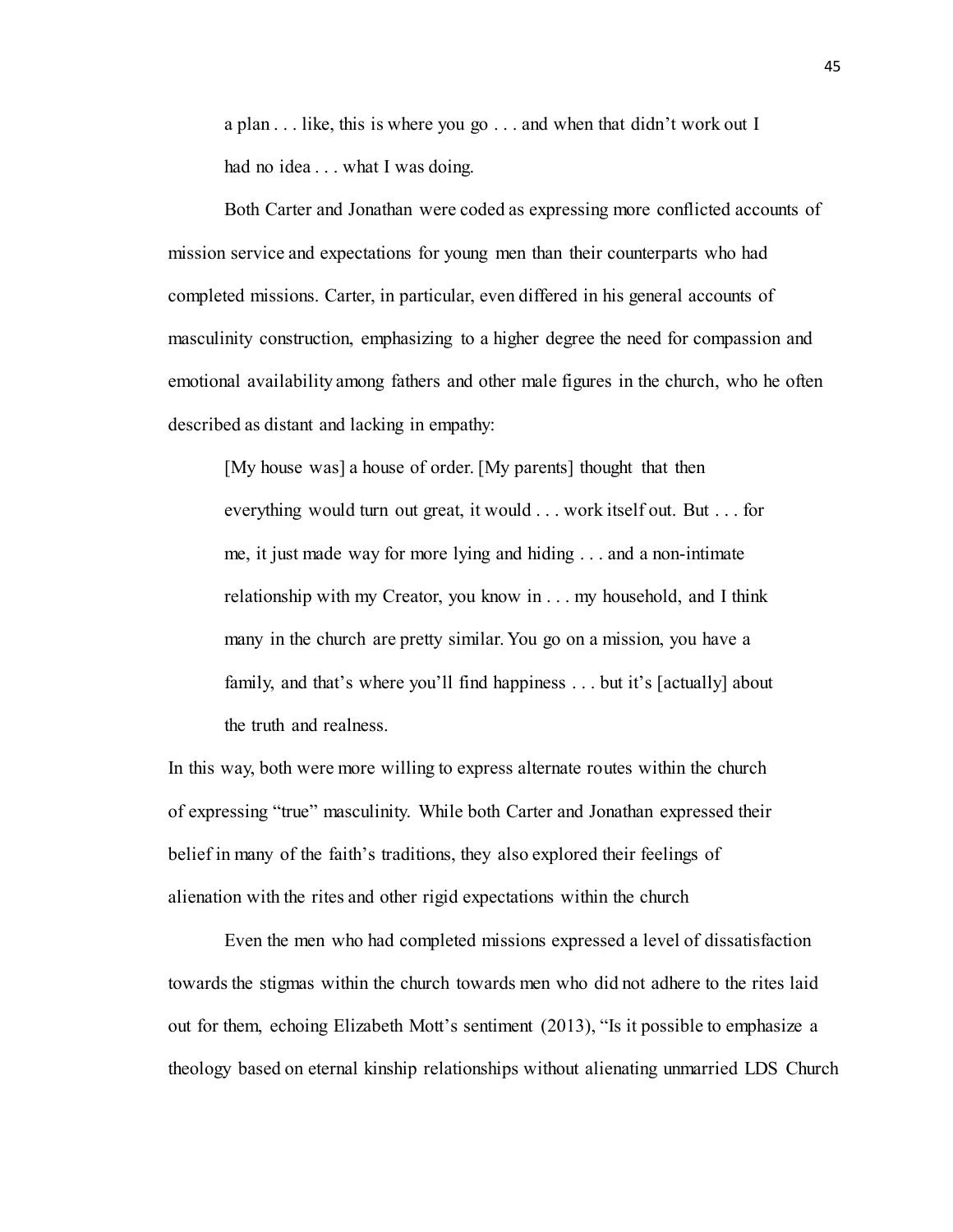> a plan . . . like, this is where you go . . . and when that didn't work out I had no idea . . . what I was doing.

Both Carter and Jonathan were coded as expressing more conflicted accounts of mission service and expectations for young men than their counterparts who had completed missions. Carter, in particular, even differed in his general accounts of masculinity construction, emphasizing to a higher degree the need for compassion and emotional availability among fathers and other male figures in the church, who he often described as distant and lacking in empathy:

> [My house was] a house of order. [My parents] thought that then everything would turn out great, it would . . . work itself out. But . . . for me, it just made way for more lying and hiding . . . and a non-intimate relationship with my Creator, you know in . . . my household, and I think many in the church are pretty similar. You go on a mission, you have a family, and that's where you'll find happiness . . . but it's [actually] about the truth and realness.

In this way, both were more willing to express alternate routes within the church of expressing "true" masculinity. While both Carter and Jonathan expressed their belief in many of the faith's traditions, they also explored their feelings of alienation with the rites and other rigid expectations within the church

Even the men who had completed missions expressed a level of dissatisfaction towards the stigmas within the church towards men who did not adhere to the rites laid out for them, echoing Elizabeth Mott's sentiment (2013), "Is it possible to emphasize a theology based on eternal kinship relationships without alienating unmarried LDS Church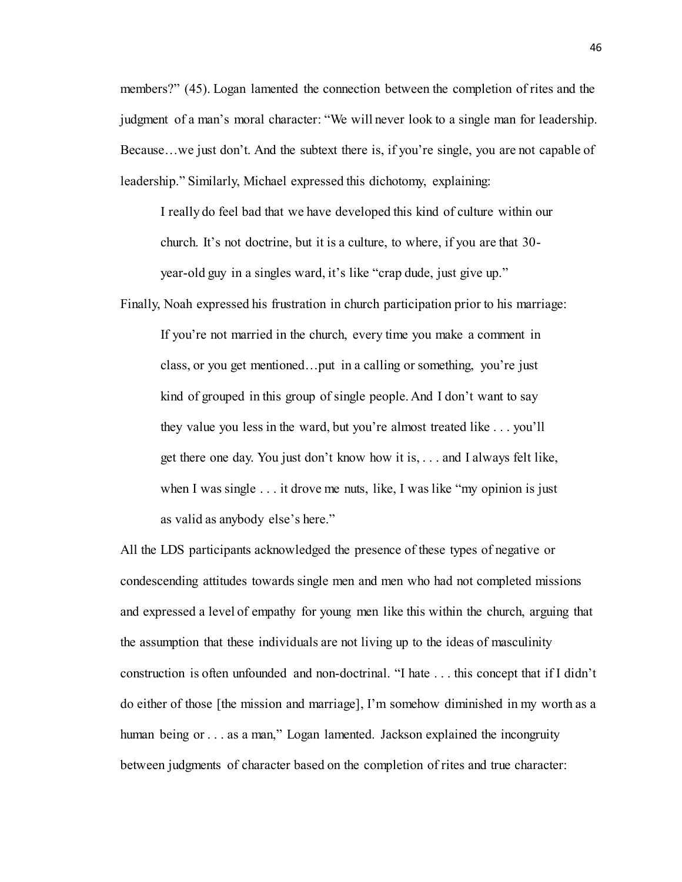members?" (45). Logan lamented the connection between the completion of rites and the judgment of a man's moral character: "We will never look to a single man for leadership. Because…we just don't. And the subtext there is, if you're single, you are not capable of leadership." Similarly, Michael expressed this dichotomy, explaining:

> I really do feel bad that we have developed this kind of culture within our church. It's not doctrine, but it is a culture, to where, if you are that 30-year-old guy in a singles ward, it's like "crap dude, just give up."

Finally, Noah expressed his frustration in church participation prior to his marriage:

> If you're not married in the church, every time you make a comment in class, or you get mentioned…put in a calling or something, you're just kind of grouped in this group of single people. And I don't want to say they value you less in the ward, but you're almost treated like . . . you'll get there one day. You just don't know how it is, . . . and I always felt like, when I was single . . . it drove me nuts, like, I was like "my opinion is just as valid as anybody else's here."

All the LDS participants acknowledged the presence of these types of negative or condescending attitudes towards single men and men who had not completed missions and expressed a level of empathy for young men like this within the church, arguing that the assumption that these individuals are not living up to the ideas of masculinity construction is often unfounded and non-doctrinal. "I hate . . . this concept that if I didn't do either of those [the mission and marriage], I'm somehow diminished in my worth as a human being or . . . as a man," Logan lamented. Jackson explained the incongruity between judgments of character based on the completion of rites and true character: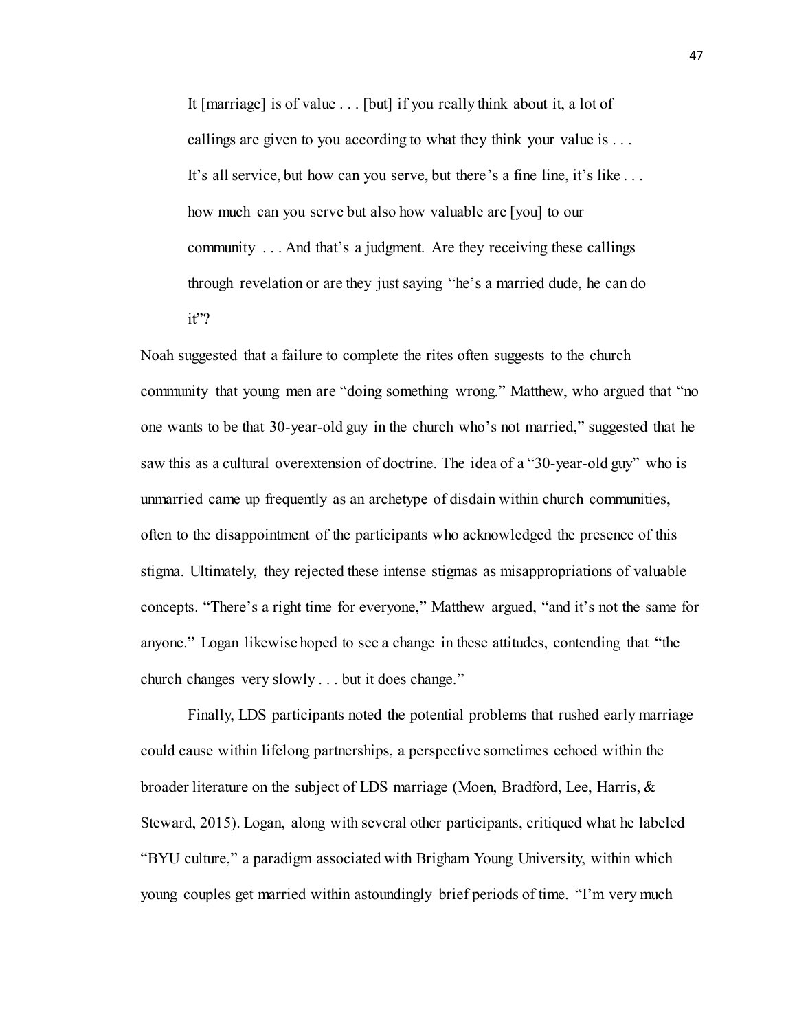> It [marriage] is of value . . . [but] if you really think about it, a lot of callings are given to you according to what they think your value is . . . It's all service, but how can you serve, but there's a fine line, it's like . . . how much can you serve but also how valuable are [you] to our community . . . And that's a judgment. Are they receiving these callings through revelation or are they just saying "he's a married dude, he can do it"?

Noah suggested that a failure to complete the rites often suggests to the church community that young men are "doing something wrong." Matthew, who argued that "no one wants to be that 30-year-old guy in the church who's not married," suggested that he saw this as a cultural overextension of doctrine. The idea of a "30-year-old guy" who is unmarried came up frequently as an archetype of disdain within church communities, often to the disappointment of the participants who acknowledged the presence of this stigma. Ultimately, they rejected these intense stigmas as misappropriations of valuable concepts. "There's a right time for everyone," Matthew argued, "and it's not the same for anyone." Logan likewise hoped to see a change in these attitudes, contending that "the church changes very slowly . . . but it does change."

Finally, LDS participants noted the potential problems that rushed early marriage could cause within lifelong partnerships, a perspective sometimes echoed within the broader literature on the subject of LDS marriage (Moen, Bradford, Lee, Harris, & Steward, 2015). Logan, along with several other participants, critiqued what he labeled "BYU culture," a paradigm associated with Brigham Young University, within which young couples get married within astoundingly brief periods of time. "I'm very much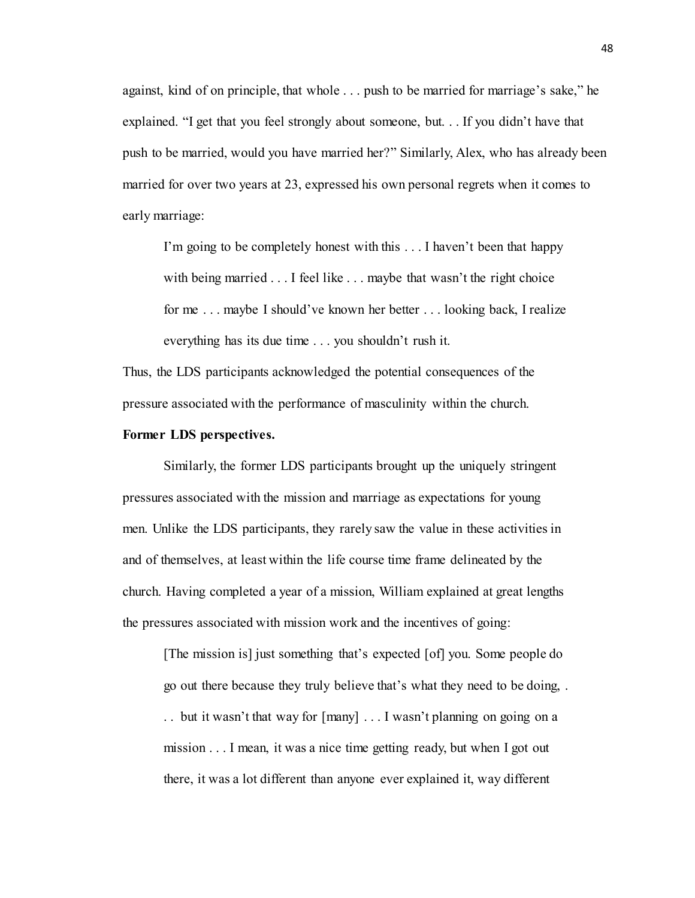against, kind of on principle, that whole . . . push to be married for marriage's sake," he explained. "I get that you feel strongly about someone, but. . . If you didn't have that push to be married, would you have married her?" Similarly, Alex, who has already been married for over two years at 23, expressed his own personal regrets when it comes to early marriage:

> I'm going to be completely honest with this . . . I haven't been that happy with being married . . . I feel like . . . maybe that wasn't the right choice for me . . . maybe I should've known her better . . . looking back, I realize everything has its due time . . . you shouldn't rush it.

Thus, the LDS participants acknowledged the potential consequences of the pressure associated with the performance of masculinity within the church.

**Former LDS perspectives.**

Similarly, the former LDS participants brought up the uniquely stringent pressures associated with the mission and marriage as expectations for young men. Unlike the LDS participants, they rarely saw the value in these activities in and of themselves, at least within the life course time frame delineated by the church. Having completed a year of a mission, William explained at great lengths the pressures associated with mission work and the incentives of going:

> [The mission is] just something that's expected [of] you. Some people do go out there because they truly believe that's what they need to be doing, . . . but it wasn't that way for [many] . . . I wasn't planning on going on a mission . . . I mean, it was a nice time getting ready, but when I got out there, it was a lot different than anyone ever explained it, way different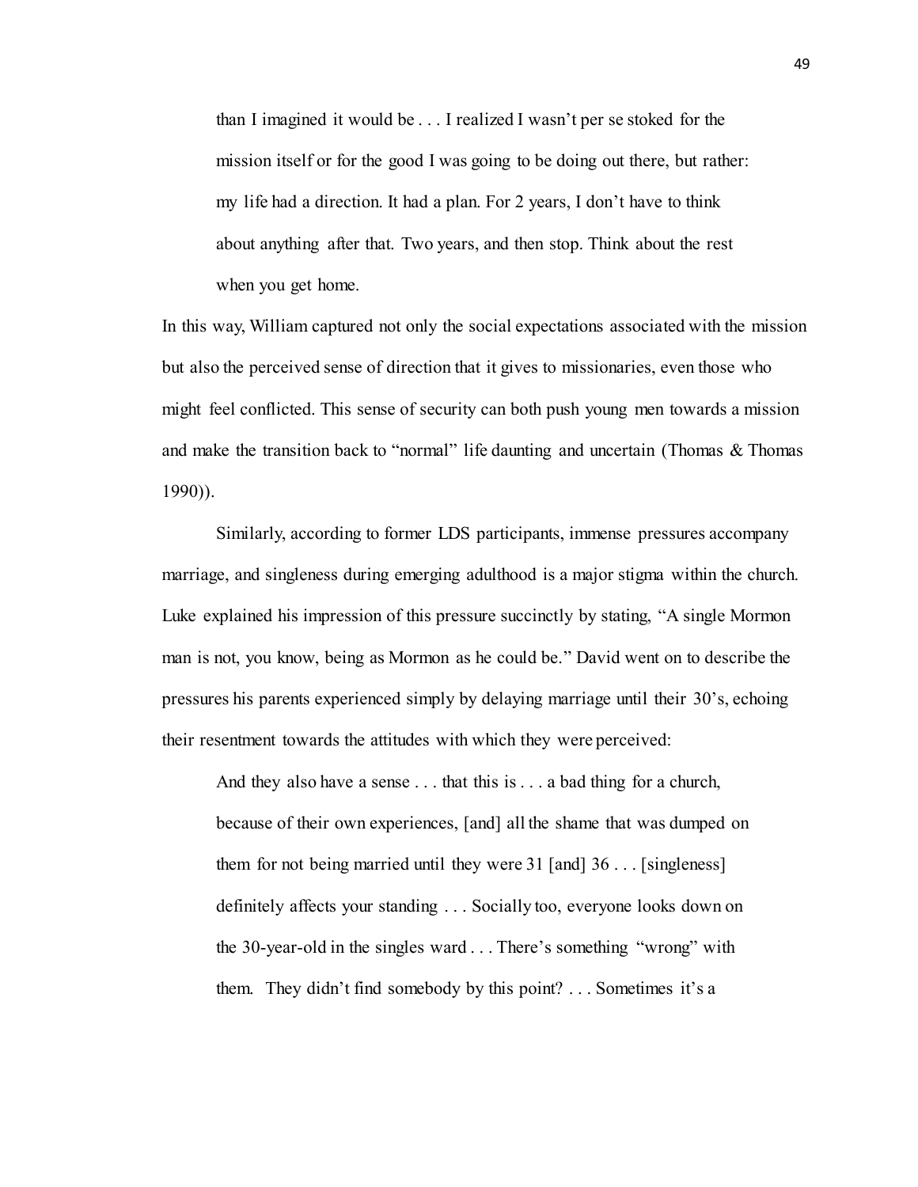> than I imagined it would be . . . I realized I wasn't per se stoked for the mission itself or for the good I was going to be doing out there, but rather: my life had a direction. It had a plan. For 2 years, I don't have to think about anything after that. Two years, and then stop. Think about the rest when you get home.

In this way, William captured not only the social expectations associated with the mission but also the perceived sense of direction that it gives to missionaries, even those who might feel conflicted. This sense of security can both push young men towards a mission and make the transition back to "normal" life daunting and uncertain (Thomas & Thomas 1990)).

Similarly, according to former LDS participants, immense pressures accompany marriage, and singleness during emerging adulthood is a major stigma within the church. Luke explained his impression of this pressure succinctly by stating, "A single Mormon man is not, you know, being as Mormon as he could be." David went on to describe the pressures his parents experienced simply by delaying marriage until their 30's, echoing their resentment towards the attitudes with which they were perceived:

> And they also have a sense . . . that this is . . . a bad thing for a church, because of their own experiences, [and] all the shame that was dumped on them for not being married until they were 31 [and] 36 . . . [singleness] definitely affects your standing . . . Socially too, everyone looks down on the 30-year-old in the singles ward . . . There's something "wrong" with them. They didn't find somebody by this point? . . . Sometimes it's a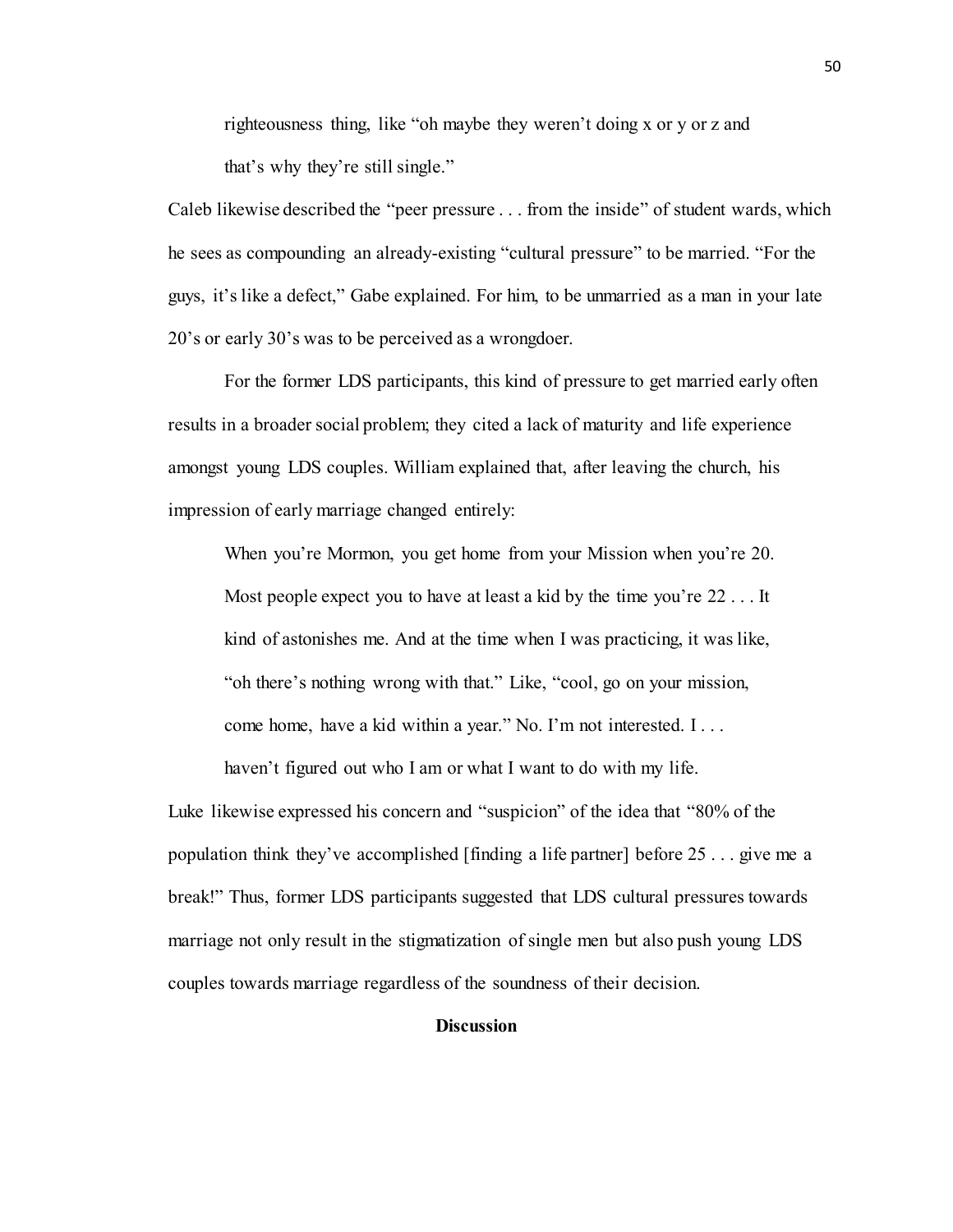> righteousness thing, like "oh maybe they weren't doing x or y or z and that's why they're still single."

Caleb likewise described the "peer pressure . . . from the inside" of student wards, which he sees as compounding an already-existing "cultural pressure" to be married. "For the guys, it's like a defect," Gabe explained. For him, to be unmarried as a man in your late 20's or early 30's was to be perceived as a wrongdoer.

For the former LDS participants, this kind of pressure to get married early often results in a broader social problem; they cited a lack of maturity and life experience amongst young LDS couples. William explained that, after leaving the church, his impression of early marriage changed entirely:

> When you're Mormon, you get home from your Mission when you're 20. Most people expect you to have at least a kid by the time you're 22 . . . It kind of astonishes me. And at the time when I was practicing, it was like, "oh there's nothing wrong with that." Like, "cool, go on your mission, come home, have a kid within a year." No. I'm not interested. I . . . haven't figured out who I am or what I want to do with my life.

Luke likewise expressed his concern and "suspicion" of the idea that "80% of the population think they've accomplished [finding a life partner] before 25 . . . give me a break!" Thus, former LDS participants suggested that LDS cultural pressures towards marriage not only result in the stigmatization of single men but also push young LDS couples towards marriage regardless of the soundness of their decision.

## Discussion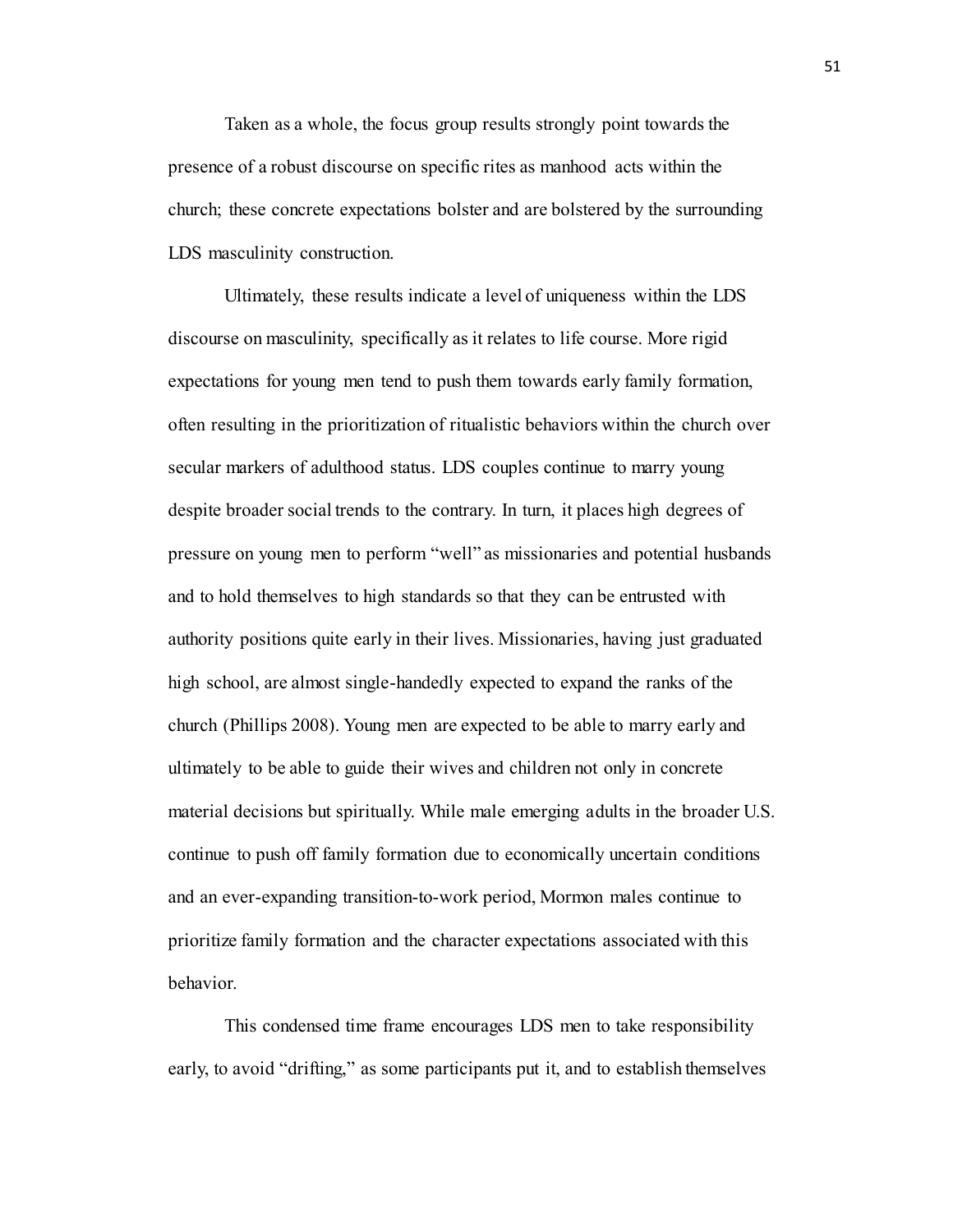Taken as a whole, the focus group results strongly point towards the presence of a robust discourse on specific rites as manhood acts within the church; these concrete expectations bolster and are bolstered by the surrounding LDS masculinity construction.

Ultimately, these results indicate a level of uniqueness within the LDS discourse on masculinity, specifically as it relates to life course. More rigid expectations for young men tend to push them towards early family formation, often resulting in the prioritization of ritualistic behaviors within the church over secular markers of adulthood status. LDS couples continue to marry young despite broader social trends to the contrary. In turn, it places high degrees of pressure on young men to perform "well" as missionaries and potential husbands and to hold themselves to high standards so that they can be entrusted with authority positions quite early in their lives. Missionaries, having just graduated high school, are almost single-handedly expected to expand the ranks of the church (Phillips 2008). Young men are expected to be able to marry early and ultimately to be able to guide their wives and children not only in concrete material decisions but spiritually. While male emerging adults in the broader U.S. continue to push off family formation due to economically uncertain conditions and an ever-expanding transition-to-work period, Mormon males continue to prioritize family formation and the character expectations associated with this behavior.

This condensed time frame encourages LDS men to take responsibility early, to avoid "drifting," as some participants put it, and to establish themselves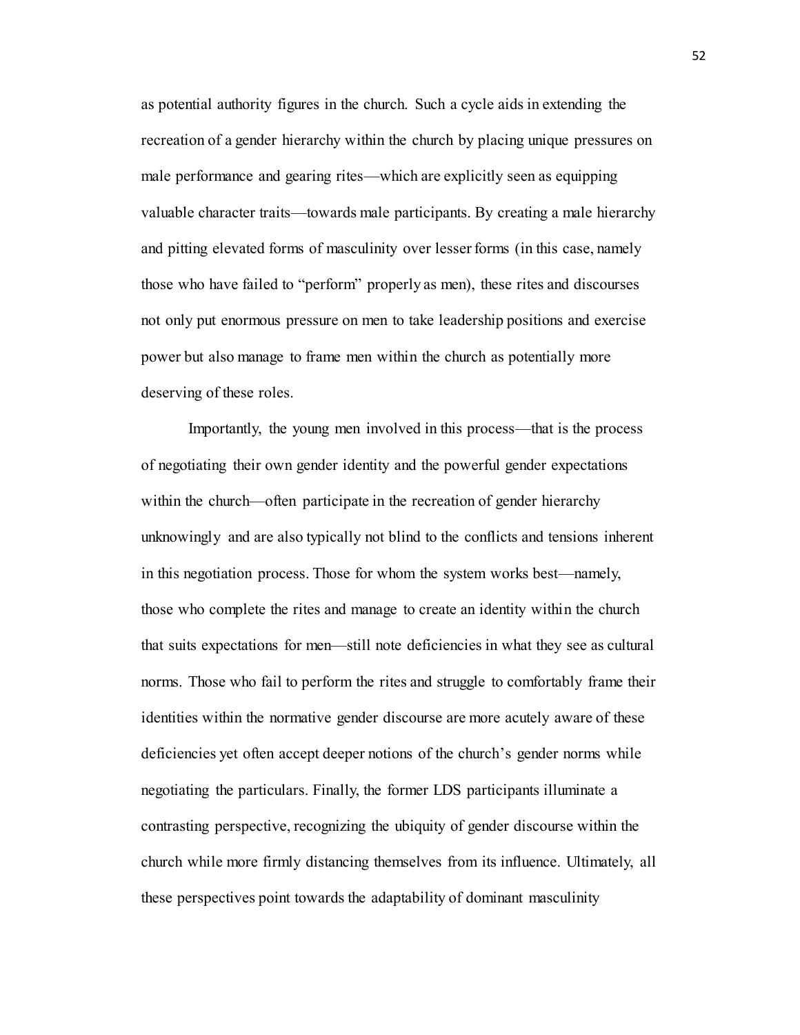as potential authority figures in the church. Such a cycle aids in extending the recreation of a gender hierarchy within the church by placing unique pressures on male performance and gearing rites—which are explicitly seen as equipping valuable character traits—towards male participants. By creating a male hierarchy and pitting elevated forms of masculinity over lesser forms (in this case, namely those who have failed to "perform" properly as men), these rites and discourses not only put enormous pressure on men to take leadership positions and exercise power but also manage to frame men within the church as potentially more deserving of these roles.

Importantly, the young men involved in this process—that is the process of negotiating their own gender identity and the powerful gender expectations within the church—often participate in the recreation of gender hierarchy unknowingly and are also typically not blind to the conflicts and tensions inherent in this negotiation process. Those for whom the system works best—namely, those who complete the rites and manage to create an identity within the church that suits expectations for men—still note deficiencies in what they see as cultural norms. Those who fail to perform the rites and struggle to comfortably frame their identities within the normative gender discourse are more acutely aware of these deficiencies yet often accept deeper notions of the church's gender norms while negotiating the particulars. Finally, the former LDS participants illuminate a contrasting perspective, recognizing the ubiquity of gender discourse within the church while more firmly distancing themselves from its influence. Ultimately, all these perspectives point towards the adaptability of dominant masculinity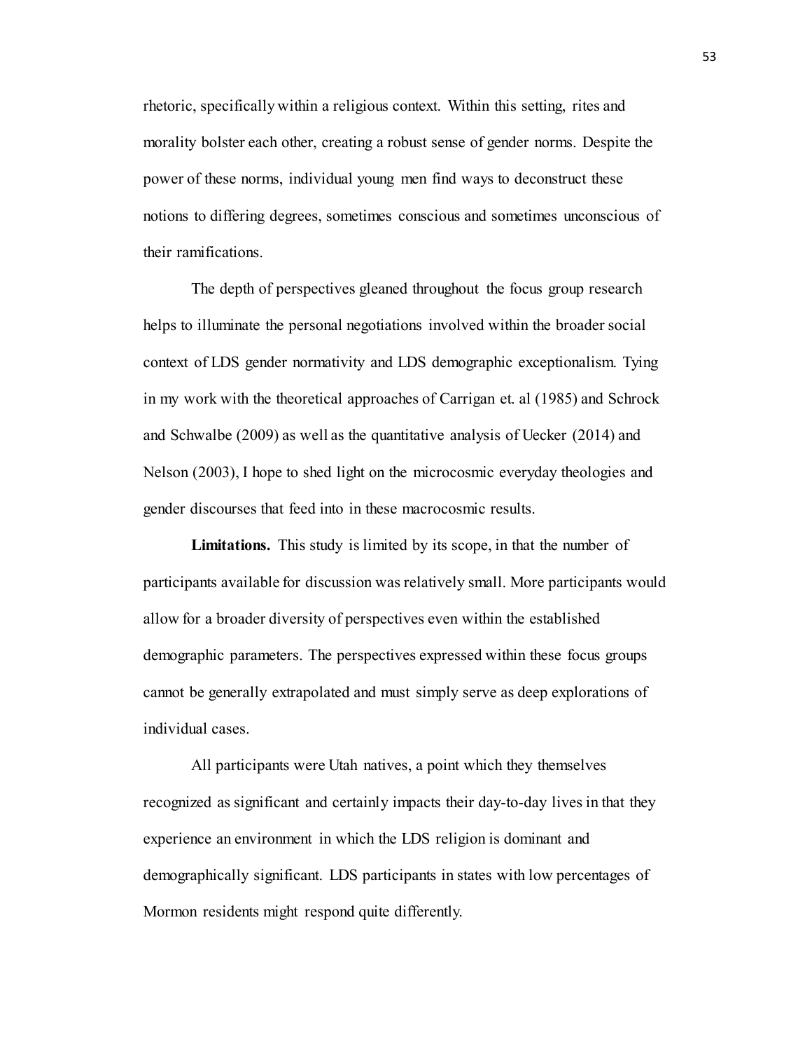rhetoric, specifically within a religious context. Within this setting, rites and morality bolster each other, creating a robust sense of gender norms. Despite the power of these norms, individual young men find ways to deconstruct these notions to differing degrees, sometimes conscious and sometimes unconscious of their ramifications.

The depth of perspectives gleaned throughout the focus group research helps to illuminate the personal negotiations involved within the broader social context of LDS gender normativity and LDS demographic exceptionalism. Tying in my work with the theoretical approaches of Carrigan et. al (1985) and Schrock and Schwalbe (2009) as well as the quantitative analysis of Uecker (2014) and Nelson (2003), I hope to shed light on the microcosmic everyday theologies and gender discourses that feed into in these macrocosmic results.

**Limitations.** This study is limited by its scope, in that the number of participants available for discussion was relatively small. More participants would allow for a broader diversity of perspectives even within the established demographic parameters. The perspectives expressed within these focus groups cannot be generally extrapolated and must simply serve as deep explorations of individual cases.

All participants were Utah natives, a point which they themselves recognized as significant and certainly impacts their day-to-day lives in that they experience an environment in which the LDS religion is dominant and demographically significant. LDS participants in states with low percentages of Mormon residents might respond quite differently.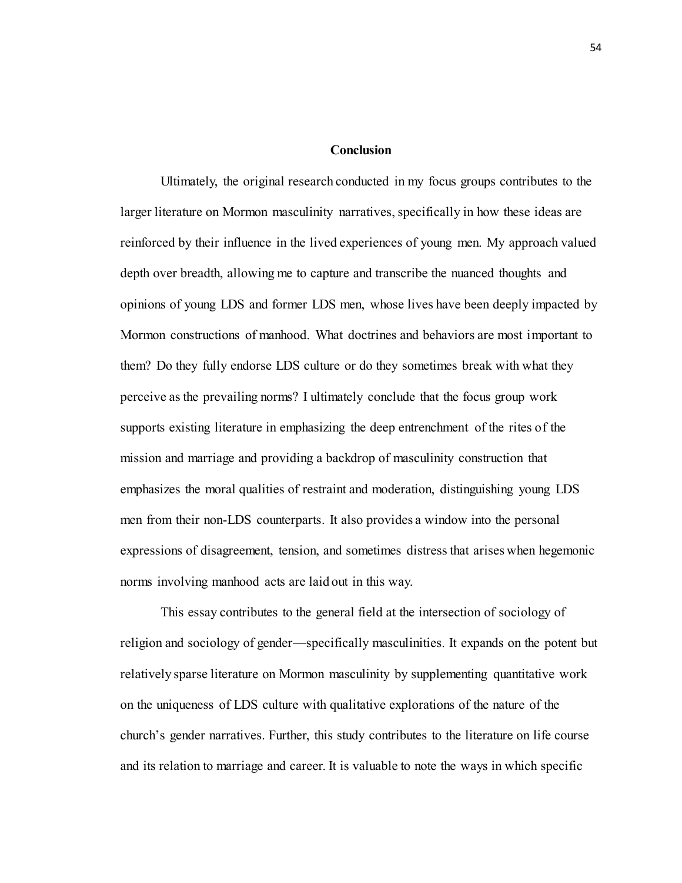## Conclusion

Ultimately, the original research conducted in my focus groups contributes to the larger literature on Mormon masculinity narratives, specifically in how these ideas are reinforced by their influence in the lived experiences of young men. My approach valued depth over breadth, allowing me to capture and transcribe the nuanced thoughts and opinions of young LDS and former LDS men, whose lives have been deeply impacted by Mormon constructions of manhood. What doctrines and behaviors are most important to them? Do they fully endorse LDS culture or do they sometimes break with what they perceive as the prevailing norms? I ultimately conclude that the focus group work supports existing literature in emphasizing the deep entrenchment of the rites of the mission and marriage and providing a backdrop of masculinity construction that emphasizes the moral qualities of restraint and moderation, distinguishing young LDS men from their non-LDS counterparts. It also provides a window into the personal expressions of disagreement, tension, and sometimes distress that arises when hegemonic norms involving manhood acts are laid out in this way.

This essay contributes to the general field at the intersection of sociology of religion and sociology of gender—specifically masculinities. It expands on the potent but relatively sparse literature on Mormon masculinity by supplementing quantitative work on the uniqueness of LDS culture with qualitative explorations of the nature of the church's gender narratives. Further, this study contributes to the literature on life course and its relation to marriage and career. It is valuable to note the ways in which specific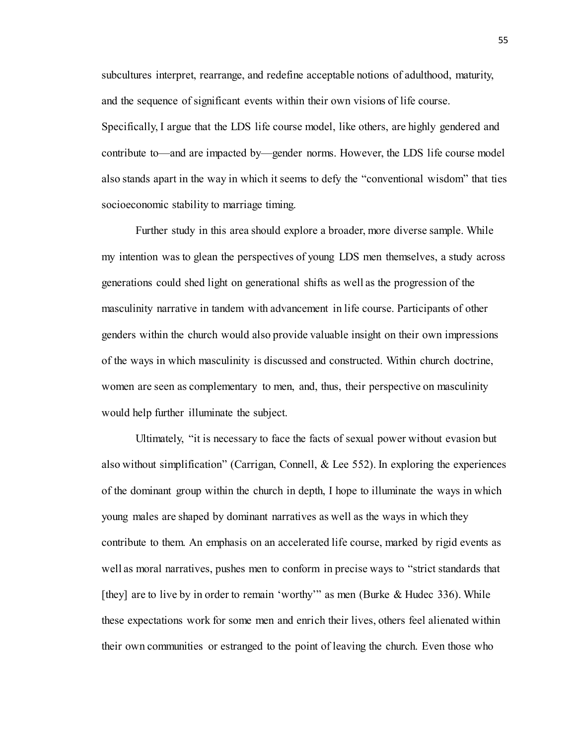subcultures interpret, rearrange, and redefine acceptable notions of adulthood, maturity, and the sequence of significant events within their own visions of life course. Specifically, I argue that the LDS life course model, like others, are highly gendered and contribute to—and are impacted by—gender norms. However, the LDS life course model also stands apart in the way in which it seems to defy the "conventional wisdom" that ties socioeconomic stability to marriage timing.

Further study in this area should explore a broader, more diverse sample. While my intention was to glean the perspectives of young LDS men themselves, a study across generations could shed light on generational shifts as well as the progression of the masculinity narrative in tandem with advancement in life course. Participants of other genders within the church would also provide valuable insight on their own impressions of the ways in which masculinity is discussed and constructed. Within church doctrine, women are seen as complementary to men, and, thus, their perspective on masculinity would help further illuminate the subject.

Ultimately, "it is necessary to face the facts of sexual power without evasion but also without simplification" (Carrigan, Connell, & Lee 552). In exploring the experiences of the dominant group within the church in depth, I hope to illuminate the ways in which young males are shaped by dominant narratives as well as the ways in which they contribute to them. An emphasis on an accelerated life course, marked by rigid events as well as moral narratives, pushes men to conform in precise ways to "strict standards that [they] are to live by in order to remain 'worthy'" as men (Burke & Hudec 336). While these expectations work for some men and enrich their lives, others feel alienated within their own communities or estranged to the point of leaving the church. Even those who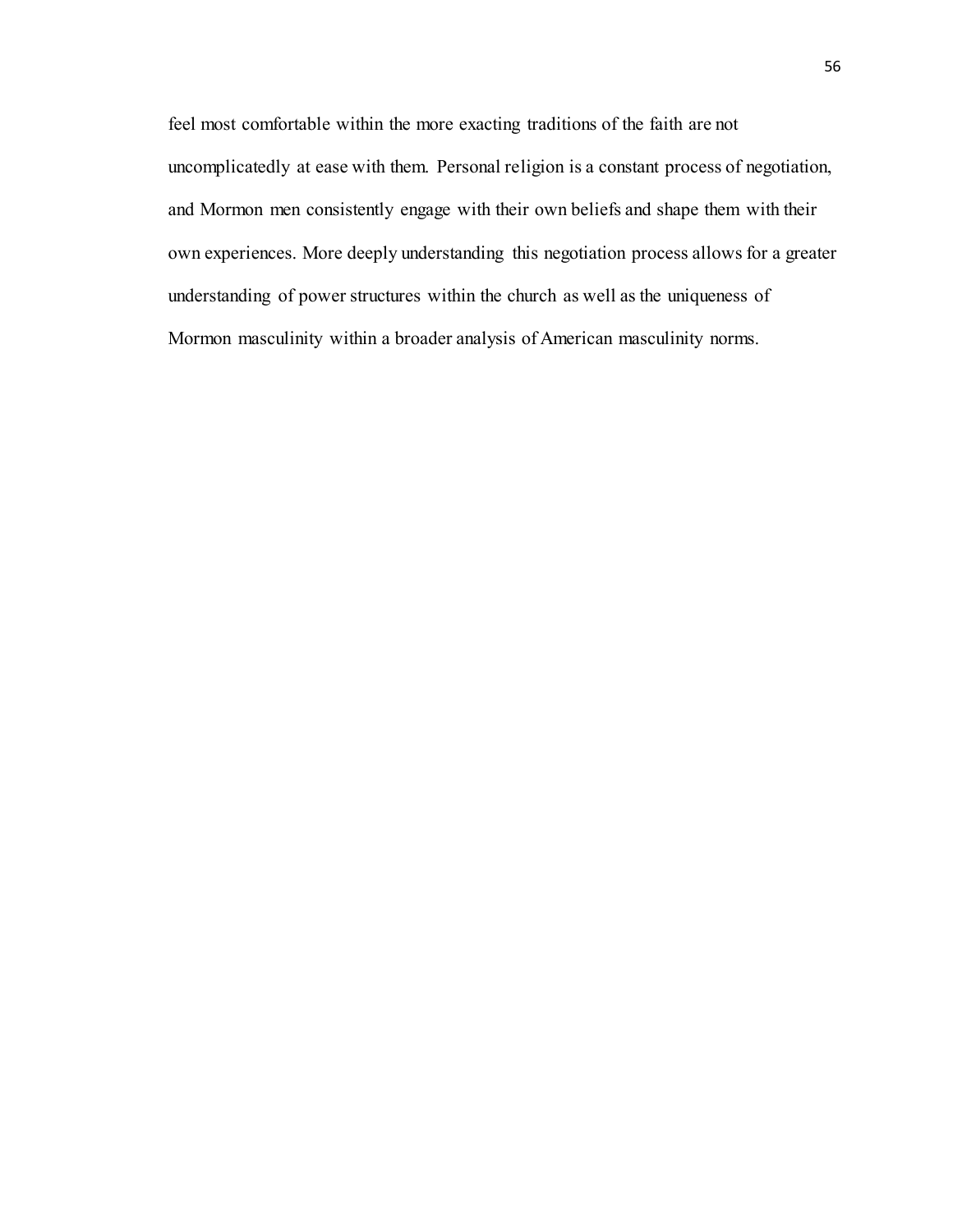feel most comfortable within the more exacting traditions of the faith are not uncomplicatedly at ease with them. Personal religion is a constant process of negotiation, and Mormon men consistently engage with their own beliefs and shape them with their own experiences. More deeply understanding this negotiation process allows for a greater understanding of power structures within the church as well as the uniqueness of Mormon masculinity within a broader analysis of American masculinity norms.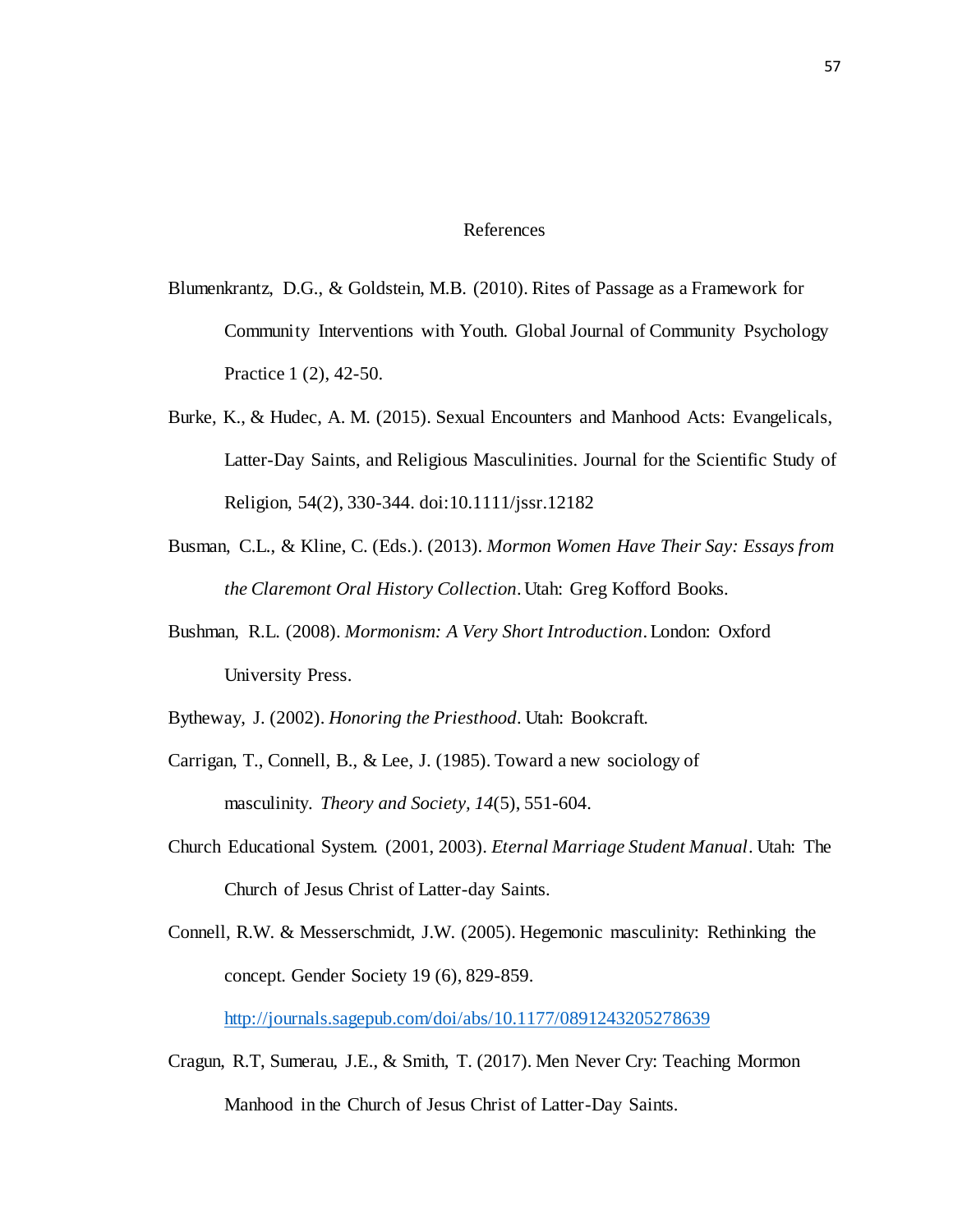# References

Blumenkrantz, D.G., & Goldstein, M.B. (2010). Rites of Passage as a Framework for Community Interventions with Youth. Global Journal of Community Psychology Practice 1 (2), 42-50.

Burke, K., & Hudec, A. M. (2015). Sexual Encounters and Manhood Acts: Evangelicals, Latter-Day Saints, and Religious Masculinities. Journal for the Scientific Study of Religion, 54(2), 330-344. doi:10.1111/jssr.12182

Busman, C.L., & Kline, C. (Eds.). (2013). *Mormon Women Have Their Say: Essays from the Claremont Oral History Collection*. Utah: Greg Kofford Books.

Bushman, R.L. (2008). *Mormonism: A Very Short Introduction*. London: Oxford University Press.

Bytheway, J. (2002). *Honoring the Priesthood*. Utah: Bookcraft.

Carrigan, T., Connell, B., & Lee, J. (1985). Toward a new sociology of masculinity. *Theory and Society, 14*(5), 551-604.

Church Educational System. (2001, 2003). *Eternal Marriage Student Manual*. Utah: The Church of Jesus Christ of Latter-day Saints.

Connell, R.W. & Messerschmidt, J.W. (2005). Hegemonic masculinity: Rethinking the concept. Gender Society 19 (6), 829-859. http://journals.sagepub.com/doi/abs/10.1177/0891243205278639

Cragun, R.T, Sumerau, J.E., & Smith, T. (2017). Men Never Cry: Teaching Mormon Manhood in the Church of Jesus Christ of Latter-Day Saints.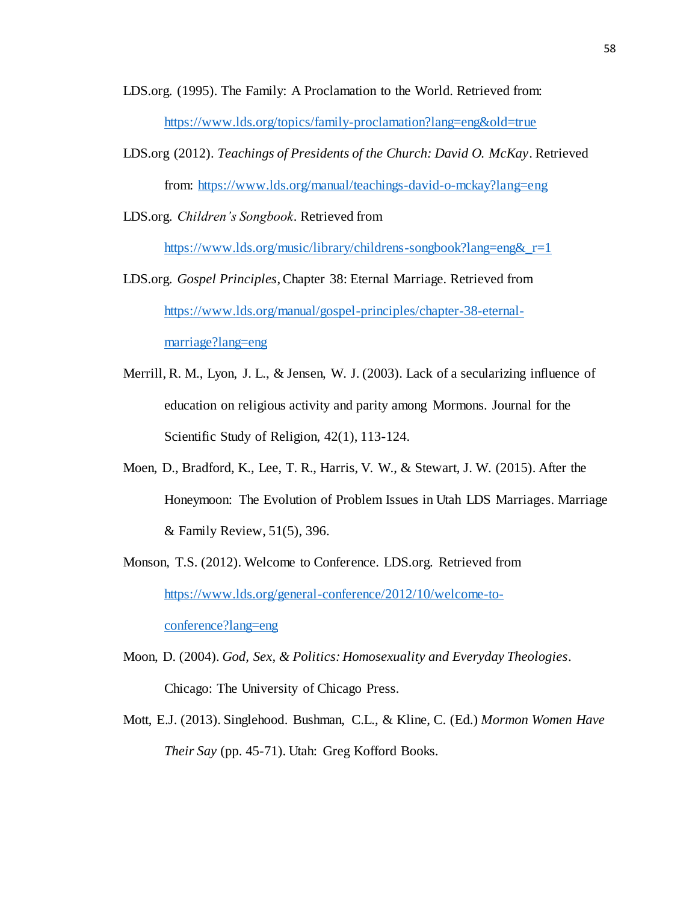LDS.org. (1995). The Family: A Proclamation to the World. Retrieved from: https://www.lds.org/topics/family-proclamation?lang=eng&old=true

LDS.org (2012). *Teachings of Presidents of the Church: David O. McKay*. Retrieved from: https://www.lds.org/manual/teachings-david-o-mckay?lang=eng

LDS.org. *Children's Songbook*. Retrieved from https://www.lds.org/music/library/childrens-songbook?lang=eng&_r=1

LDS.org. *Gospel Principles*, Chapter 38: Eternal Marriage. Retrieved from https://www.lds.org/manual/gospel-principles/chapter-38-eternal-marriage?lang=eng

Merrill, R. M., Lyon, J. L., & Jensen, W. J. (2003). Lack of a secularizing influence of education on religious activity and parity among Mormons. Journal for the Scientific Study of Religion, 42(1), 113-124.

Moen, D., Bradford, K., Lee, T. R., Harris, V. W., & Stewart, J. W. (2015). After the Honeymoon: The Evolution of Problem Issues in Utah LDS Marriages. Marriage & Family Review, 51(5), 396.

Monson, T.S. (2012). Welcome to Conference. LDS.org. Retrieved from https://www.lds.org/general-conference/2012/10/welcome-to-conference?lang=eng

Moon, D. (2004). *God, Sex, & Politics: Homosexuality and Everyday Theologies*. Chicago: The University of Chicago Press.

Mott, E.J. (2013). Singlehood. Bushman, C.L., & Kline, C. (Ed.) *Mormon Women Have Their Say* (pp. 45-71). Utah: Greg Kofford Books.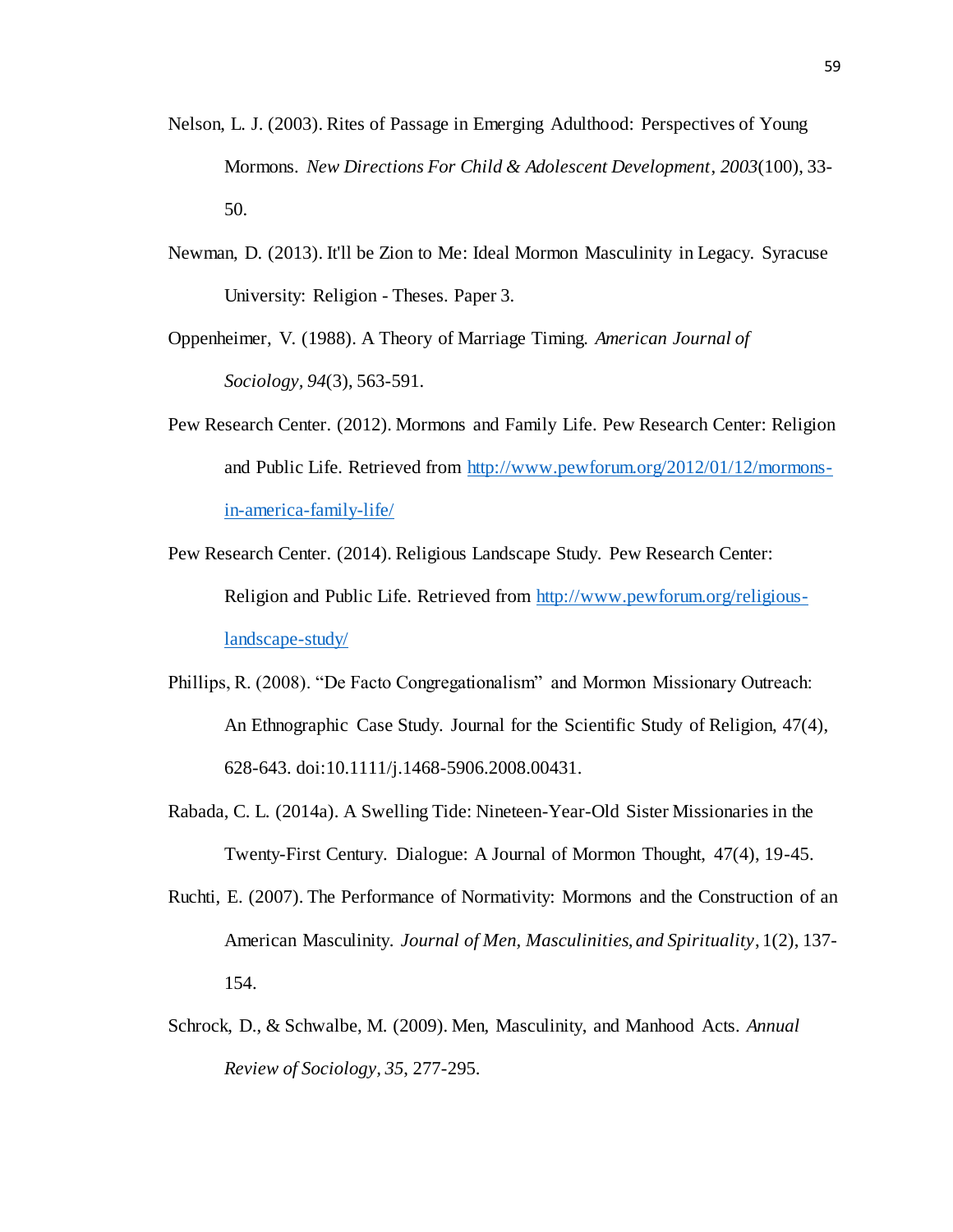Nelson, L. J. (2003). Rites of Passage in Emerging Adulthood: Perspectives of Young Mormons. *New Directions For Child & Adolescent Development*, *2003*(100), 33-50.

Newman, D. (2013). It'll be Zion to Me: Ideal Mormon Masculinity in Legacy. Syracuse University: Religion - Theses. Paper 3.

Oppenheimer, V. (1988). A Theory of Marriage Timing. *American Journal of Sociology*, *94*(3), 563-591.

Pew Research Center. (2012). Mormons and Family Life. Pew Research Center: Religion and Public Life. Retrieved from http://www.pewforum.org/2012/01/12/mormons-in-america-family-life/

Pew Research Center. (2014). Religious Landscape Study. Pew Research Center: Religion and Public Life. Retrieved from http://www.pewforum.org/religious-landscape-study/

Phillips, R. (2008). "De Facto Congregationalism" and Mormon Missionary Outreach: An Ethnographic Case Study. Journal for the Scientific Study of Religion, 47(4), 628-643. doi:10.1111/j.1468-5906.2008.00431.

Rabada, C. L. (2014a). A Swelling Tide: Nineteen-Year-Old Sister Missionaries in the Twenty-First Century. Dialogue: A Journal of Mormon Thought, 47(4), 19-45.

Ruchti, E. (2007). The Performance of Normativity: Mormons and the Construction of an American Masculinity. *Journal of Men, Masculinities, and Spirituality*, 1(2), 137-154.

Schrock, D., & Schwalbe, M. (2009). Men, Masculinity, and Manhood Acts. *Annual Review of Sociology*, *35*, 277-295.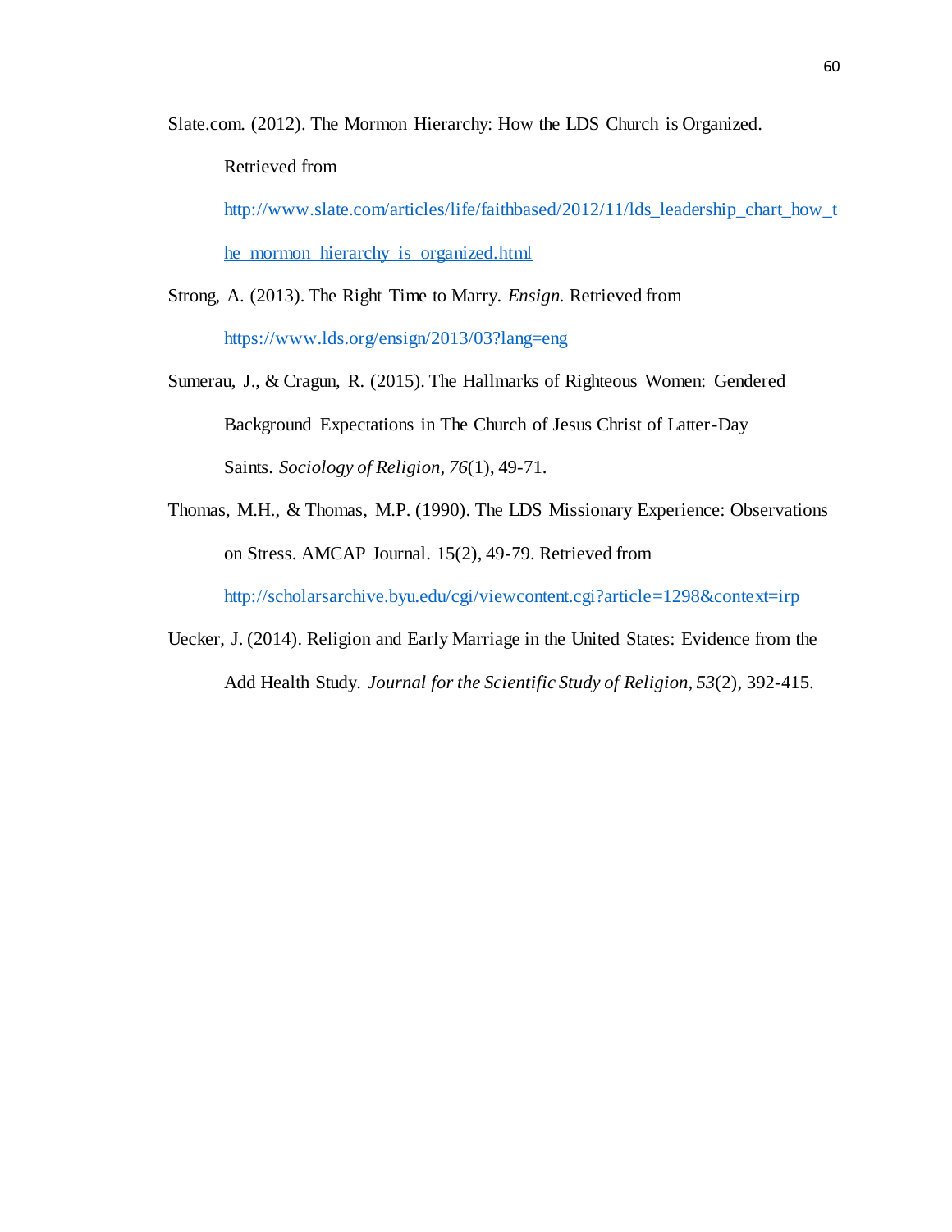Slate.com. (2012). The Mormon Hierarchy: How the LDS Church is Organized. Retrieved from http://www.slate.com/articles/life/faithbased/2012/11/lds_leadership_chart_how_the_mormon_hierarchy_is_organized.html

Strong, A. (2013). The Right Time to Marry. *Ensign*. Retrieved from https://www.lds.org/ensign/2013/03?lang=eng

Sumerau, J., & Cragun, R. (2015). The Hallmarks of Righteous Women: Gendered Background Expectations in The Church of Jesus Christ of Latter-Day Saints. *Sociology of Religion, 76*(1), 49-71.

Thomas, M.H., & Thomas, M.P. (1990). The LDS Missionary Experience: Observations on Stress. AMCAP Journal. 15(2), 49-79. Retrieved from http://scholarsarchive.byu.edu/cgi/viewcontent.cgi?article=1298&context=irp

Uecker, J. (2014). Religion and Early Marriage in the United States: Evidence from the Add Health Study. *Journal for the Scientific Study of Religion, 53*(2), 392-415.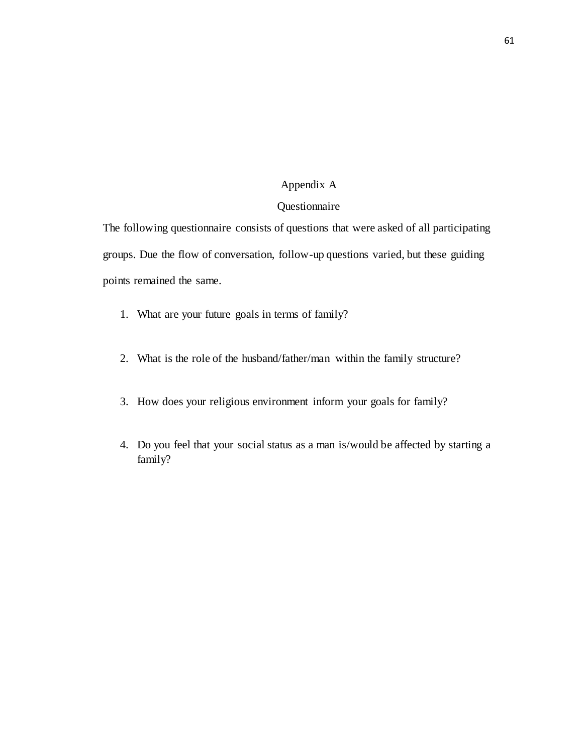# Appendix A

## Questionnaire

The following questionnaire consists of questions that were asked of all participating groups. Due the flow of conversation, follow-up questions varied, but these guiding points remained the same.

1. What are your future goals in terms of family?

2. What is the role of the husband/father/man within the family structure?

3. How does your religious environment inform your goals for family?

4. Do you feel that your social status as a man is/would be affected by starting a family?